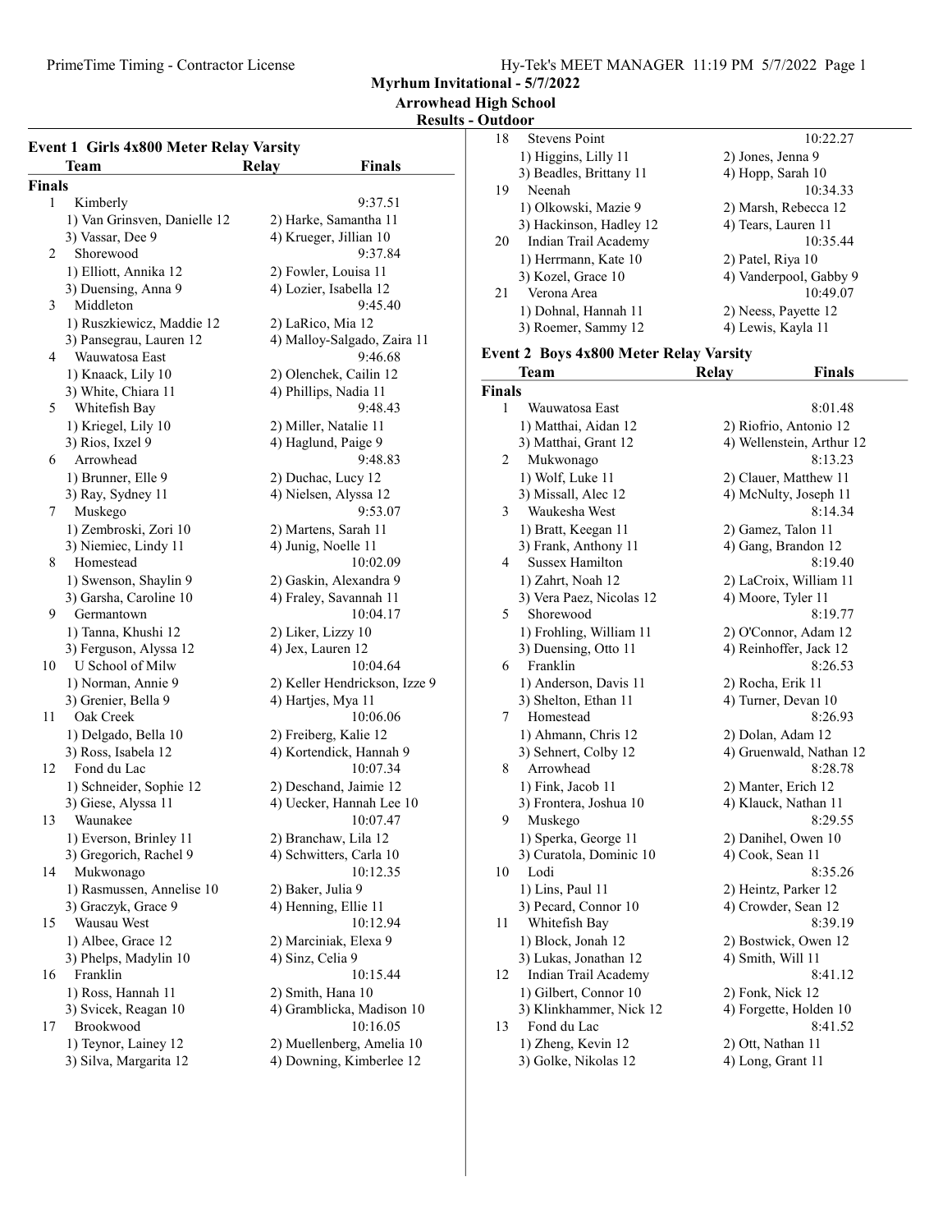**Myrhum Invitational - 5/7/2022**
**Arrowhead High School**
**Results - Outdoor**

### Event 1 Girls 4x800 Meter Relay Varsity

| | Team | Relay | Finals |
|---|---|---|---|
| **Finals** | | | |
| 1 | Kimberly | | 9:37.51 |
| | 1) Van Grinsven, Danielle 12 | 2) Harke, Samantha 11 | |
| | 3) Vassar, Dee 9 | 4) Krueger, Jillian 10 | |
| 2 | Shorewood | | 9:37.84 |
| | 1) Elliott, Annika 12 | 2) Fowler, Louisa 11 | |
| | 3) Duensing, Anna 9 | 4) Lozier, Isabella 12 | |
| 3 | Middleton | | 9:45.40 |
| | 1) Ruszkiewicz, Maddie 12 | 2) LaRico, Mia 12 | |
| | 3) Pansegrau, Lauren 12 | 4) Malloy-Salgado, Zaira 11 | |
| 4 | Wauwatosa East | | 9:46.68 |
| | 1) Knaack, Lily 10 | 2) Olenchek, Cailin 12 | |
| | 3) White, Chiara 11 | 4) Phillips, Nadia 11 | |
| 5 | Whitefish Bay | | 9:48.43 |
| | 1) Kriegel, Lily 10 | 2) Miller, Natalie 11 | |
| | 3) Rios, Ixzel 9 | 4) Haglund, Paige 9 | |
| 6 | Arrowhead | | 9:48.83 |
| | 1) Brunner, Elle 9 | 2) Duchac, Lucy 12 | |
| | 3) Ray, Sydney 11 | 4) Nielsen, Alyssa 12 | |
| 7 | Muskego | | 9:53.07 |
| | 1) Zembroski, Zori 10 | 2) Martens, Sarah 11 | |
| | 3) Niemiec, Lindy 11 | 4) Junig, Noelle 11 | |
| 8 | Homestead | | 10:02.09 |
| | 1) Swenson, Shaylin 9 | 2) Gaskin, Alexandra 9 | |
| | 3) Garsha, Caroline 10 | 4) Fraley, Savannah 11 | |
| 9 | Germantown | | 10:04.17 |
| | 1) Tanna, Khushi 12 | 2) Liker, Lizzy 10 | |
| | 3) Ferguson, Alyssa 12 | 4) Jex, Lauren 12 | |
| 10 | U School of Milw | | 10:04.64 |
| | 1) Norman, Annie 9 | 2) Keller Hendrickson, Izze 9 | |
| | 3) Grenier, Bella 9 | 4) Hartjes, Mya 11 | |
| 11 | Oak Creek | | 10:06.06 |
| | 1) Delgado, Bella 10 | 2) Freiberg, Kalie 12 | |
| | 3) Ross, Isabela 12 | 4) Kortendick, Hannah 9 | |
| 12 | Fond du Lac | | 10:07.34 |
| | 1) Schneider, Sophie 12 | 2) Deschand, Jaimie 12 | |
| | 3) Giese, Alyssa 11 | 4) Uecker, Hannah Lee 10 | |
| 13 | Waunakee | | 10:07.47 |
| | 1) Everson, Brinley 11 | 2) Branchaw, Lila 12 | |
| | 3) Gregorich, Rachel 9 | 4) Schwitters, Carla 10 | |
| 14 | Mukwonago | | 10:12.35 |
| | 1) Rasmussen, Annelise 10 | 2) Baker, Julia 9 | |
| | 3) Graczyk, Grace 9 | 4) Henning, Ellie 11 | |
| 15 | Wausau West | | 10:12.94 |
| | 1) Albee, Grace 12 | 2) Marciniak, Elexa 9 | |
| | 3) Phelps, Madylin 10 | 4) Sinz, Celia 9 | |
| 16 | Franklin | | 10:15.44 |
| | 1) Ross, Hannah 11 | 2) Smith, Hana 10 | |
| | 3) Svicek, Reagan 10 | 4) Gramblicka, Madison 10 | |
| 17 | Brookwood | | 10:16.05 |
| | 1) Teynor, Lainey 12 | 2) Muellenberg, Amelia 10 | |
| | 3) Silva, Margarita 12 | 4) Downing, Kimberlee 12 | |
| 18 | Stevens Point | | 10:22.27 |
| | 1) Higgins, Lilly 11 | 2) Jones, Jenna 9 | |
| | 3) Beadles, Brittany 11 | 4) Hopp, Sarah 10 | |
| 19 | Neenah | | 10:34.33 |
| | 1) Olkowski, Mazie 9 | 2) Marsh, Rebecca 12 | |
| | 3) Hackinson, Hadley 12 | 4) Tears, Lauren 11 | |
| 20 | Indian Trail Academy | | 10:35.44 |
| | 1) Herrmann, Kate 10 | 2) Patel, Riya 10 | |
| | 3) Kozel, Grace 10 | 4) Vanderpool, Gabby 9 | |
| 21 | Verona Area | | 10:49.07 |
| | 1) Dohnal, Hannah 11 | 2) Neess, Payette 12 | |
| | 3) Roemer, Sammy 12 | 4) Lewis, Kayla 11 | |

### Event 2 Boys 4x800 Meter Relay Varsity

| | Team | Relay | Finals |
|---|---|---|---|
| **Finals** | | | |
| 1 | Wauwatosa East | | 8:01.48 |
| | 1) Matthai, Aidan 12 | 2) Riofrio, Antonio 12 | |
| | 3) Matthai, Grant 12 | 4) Wellenstein, Arthur 12 | |
| 2 | Mukwonago | | 8:13.23 |
| | 1) Wolf, Luke 11 | 2) Clauer, Matthew 11 | |
| | 3) Missall, Alec 12 | 4) McNulty, Joseph 11 | |
| 3 | Waukesha West | | 8:14.34 |
| | 1) Bratt, Keegan 11 | 2) Gamez, Talon 11 | |
| | 3) Frank, Anthony 11 | 4) Gang, Brandon 12 | |
| 4 | Sussex Hamilton | | 8:19.40 |
| | 1) Zahrt, Noah 12 | 2) LaCroix, William 11 | |
| | 3) Vera Paez, Nicolas 12 | 4) Moore, Tyler 11 | |
| 5 | Shorewood | | 8:19.77 |
| | 1) Frohling, William 11 | 2) O'Connor, Adam 12 | |
| | 3) Duensing, Otto 11 | 4) Reinhoffer, Jack 12 | |
| 6 | Franklin | | 8:26.53 |
| | 1) Anderson, Davis 11 | 2) Rocha, Erik 11 | |
| | 3) Shelton, Ethan 11 | 4) Turner, Devan 10 | |
| 7 | Homestead | | 8:26.93 |
| | 1) Ahmann, Chris 12 | 2) Dolan, Adam 12 | |
| | 3) Sehnert, Colby 12 | 4) Gruenwald, Nathan 12 | |
| 8 | Arrowhead | | 8:28.78 |
| | 1) Fink, Jacob 11 | 2) Manter, Erich 12 | |
| | 3) Frontera, Joshua 10 | 4) Klauck, Nathan 11 | |
| 9 | Muskego | | 8:29.55 |
| | 1) Sperka, George 11 | 2) Danihel, Owen 10 | |
| | 3) Curatola, Dominic 10 | 4) Cook, Sean 11 | |
| 10 | Lodi | | 8:35.26 |
| | 1) Lins, Paul 11 | 2) Heintz, Parker 12 | |
| | 3) Pecard, Connor 10 | 4) Crowder, Sean 12 | |
| 11 | Whitefish Bay | | 8:39.19 |
| | 1) Block, Jonah 12 | 2) Bostwick, Owen 12 | |
| | 3) Lukas, Jonathan 12 | 4) Smith, Will 11 | |
| 12 | Indian Trail Academy | | 8:41.12 |
| | 1) Gilbert, Connor 10 | 2) Fonk, Nick 12 | |
| | 3) Klinkhammer, Nick 12 | 4) Forgette, Holden 10 | |
| 13 | Fond du Lac | | 8:41.52 |
| | 1) Zheng, Kevin 12 | 2) Ott, Nathan 11 | |
| | 3) Golke, Nikolas 12 | 4) Long, Grant 11 | |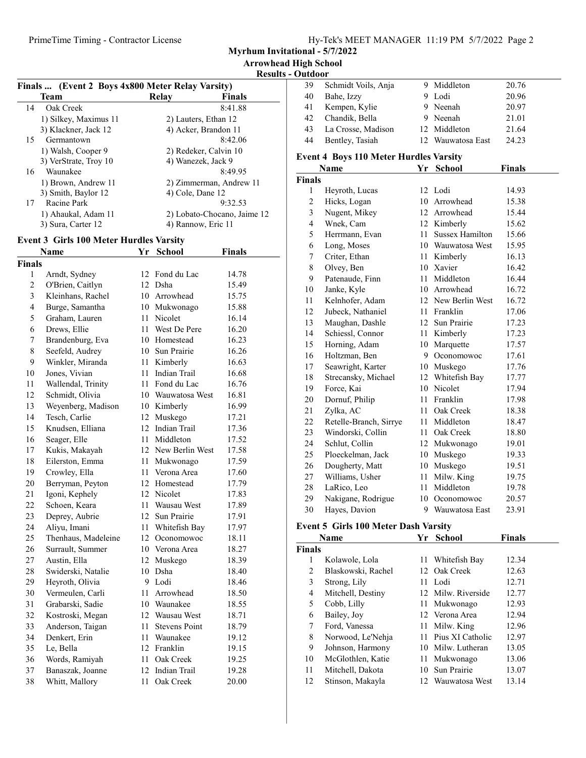Myrhum Invitational - 5/7/2022

Arrowhead High School

Results - Outdoor

### Finals ... (Event 2 Boys 4x800 Meter Relay Varsity)

| | Team | Relay | Finals |
|---|---|---|---|
| 14 | Oak Creek | | 8:41.88 |
| | 1) Silkey, Maximus 11 | 2) Lauters, Ethan 12 | |
| | 3) Klackner, Jack 12 | 4) Acker, Brandon 11 | |
| 15 | Germantown | | 8:42.06 |
| | 1) Walsh, Cooper 9 | 2) Redeker, Calvin 10 | |
| | 3) VerStrate, Troy 10 | 4) Wanezek, Jack 9 | |
| 16 | Waunakee | | 8:49.95 |
| | 1) Brown, Andrew 11 | 2) Zimmerman, Andrew 11 | |
| | 3) Smith, Baylor 12 | 4) Cole, Dane 12 | |
| 17 | Racine Park | | 9:32.53 |
| | 1) Ahaukal, Adam 11 | 2) Lobato-Chocano, Jaime 12 | |
| | 3) Sura, Carter 12 | 4) Rannow, Eric 11 | |

### Event 3 Girls 100 Meter Hurdles Varsity

| | Name | Yr | School | Finals |
|---|---|---|---|---|
| **Finals** | | | | |
| 1 | Arndt, Sydney | 12 | Fond du Lac | 14.78 |
| 2 | O'Brien, Caitlyn | 12 | Dsha | 15.49 |
| 3 | Kleinhans, Rachel | 10 | Arrowhead | 15.75 |
| 4 | Burge, Samantha | 10 | Mukwonago | 15.88 |
| 5 | Graham, Lauren | 11 | Nicolet | 16.14 |
| 6 | Drews, Ellie | 11 | West De Pere | 16.20 |
| 7 | Brandenburg, Eva | 10 | Homestead | 16.23 |
| 8 | Seefeld, Audrey | 10 | Sun Prairie | 16.26 |
| 9 | Winkler, Miranda | 11 | Kimberly | 16.63 |
| 10 | Jones, Vivian | 11 | Indian Trail | 16.68 |
| 11 | Wallendal, Trinity | 11 | Fond du Lac | 16.76 |
| 12 | Schmidt, Olivia | 10 | Wauwatosa West | 16.81 |
| 13 | Weyenberg, Madison | 10 | Kimberly | 16.99 |
| 14 | Tesch, Carlie | 12 | Muskego | 17.21 |
| 15 | Knudsen, Elliana | 12 | Indian Trail | 17.36 |
| 16 | Seager, Elle | 11 | Middleton | 17.52 |
| 17 | Kukis, Makayah | 12 | New Berlin West | 17.58 |
| 18 | Eilerston, Emma | 11 | Mukwonago | 17.59 |
| 19 | Crowley, Ella | 11 | Verona Area | 17.60 |
| 20 | Berryman, Peyton | 12 | Homestead | 17.79 |
| 21 | Igoni, Kephely | 12 | Nicolet | 17.83 |
| 22 | Schoen, Keara | 11 | Wausau West | 17.89 |
| 23 | Deprey, Aubrie | 12 | Sun Prairie | 17.91 |
| 24 | Aliyu, Imani | 11 | Whitefish Bay | 17.97 |
| 25 | Thenhaus, Madeleine | 12 | Oconomowoc | 18.11 |
| 26 | Surrault, Summer | 10 | Verona Area | 18.27 |
| 27 | Austin, Ella | 12 | Muskego | 18.39 |
| 28 | Swiderski, Natalie | 10 | Dsha | 18.40 |
| 29 | Heyroth, Olivia | 9 | Lodi | 18.46 |
| 30 | Vermeulen, Carli | 11 | Arrowhead | 18.50 |
| 31 | Grabarski, Sadie | 10 | Waunakee | 18.55 |
| 32 | Kostroski, Megan | 12 | Wausau West | 18.71 |
| 33 | Anderson, Taigan | 11 | Stevens Point | 18.79 |
| 34 | Denkert, Erin | 11 | Waunakee | 19.12 |
| 35 | Le, Bella | 12 | Franklin | 19.15 |
| 36 | Words, Ramiyah | 11 | Oak Creek | 19.25 |
| 37 | Banaszak, Joanne | 12 | Indian Trail | 19.28 |
| 38 | Whitt, Mallory | 11 | Oak Creek | 20.00 |
| 39 | Schmidt Voils, Anja | 9 | Middleton | 20.76 |
| 40 | Bahe, Izzy | 9 | Lodi | 20.96 |
| 41 | Kempen, Kylie | 9 | Neenah | 20.97 |
| 42 | Chandik, Bella | 9 | Neenah | 21.01 |
| 43 | La Crosse, Madison | 12 | Middleton | 21.64 |
| 44 | Bentley, Tasiah | 12 | Wauwatosa East | 24.23 |

### Event 4 Boys 110 Meter Hurdles Varsity

| | Name | Yr | School | Finals |
|---|---|---|---|---|
| **Finals** | | | | |
| 1 | Heyroth, Lucas | 12 | Lodi | 14.93 |
| 2 | Hicks, Logan | 10 | Arrowhead | 15.38 |
| 3 | Nugent, Mikey | 12 | Arrowhead | 15.44 |
| 4 | Wnek, Cam | 12 | Kimberly | 15.62 |
| 5 | Herrmann, Evan | 11 | Sussex Hamilton | 15.66 |
| 6 | Long, Moses | 10 | Wauwatosa West | 15.95 |
| 7 | Criter, Ethan | 11 | Kimberly | 16.13 |
| 8 | Olvey, Ben | 10 | Xavier | 16.42 |
| 9 | Patenaude, Finn | 11 | Middleton | 16.44 |
| 10 | Janke, Kyle | 10 | Arrowhead | 16.72 |
| 11 | Kelnhofer, Adam | 12 | New Berlin West | 16.72 |
| 12 | Jubeck, Nathaniel | 11 | Franklin | 17.06 |
| 13 | Maughan, Dashle | 12 | Sun Prairie | 17.23 |
| 14 | Schiessl, Connor | 11 | Kimberly | 17.23 |
| 15 | Horning, Adam | 10 | Marquette | 17.57 |
| 16 | Holtzman, Ben | 9 | Oconomowoc | 17.61 |
| 17 | Seawright, Karter | 10 | Muskego | 17.76 |
| 18 | Strecansky, Michael | 12 | Whitefish Bay | 17.77 |
| 19 | Force, Kai | 10 | Nicolet | 17.94 |
| 20 | Dornuf, Philip | 11 | Franklin | 17.98 |
| 21 | Zylka, AC | 11 | Oak Creek | 18.38 |
| 22 | Retelle-Branch, Sirrye | 11 | Middleton | 18.47 |
| 23 | Windorski, Collin | 11 | Oak Creek | 18.80 |
| 24 | Schlut, Collin | 12 | Mukwonago | 19.01 |
| 25 | Ploeckelman, Jack | 10 | Muskego | 19.33 |
| 26 | Dougherty, Matt | 10 | Muskego | 19.51 |
| 27 | Williams, Usher | 11 | Milw. King | 19.75 |
| 28 | LaRico, Leo | 11 | Middleton | 19.78 |
| 29 | Nakigane, Rodrigue | 10 | Oconomowoc | 20.57 |
| 30 | Hayes, Davion | 9 | Wauwatosa East | 23.91 |

### Event 5 Girls 100 Meter Dash Varsity

| | Name | Yr | School | Finals |
|---|---|---|---|---|
| **Finals** | | | | |
| 1 | Kolawole, Lola | 11 | Whitefish Bay | 12.34 |
| 2 | Blaskowski, Rachel | 12 | Oak Creek | 12.63 |
| 3 | Strong, Lily | 11 | Lodi | 12.71 |
| 4 | Mitchell, Destiny | 12 | Milw. Riverside | 12.77 |
| 5 | Cobb, Lilly | 11 | Mukwonago | 12.93 |
| 6 | Bailey, Joy | 12 | Verona Area | 12.94 |
| 7 | Ford, Vanessa | 11 | Milw. King | 12.96 |
| 8 | Norwood, Le'Nehja | 11 | Pius XI Catholic | 12.97 |
| 9 | Johnson, Harmony | 10 | Milw. Lutheran | 13.05 |
| 10 | McGlothlen, Katie | 11 | Mukwonago | 13.06 |
| 11 | Mitchell, Dakota | 10 | Sun Prairie | 13.07 |
| 12 | Stinson, Makayla | 12 | Wauwatosa West | 13.14 |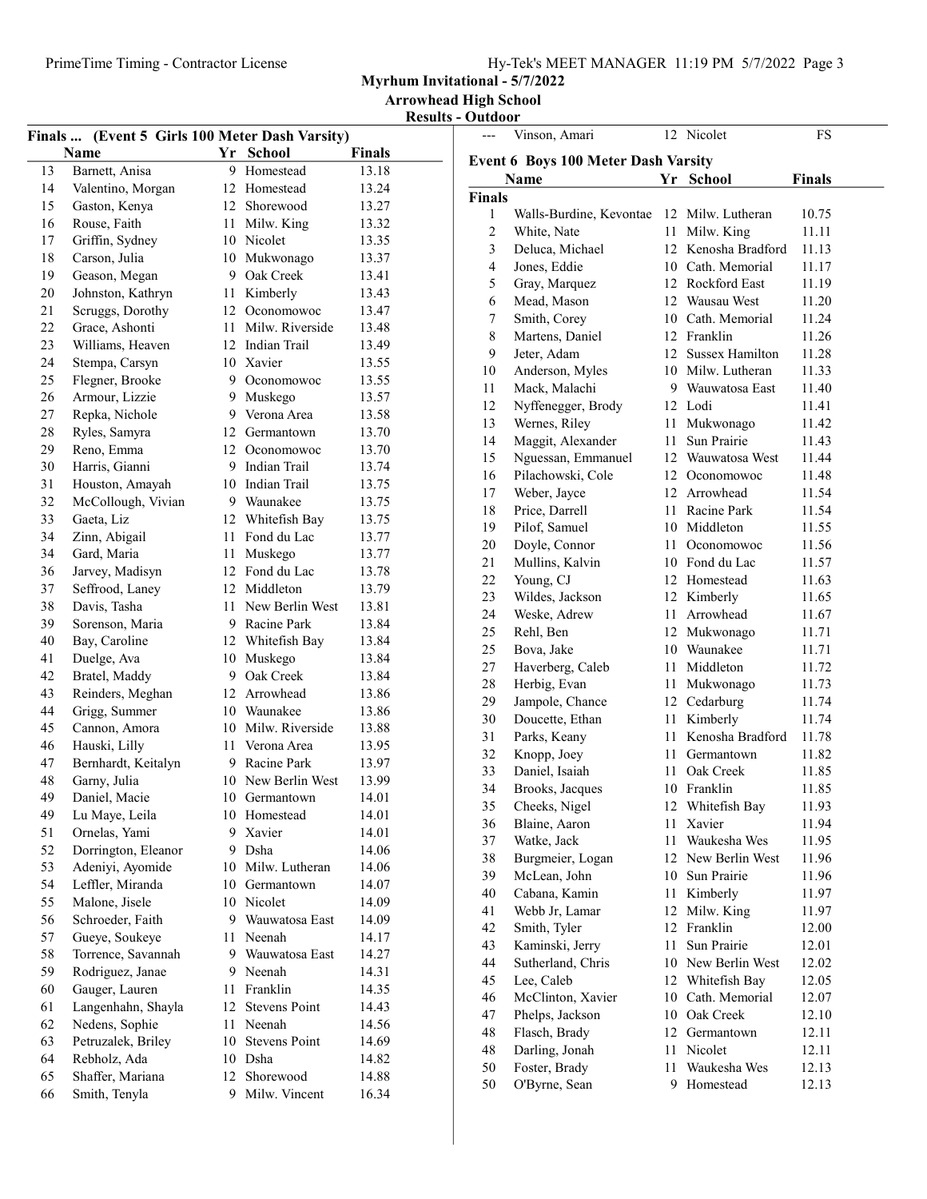**Myrhum Invitational - 5/7/2022**

**Arrowhead High School**

**Results - Outdoor**

## Finals ... (Event 5 Girls 100 Meter Dash Varsity)

| | Name | Yr | School | Finals |
|---|---|---|---|---|
| 13 | Barnett, Anisa | 9 | Homestead | 13.18 |
| 14 | Valentino, Morgan | 12 | Homestead | 13.24 |
| 15 | Gaston, Kenya | 12 | Shorewood | 13.27 |
| 16 | Rouse, Faith | 11 | Milw. King | 13.32 |
| 17 | Griffin, Sydney | 10 | Nicolet | 13.35 |
| 18 | Carson, Julia | 10 | Mukwonago | 13.37 |
| 19 | Geason, Megan | 9 | Oak Creek | 13.41 |
| 20 | Johnston, Kathryn | 11 | Kimberly | 13.43 |
| 21 | Scruggs, Dorothy | 12 | Oconomowoc | 13.47 |
| 22 | Grace, Ashonti | 11 | Milw. Riverside | 13.48 |
| 23 | Williams, Heaven | 12 | Indian Trail | 13.49 |
| 24 | Stempa, Carsyn | 10 | Xavier | 13.55 |
| 25 | Flegner, Brooke | 9 | Oconomowoc | 13.55 |
| 26 | Armour, Lizzie | 9 | Muskego | 13.57 |
| 27 | Repka, Nichole | 9 | Verona Area | 13.58 |
| 28 | Ryles, Samyra | 12 | Germantown | 13.70 |
| 29 | Reno, Emma | 12 | Oconomowoc | 13.70 |
| 30 | Harris, Gianni | 9 | Indian Trail | 13.74 |
| 31 | Houston, Amayah | 10 | Indian Trail | 13.75 |
| 32 | McCollough, Vivian | 9 | Waunakee | 13.75 |
| 33 | Gaeta, Liz | 12 | Whitefish Bay | 13.75 |
| 34 | Zinn, Abigail | 11 | Fond du Lac | 13.77 |
| 34 | Gard, Maria | 11 | Muskego | 13.77 |
| 36 | Jarvey, Madisyn | 12 | Fond du Lac | 13.78 |
| 37 | Seffrood, Laney | 12 | Middleton | 13.79 |
| 38 | Davis, Tasha | 11 | New Berlin West | 13.81 |
| 39 | Sorenson, Maria | 9 | Racine Park | 13.84 |
| 40 | Bay, Caroline | 12 | Whitefish Bay | 13.84 |
| 41 | Duelge, Ava | 10 | Muskego | 13.84 |
| 42 | Bratel, Maddy | 9 | Oak Creek | 13.84 |
| 43 | Reinders, Meghan | 12 | Arrowhead | 13.86 |
| 44 | Grigg, Summer | 10 | Waunakee | 13.86 |
| 45 | Cannon, Amora | 10 | Milw. Riverside | 13.88 |
| 46 | Hauski, Lilly | 11 | Verona Area | 13.95 |
| 47 | Bernhardt, Keitalyn | 9 | Racine Park | 13.97 |
| 48 | Garny, Julia | 10 | New Berlin West | 13.99 |
| 49 | Daniel, Macie | 10 | Germantown | 14.01 |
| 49 | Lu Maye, Leila | 10 | Homestead | 14.01 |
| 51 | Ornelas, Yami | 9 | Xavier | 14.01 |
| 52 | Dorrington, Eleanor | 9 | Dsha | 14.06 |
| 53 | Adeniyi, Ayomide | 10 | Milw. Lutheran | 14.06 |
| 54 | Leffler, Miranda | 10 | Germantown | 14.07 |
| 55 | Malone, Jisele | 10 | Nicolet | 14.09 |
| 56 | Schroeder, Faith | 9 | Wauwatosa East | 14.09 |
| 57 | Gueye, Soukeye | 11 | Neenah | 14.17 |
| 58 | Torrence, Savannah | 9 | Wauwatosa East | 14.27 |
| 59 | Rodriguez, Janae | 9 | Neenah | 14.31 |
| 60 | Gauger, Lauren | 11 | Franklin | 14.35 |
| 61 | Langenhahn, Shayla | 12 | Stevens Point | 14.43 |
| 62 | Nedens, Sophie | 11 | Neenah | 14.56 |
| 63 | Petruzalek, Briley | 10 | Stevens Point | 14.69 |
| 64 | Rebholz, Ada | 10 | Dsha | 14.82 |
| 65 | Shaffer, Mariana | 12 | Shorewood | 14.88 |
| 66 | Smith, Tenyla | 9 | Milw. Vincent | 16.34 |
| --- | Vinson, Amari | 12 | Nicolet | FS |

## Event 6 Boys 100 Meter Dash Varsity

**Finals**

| | Name | Yr | School | Finals |
|---|---|---|---|---|
| 1 | Walls-Burdine, Kevontae | 12 | Milw. Lutheran | 10.75 |
| 2 | White, Nate | 11 | Milw. King | 11.11 |
| 3 | Deluca, Michael | 12 | Kenosha Bradford | 11.13 |
| 4 | Jones, Eddie | 10 | Cath. Memorial | 11.17 |
| 5 | Gray, Marquez | 12 | Rockford East | 11.19 |
| 6 | Mead, Mason | 12 | Wausau West | 11.20 |
| 7 | Smith, Corey | 10 | Cath. Memorial | 11.24 |
| 8 | Martens, Daniel | 12 | Franklin | 11.26 |
| 9 | Jeter, Adam | 12 | Sussex Hamilton | 11.28 |
| 10 | Anderson, Myles | 10 | Milw. Lutheran | 11.33 |
| 11 | Mack, Malachi | 9 | Wauwatosa East | 11.40 |
| 12 | Nyffenegger, Brody | 12 | Lodi | 11.41 |
| 13 | Wernes, Riley | 11 | Mukwonago | 11.42 |
| 14 | Maggit, Alexander | 11 | Sun Prairie | 11.43 |
| 15 | Nguessan, Emmanuel | 12 | Wauwatosa West | 11.44 |
| 16 | Pilachowski, Cole | 12 | Oconomowoc | 11.48 |
| 17 | Weber, Jayce | 12 | Arrowhead | 11.54 |
| 18 | Price, Darrell | 11 | Racine Park | 11.54 |
| 19 | Pilof, Samuel | 10 | Middleton | 11.55 |
| 20 | Doyle, Connor | 11 | Oconomowoc | 11.56 |
| 21 | Mullins, Kalvin | 10 | Fond du Lac | 11.57 |
| 22 | Young, CJ | 12 | Homestead | 11.63 |
| 23 | Wildes, Jackson | 12 | Kimberly | 11.65 |
| 24 | Weske, Adrew | 11 | Arrowhead | 11.67 |
| 25 | Rehl, Ben | 12 | Mukwonago | 11.71 |
| 25 | Bova, Jake | 10 | Waunakee | 11.71 |
| 27 | Haverberg, Caleb | 11 | Middleton | 11.72 |
| 28 | Herbig, Evan | 11 | Mukwonago | 11.73 |
| 29 | Jampole, Chance | 12 | Cedarburg | 11.74 |
| 30 | Doucette, Ethan | 11 | Kimberly | 11.74 |
| 31 | Parks, Keany | 11 | Kenosha Bradford | 11.78 |
| 32 | Knopp, Joey | 11 | Germantown | 11.82 |
| 33 | Daniel, Isaiah | 11 | Oak Creek | 11.85 |
| 34 | Brooks, Jacques | 10 | Franklin | 11.85 |
| 35 | Cheeks, Nigel | 12 | Whitefish Bay | 11.93 |
| 36 | Blaine, Aaron | 11 | Xavier | 11.94 |
| 37 | Watke, Jack | 11 | Waukesha Wes | 11.95 |
| 38 | Burgmeier, Logan | 12 | New Berlin West | 11.96 |
| 39 | McLean, John | 10 | Sun Prairie | 11.96 |
| 40 | Cabana, Kamin | 11 | Kimberly | 11.97 |
| 41 | Webb Jr, Lamar | 12 | Milw. King | 11.97 |
| 42 | Smith, Tyler | 12 | Franklin | 12.00 |
| 43 | Kaminski, Jerry | 11 | Sun Prairie | 12.01 |
| 44 | Sutherland, Chris | 10 | New Berlin West | 12.02 |
| 45 | Lee, Caleb | 12 | Whitefish Bay | 12.05 |
| 46 | McClinton, Xavier | 10 | Cath. Memorial | 12.07 |
| 47 | Phelps, Jackson | 10 | Oak Creek | 12.10 |
| 48 | Flasch, Brady | 12 | Germantown | 12.11 |
| 48 | Darling, Jonah | 11 | Nicolet | 12.11 |
| 50 | Foster, Brady | 11 | Waukesha Wes | 12.13 |
| 50 | O'Byrne, Sean | 9 | Homestead | 12.13 |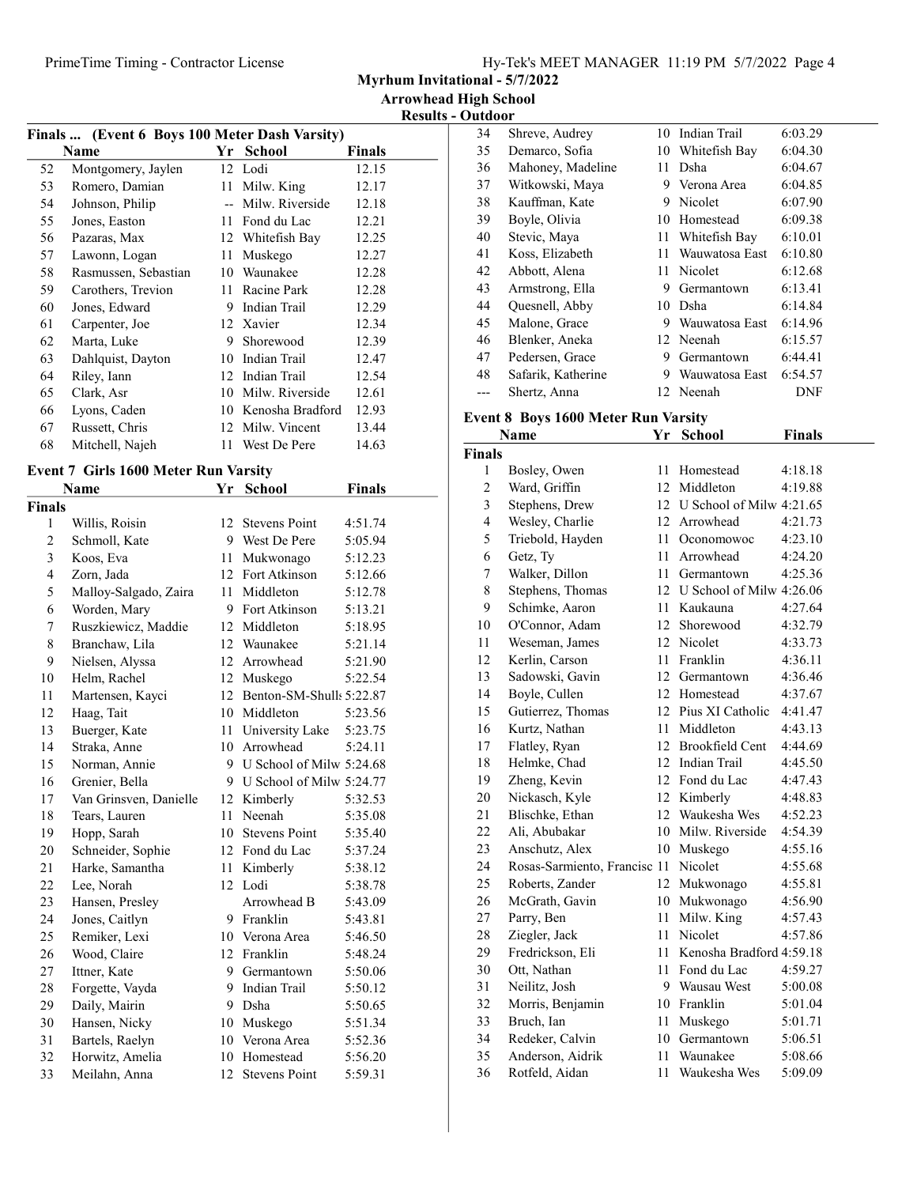**Myrhum Invitational - 5/7/2022**
**Arrowhead High School**
**Results - Outdoor**

### Finals ... (Event 6 Boys 100 Meter Dash Varsity)

| | Name | Yr | School | Finals |
|---|---|---|---|---|
| 52 | Montgomery, Jaylen | 12 | Lodi | 12.15 |
| 53 | Romero, Damian | 11 | Milw. King | 12.17 |
| 54 | Johnson, Philip | -- | Milw. Riverside | 12.18 |
| 55 | Jones, Easton | 11 | Fond du Lac | 12.21 |
| 56 | Pazaras, Max | 12 | Whitefish Bay | 12.25 |
| 57 | Lawonn, Logan | 11 | Muskego | 12.27 |
| 58 | Rasmussen, Sebastian | 10 | Waunakee | 12.28 |
| 59 | Carothers, Trevion | 11 | Racine Park | 12.28 |
| 60 | Jones, Edward | 9 | Indian Trail | 12.29 |
| 61 | Carpenter, Joe | 12 | Xavier | 12.34 |
| 62 | Marta, Luke | 9 | Shorewood | 12.39 |
| 63 | Dahlquist, Dayton | 10 | Indian Trail | 12.47 |
| 64 | Riley, Iann | 12 | Indian Trail | 12.54 |
| 65 | Clark, Asr | 10 | Milw. Riverside | 12.61 |
| 66 | Lyons, Caden | 10 | Kenosha Bradford | 12.93 |
| 67 | Russett, Chris | 12 | Milw. Vincent | 13.44 |
| 68 | Mitchell, Najeh | 11 | West De Pere | 14.63 |

### Event 7 Girls 1600 Meter Run Varsity

| | Name | Yr | School | Finals |
|---|---|---|---|---|
| **Finals** | | | | |
| 1 | Willis, Roisin | 12 | Stevens Point | 4:51.74 |
| 2 | Schmoll, Kate | 9 | West De Pere | 5:05.94 |
| 3 | Koos, Eva | 11 | Mukwonago | 5:12.23 |
| 4 | Zorn, Jada | 12 | Fort Atkinson | 5:12.66 |
| 5 | Malloy-Salgado, Zaira | 11 | Middleton | 5:12.78 |
| 6 | Worden, Mary | 9 | Fort Atkinson | 5:13.21 |
| 7 | Ruszkiewicz, Maddie | 12 | Middleton | 5:18.95 |
| 8 | Branchaw, Lila | 12 | Waunakee | 5:21.14 |
| 9 | Nielsen, Alyssa | 12 | Arrowhead | 5:21.90 |
| 10 | Helm, Rachel | 12 | Muskego | 5:22.54 |
| 11 | Martensen, Kayci | 12 | Benton-SM-Shulls | 5:22.87 |
| 12 | Haag, Tait | 10 | Middleton | 5:23.56 |
| 13 | Buerger, Kate | 11 | University Lake | 5:23.75 |
| 14 | Straka, Anne | 10 | Arrowhead | 5:24.11 |
| 15 | Norman, Annie | 9 | U School of Milw | 5:24.68 |
| 16 | Grenier, Bella | 9 | U School of Milw | 5:24.77 |
| 17 | Van Grinsven, Danielle | 12 | Kimberly | 5:32.53 |
| 18 | Tears, Lauren | 11 | Neenah | 5:35.08 |
| 19 | Hopp, Sarah | 10 | Stevens Point | 5:35.40 |
| 20 | Schneider, Sophie | 12 | Fond du Lac | 5:37.24 |
| 21 | Harke, Samantha | 11 | Kimberly | 5:38.12 |
| 22 | Lee, Norah | 12 | Lodi | 5:38.78 |
| 23 | Hansen, Presley | | Arrowhead B | 5:43.09 |
| 24 | Jones, Caitlyn | 9 | Franklin | 5:43.81 |
| 25 | Remiker, Lexi | 10 | Verona Area | 5:46.50 |
| 26 | Wood, Claire | 12 | Franklin | 5:48.24 |
| 27 | Ittner, Kate | 9 | Germantown | 5:50.06 |
| 28 | Forgette, Vayda | 9 | Indian Trail | 5:50.12 |
| 29 | Daily, Mairin | 9 | Dsha | 5:50.65 |
| 30 | Hansen, Nicky | 10 | Muskego | 5:51.34 |
| 31 | Bartels, Raelyn | 10 | Verona Area | 5:52.36 |
| 32 | Horwitz, Amelia | 10 | Homestead | 5:56.20 |
| 33 | Meilahn, Anna | 12 | Stevens Point | 5:59.31 |
| 34 | Shreve, Audrey | 10 | Indian Trail | 6:03.29 |
| 35 | Demarco, Sofia | 10 | Whitefish Bay | 6:04.30 |
| 36 | Mahoney, Madeline | 11 | Dsha | 6:04.67 |
| 37 | Witkowski, Maya | 9 | Verona Area | 6:04.85 |
| 38 | Kauffman, Kate | 9 | Nicolet | 6:07.90 |
| 39 | Boyle, Olivia | 10 | Homestead | 6:09.38 |
| 40 | Stevic, Maya | 11 | Whitefish Bay | 6:10.01 |
| 41 | Koss, Elizabeth | 11 | Wauwatosa East | 6:10.80 |
| 42 | Abbott, Alena | 11 | Nicolet | 6:12.68 |
| 43 | Armstrong, Ella | 9 | Germantown | 6:13.41 |
| 44 | Quesnell, Abby | 10 | Dsha | 6:14.84 |
| 45 | Malone, Grace | 9 | Wauwatosa East | 6:14.96 |
| 46 | Blenker, Aneka | 12 | Neenah | 6:15.57 |
| 47 | Pedersen, Grace | 9 | Germantown | 6:44.41 |
| 48 | Safarik, Katherine | 9 | Wauwatosa East | 6:54.57 |
| --- | Shertz, Anna | 12 | Neenah | DNF |

### Event 8 Boys 1600 Meter Run Varsity

| | Name | Yr | School | Finals |
|---|---|---|---|---|
| **Finals** | | | | |
| 1 | Bosley, Owen | 11 | Homestead | 4:18.18 |
| 2 | Ward, Griffin | 12 | Middleton | 4:19.88 |
| 3 | Stephens, Drew | 12 | U School of Milw | 4:21.65 |
| 4 | Wesley, Charlie | 12 | Arrowhead | 4:21.73 |
| 5 | Triebold, Hayden | 11 | Oconomowoc | 4:23.10 |
| 6 | Getz, Ty | 11 | Arrowhead | 4:24.20 |
| 7 | Walker, Dillon | 11 | Germantown | 4:25.36 |
| 8 | Stephens, Thomas | 12 | U School of Milw | 4:26.06 |
| 9 | Schimke, Aaron | 11 | Kaukauna | 4:27.64 |
| 10 | O'Connor, Adam | 12 | Shorewood | 4:32.79 |
| 11 | Weseman, James | 12 | Nicolet | 4:33.73 |
| 12 | Kerlin, Carson | 11 | Franklin | 4:36.11 |
| 13 | Sadowski, Gavin | 12 | Germantown | 4:36.46 |
| 14 | Boyle, Cullen | 12 | Homestead | 4:37.67 |
| 15 | Gutierrez, Thomas | 12 | Pius XI Catholic | 4:41.47 |
| 16 | Kurtz, Nathan | 11 | Middleton | 4:43.13 |
| 17 | Flatley, Ryan | 12 | Brookfield Cent | 4:44.69 |
| 18 | Helmke, Chad | 12 | Indian Trail | 4:45.50 |
| 19 | Zheng, Kevin | 12 | Fond du Lac | 4:47.43 |
| 20 | Nickasch, Kyle | 12 | Kimberly | 4:48.83 |
| 21 | Blischke, Ethan | 12 | Waukesha Wes | 4:52.23 |
| 22 | Ali, Abubakar | 10 | Milw. Riverside | 4:54.39 |
| 23 | Anschutz, Alex | 10 | Muskego | 4:55.16 |
| 24 | Rosas-Sarmiento, Francisc | 11 | Nicolet | 4:55.68 |
| 25 | Roberts, Zander | 12 | Mukwonago | 4:55.81 |
| 26 | McGrath, Gavin | 10 | Mukwonago | 4:56.90 |
| 27 | Parry, Ben | 11 | Milw. King | 4:57.43 |
| 28 | Ziegler, Jack | 11 | Nicolet | 4:57.86 |
| 29 | Fredrickson, Eli | 11 | Kenosha Bradford | 4:59.18 |
| 30 | Ott, Nathan | 11 | Fond du Lac | 4:59.27 |
| 31 | Neilitz, Josh | 9 | Wausau West | 5:00.08 |
| 32 | Morris, Benjamin | 10 | Franklin | 5:01.04 |
| 33 | Bruch, Ian | 11 | Muskego | 5:01.71 |
| 34 | Redeker, Calvin | 10 | Germantown | 5:06.51 |
| 35 | Anderson, Aidrik | 11 | Waunakee | 5:08.66 |
| 36 | Rotfeld, Aidan | 11 | Waukesha Wes | 5:09.09 |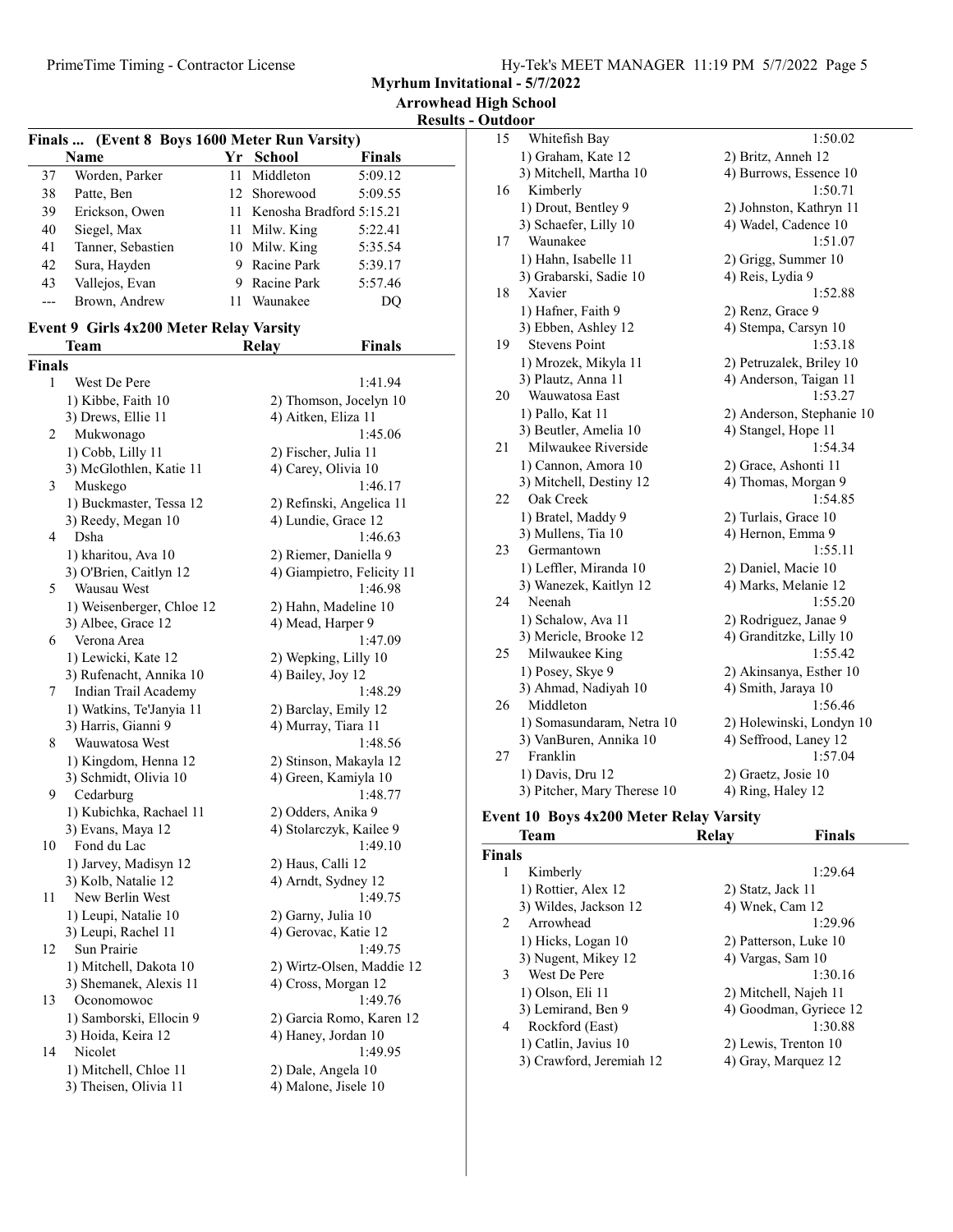**Myrhum Invitational - 5/7/2022**

**Arrowhead High School**

**Results - Outdoor**

### Finals ... (Event 8 Boys 1600 Meter Run Varsity)

| | Name | Yr | School | Finals |
|---|---|---|---|---|
| 37 | Worden, Parker | 11 | Middleton | 5:09.12 |
| 38 | Patte, Ben | 12 | Shorewood | 5:09.55 |
| 39 | Erickson, Owen | 11 | Kenosha Bradford | 5:15.21 |
| 40 | Siegel, Max | 11 | Milw. King | 5:22.41 |
| 41 | Tanner, Sebastien | 10 | Milw. King | 5:35.54 |
| 42 | Sura, Hayden | 9 | Racine Park | 5:39.17 |
| 43 | Vallejos, Evan | 9 | Racine Park | 5:57.46 |
| --- | Brown, Andrew | 11 | Waunakee | DQ |

### Event 9 Girls 4x200 Meter Relay Varsity

| | Team | Relay | Finals |
|---|---|---|---|
| **Finals** | | | |
| 1 | West De Pere | | 1:41.94 |
| | 1) Kibbe, Faith 10 | 2) Thomson, Jocelyn 10 | |
| | 3) Drews, Ellie 11 | 4) Aitken, Eliza 11 | |
| 2 | Mukwonago | | 1:45.06 |
| | 1) Cobb, Lilly 11 | 2) Fischer, Julia 11 | |
| | 3) McGlothlen, Katie 11 | 4) Carey, Olivia 10 | |
| 3 | Muskego | | 1:46.17 |
| | 1) Buckmaster, Tessa 12 | 2) Refinski, Angelica 11 | |
| | 3) Reedy, Megan 10 | 4) Lundie, Grace 12 | |
| 4 | Dsha | | 1:46.63 |
| | 1) kharitou, Ava 10 | 2) Riemer, Daniella 9 | |
| | 3) O'Brien, Caitlyn 12 | 4) Giampietro, Felicity 11 | |
| 5 | Wausau West | | 1:46.98 |
| | 1) Weisenberger, Chloe 12 | 2) Hahn, Madeline 10 | |
| | 3) Albee, Grace 12 | 4) Mead, Harper 9 | |
| 6 | Verona Area | | 1:47.09 |
| | 1) Lewicki, Kate 12 | 2) Wepking, Lilly 10 | |
| | 3) Rufenacht, Annika 10 | 4) Bailey, Joy 12 | |
| 7 | Indian Trail Academy | | 1:48.29 |
| | 1) Watkins, Te'Janyia 11 | 2) Barclay, Emily 12 | |
| | 3) Harris, Gianni 9 | 4) Murray, Tiara 11 | |
| 8 | Wauwatosa West | | 1:48.56 |
| | 1) Kingdom, Henna 12 | 2) Stinson, Makayla 12 | |
| | 3) Schmidt, Olivia 10 | 4) Green, Kamiyla 10 | |
| 9 | Cedarburg | | 1:48.77 |
| | 1) Kubichka, Rachael 11 | 2) Odders, Anika 9 | |
| | 3) Evans, Maya 12 | 4) Stolarczyk, Kailee 9 | |
| 10 | Fond du Lac | | 1:49.10 |
| | 1) Jarvey, Madisyn 12 | 2) Haus, Calli 12 | |
| | 3) Kolb, Natalie 12 | 4) Arndt, Sydney 12 | |
| 11 | New Berlin West | | 1:49.75 |
| | 1) Leupi, Natalie 10 | 2) Garny, Julia 10 | |
| | 3) Leupi, Rachel 11 | 4) Gerovac, Katie 12 | |
| 12 | Sun Prairie | | 1:49.75 |
| | 1) Mitchell, Dakota 10 | 2) Wirtz-Olsen, Maddie 12 | |
| | 3) Shemanek, Alexis 11 | 4) Cross, Morgan 12 | |
| 13 | Oconomowoc | | 1:49.76 |
| | 1) Samborski, Ellocin 9 | 2) Garcia Romo, Karen 12 | |
| | 3) Hoida, Keira 12 | 4) Haney, Jordan 10 | |
| 14 | Nicolet | | 1:49.95 |
| | 1) Mitchell, Chloe 11 | 2) Dale, Angela 10 | |
| | 3) Theisen, Olivia 11 | 4) Malone, Jisele 10 | |
| 15 | Whitefish Bay | | 1:50.02 |
| | 1) Graham, Kate 12 | 2) Britz, Anneh 12 | |
| | 3) Mitchell, Martha 10 | 4) Burrows, Essence 10 | |
| 16 | Kimberly | | 1:50.71 |
| | 1) Drout, Bentley 9 | 2) Johnston, Kathryn 11 | |
| | 3) Schaefer, Lilly 10 | 4) Wadel, Cadence 10 | |
| 17 | Waunakee | | 1:51.07 |
| | 1) Hahn, Isabelle 11 | 2) Grigg, Summer 10 | |
| | 3) Grabarski, Sadie 10 | 4) Reis, Lydia 9 | |
| 18 | Xavier | | 1:52.88 |
| | 1) Hafner, Faith 9 | 2) Renz, Grace 9 | |
| | 3) Ebben, Ashley 12 | 4) Stempa, Carsyn 10 | |
| 19 | Stevens Point | | 1:53.18 |
| | 1) Mrozek, Mikyla 11 | 2) Petruzalek, Briley 10 | |
| | 3) Plautz, Anna 11 | 4) Anderson, Taigan 11 | |
| 20 | Wauwatosa East | | 1:53.27 |
| | 1) Pallo, Kat 11 | 2) Anderson, Stephanie 10 | |
| | 3) Beutler, Amelia 10 | 4) Stangel, Hope 11 | |
| 21 | Milwaukee Riverside | | 1:54.34 |
| | 1) Cannon, Amora 10 | 2) Grace, Ashonti 11 | |
| | 3) Mitchell, Destiny 12 | 4) Thomas, Morgan 9 | |
| 22 | Oak Creek | | 1:54.85 |
| | 1) Bratel, Maddy 9 | 2) Turlais, Grace 10 | |
| | 3) Mullens, Tia 10 | 4) Hernon, Emma 9 | |
| 23 | Germantown | | 1:55.11 |
| | 1) Leffler, Miranda 10 | 2) Daniel, Macie 10 | |
| | 3) Wanezek, Kaitlyn 12 | 4) Marks, Melanie 12 | |
| 24 | Neenah | | 1:55.20 |
| | 1) Schalow, Ava 11 | 2) Rodriguez, Janae 9 | |
| | 3) Mericle, Brooke 12 | 4) Granditzke, Lilly 10 | |
| 25 | Milwaukee King | | 1:55.42 |
| | 1) Posey, Skye 9 | 2) Akinsanya, Esther 10 | |
| | 3) Ahmad, Nadiyah 10 | 4) Smith, Jaraya 10 | |
| 26 | Middleton | | 1:56.46 |
| | 1) Somasundaram, Netra 10 | 2) Holewinski, Londyn 10 | |
| | 3) VanBuren, Annika 10 | 4) Seffrood, Laney 12 | |
| 27 | Franklin | | 1:57.04 |
| | 1) Davis, Dru 12 | 2) Graetz, Josie 10 | |
| | 3) Pitcher, Mary Therese 10 | 4) Ring, Haley 12 | |

### Event 10 Boys 4x200 Meter Relay Varsity

| | Team | Relay | Finals |
|---|---|---|---|
| **Finals** | | | |
| 1 | Kimberly | | 1:29.64 |
| | 1) Rottier, Alex 12 | 2) Statz, Jack 11 | |
| | 3) Wildes, Jackson 12 | 4) Wnek, Cam 12 | |
| 2 | Arrowhead | | 1:29.96 |
| | 1) Hicks, Logan 10 | 2) Patterson, Luke 10 | |
| | 3) Nugent, Mikey 12 | 4) Vargas, Sam 10 | |
| 3 | West De Pere | | 1:30.16 |
| | 1) Olson, Eli 11 | 2) Mitchell, Najeh 11 | |
| | 3) Lemirand, Ben 9 | 4) Goodman, Gyriece 12 | |
| 4 | Rockford (East) | | 1:30.88 |
| | 1) Catlin, Javius 10 | 2) Lewis, Trenton 10 | |
| | 3) Crawford, Jeremiah 12 | 4) Gray, Marquez 12 | |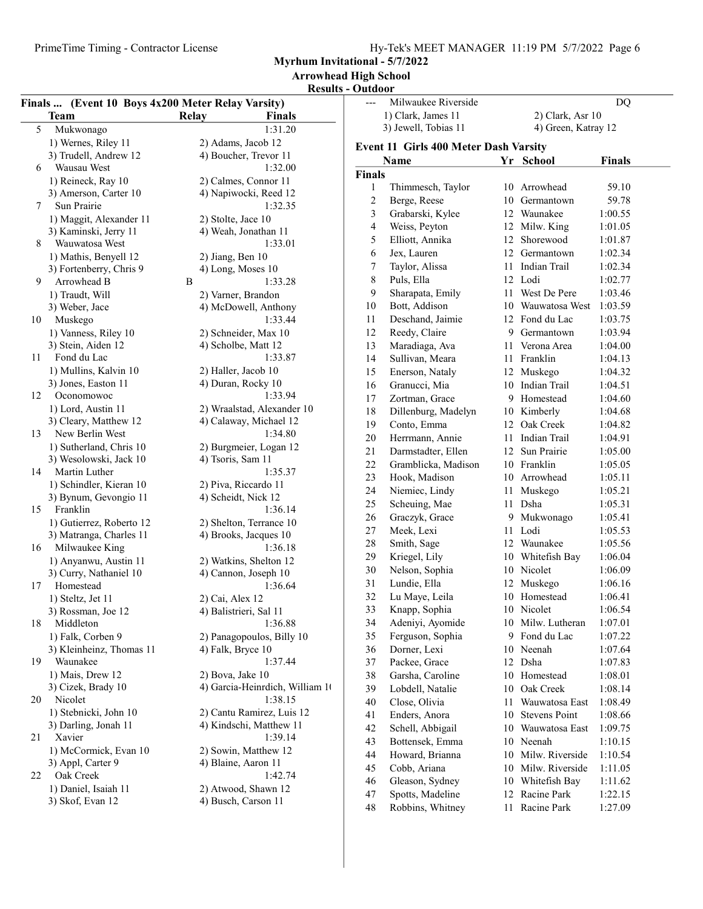**Myrhum Invitational - 5/7/2022**

**Arrowhead High School**

**Results - Outdoor**

## Finals ... (Event 10 Boys 4x200 Meter Relay Varsity)

| | Team | Relay | Finals |
|---|---|---|---|
| 5 | Mukwonago | | 1:31.20 |
| | 1) Wernes, Riley 11 | 2) Adams, Jacob 12 | |
| | 3) Trudell, Andrew 12 | 4) Boucher, Trevor 11 | |
| 6 | Wausau West | | 1:32.00 |
| | 1) Reineck, Ray 10 | 2) Calmes, Connor 11 | |
| | 3) Amerson, Carter 10 | 4) Napiwocki, Reed 12 | |
| 7 | Sun Prairie | | 1:32.35 |
| | 1) Maggit, Alexander 11 | 2) Stolte, Jace 10 | |
| | 3) Kaminski, Jerry 11 | 4) Weah, Jonathan 11 | |
| 8 | Wauwatosa West | | 1:33.01 |
| | 1) Mathis, Benyell 12 | 2) Jiang, Ben 10 | |
| | 3) Fortenberry, Chris 9 | 4) Long, Moses 10 | |
| 9 | Arrowhead B | B | 1:33.28 |
| | 1) Traudt, Will | 2) Varner, Brandon | |
| | 3) Weber, Jace | 4) McDowell, Anthony | |
| 10 | Muskego | | 1:33.44 |
| | 1) Vanness, Riley 10 | 2) Schneider, Max 10 | |
| | 3) Stein, Aiden 12 | 4) Scholbe, Matt 12 | |
| 11 | Fond du Lac | | 1:33.87 |
| | 1) Mullins, Kalvin 10 | 2) Haller, Jacob 10 | |
| | 3) Jones, Easton 11 | 4) Duran, Rocky 10 | |
| 12 | Oconomowoc | | 1:33.94 |
| | 1) Lord, Austin 11 | 2) Wraalstad, Alexander 10 | |
| | 3) Cleary, Matthew 12 | 4) Calaway, Michael 12 | |
| 13 | New Berlin West | | 1:34.80 |
| | 1) Sutherland, Chris 10 | 2) Burgmeier, Logan 12 | |
| | 3) Wesolowski, Jack 10 | 4) Tsoris, Sam 11 | |
| 14 | Martin Luther | | 1:35.37 |
| | 1) Schindler, Kieran 10 | 2) Piva, Riccardo 11 | |
| | 3) Bynum, Gevongio 11 | 4) Scheidt, Nick 12 | |
| 15 | Franklin | | 1:36.14 |
| | 1) Gutierrez, Roberto 12 | 2) Shelton, Terrance 10 | |
| | 3) Matranga, Charles 11 | 4) Brooks, Jacques 10 | |
| 16 | Milwaukee King | | 1:36.18 |
| | 1) Anyanwu, Austin 11 | 2) Watkins, Shelton 12 | |
| | 3) Curry, Nathaniel 10 | 4) Cannon, Joseph 10 | |
| 17 | Homestead | | 1:36.64 |
| | 1) Steltz, Jet 11 | 2) Cai, Alex 12 | |
| | 3) Rossman, Joe 12 | 4) Balistrieri, Sal 11 | |
| 18 | Middleton | | 1:36.88 |
| | 1) Falk, Corben 9 | 2) Panagopoulos, Billy 10 | |
| | 3) Kleinheinz, Thomas 11 | 4) Falk, Bryce 10 | |
| 19 | Waunakee | | 1:37.44 |
| | 1) Mais, Drew 12 | 2) Bova, Jake 10 | |
| | 3) Cizek, Brady 10 | 4) Garcia-Heinrdich, William 1( | |
| 20 | Nicolet | | 1:38.15 |
| | 1) Stebnicki, John 10 | 2) Cantu Ramirez, Luis 12 | |
| | 3) Darling, Jonah 11 | 4) Kindschi, Matthew 11 | |
| 21 | Xavier | | 1:39.14 |
| | 1) McCormick, Evan 10 | 2) Sowin, Matthew 12 | |
| | 3) Appl, Carter 9 | 4) Blaine, Aaron 11 | |
| 22 | Oak Creek | | 1:42.74 |
| | 1) Daniel, Isaiah 11 | 2) Atwood, Shawn 12 | |
| | 3) Skof, Evan 12 | 4) Busch, Carson 11 | |
| --- | Milwaukee Riverside | | DQ |
| | 1) Clark, James 11 | 2) Clark, Asr 10 | |
| | 3) Jewell, Tobias 11 | 4) Green, Katray 12 | |

## Event 11 Girls 400 Meter Dash Varsity

| | Name | Yr | School | Finals |
|---|---|---|---|---|
| **Finals** | | | | |
| 1 | Thimmesch, Taylor | 10 | Arrowhead | 59.10 |
| 2 | Berge, Reese | 10 | Germantown | 59.78 |
| 3 | Grabarski, Kylee | 12 | Waunakee | 1:00.55 |
| 4 | Weiss, Peyton | 12 | Milw. King | 1:01.05 |
| 5 | Elliott, Annika | 12 | Shorewood | 1:01.87 |
| 6 | Jex, Lauren | 12 | Germantown | 1:02.34 |
| 7 | Taylor, Alissa | 11 | Indian Trail | 1:02.34 |
| 8 | Puls, Ella | 12 | Lodi | 1:02.77 |
| 9 | Sharapata, Emily | 11 | West De Pere | 1:03.46 |
| 10 | Bott, Addison | 10 | Wauwatosa West | 1:03.59 |
| 11 | Deschand, Jaimie | 12 | Fond du Lac | 1:03.75 |
| 12 | Reedy, Claire | 9 | Germantown | 1:03.94 |
| 13 | Maradiaga, Ava | 11 | Verona Area | 1:04.00 |
| 14 | Sullivan, Meara | 11 | Franklin | 1:04.13 |
| 15 | Enerson, Nataly | 12 | Muskego | 1:04.32 |
| 16 | Granucci, Mia | 10 | Indian Trail | 1:04.51 |
| 17 | Zortman, Grace | 9 | Homestead | 1:04.60 |
| 18 | Dillenburg, Madelyn | 10 | Kimberly | 1:04.68 |
| 19 | Conto, Emma | 12 | Oak Creek | 1:04.82 |
| 20 | Herrmann, Annie | 11 | Indian Trail | 1:04.91 |
| 21 | Darmstadter, Ellen | 12 | Sun Prairie | 1:05.00 |
| 22 | Gramblicka, Madison | 10 | Franklin | 1:05.05 |
| 23 | Hook, Madison | 10 | Arrowhead | 1:05.11 |
| 24 | Niemiec, Lindy | 11 | Muskego | 1:05.21 |
| 25 | Scheuing, Mae | 11 | Dsha | 1:05.31 |
| 26 | Graczyk, Grace | 9 | Mukwonago | 1:05.41 |
| 27 | Meek, Lexi | 11 | Lodi | 1:05.53 |
| 28 | Smith, Sage | 12 | Waunakee | 1:05.56 |
| 29 | Kriegel, Lily | 10 | Whitefish Bay | 1:06.04 |
| 30 | Nelson, Sophia | 10 | Nicolet | 1:06.09 |
| 31 | Lundie, Ella | 12 | Muskego | 1:06.16 |
| 32 | Lu Maye, Leila | 10 | Homestead | 1:06.41 |
| 33 | Knapp, Sophia | 10 | Nicolet | 1:06.54 |
| 34 | Adeniyi, Ayomide | 10 | Milw. Lutheran | 1:07.01 |
| 35 | Ferguson, Sophia | 9 | Fond du Lac | 1:07.22 |
| 36 | Dorner, Lexi | 10 | Neenah | 1:07.64 |
| 37 | Packee, Grace | 12 | Dsha | 1:07.83 |
| 38 | Garsha, Caroline | 10 | Homestead | 1:08.01 |
| 39 | Lobdell, Natalie | 10 | Oak Creek | 1:08.14 |
| 40 | Close, Olivia | 11 | Wauwatosa East | 1:08.49 |
| 41 | Enders, Anora | 10 | Stevens Point | 1:08.66 |
| 42 | Schell, Abbigail | 10 | Wauwatosa East | 1:09.75 |
| 43 | Bottensek, Emma | 10 | Neenah | 1:10.15 |
| 44 | Howard, Brianna | 10 | Milw. Riverside | 1:10.54 |
| 45 | Cobb, Ariana | 10 | Milw. Riverside | 1:11.05 |
| 46 | Gleason, Sydney | 10 | Whitefish Bay | 1:11.62 |
| 47 | Spotts, Madeline | 12 | Racine Park | 1:22.15 |
| 48 | Robbins, Whitney | 11 | Racine Park | 1:27.09 |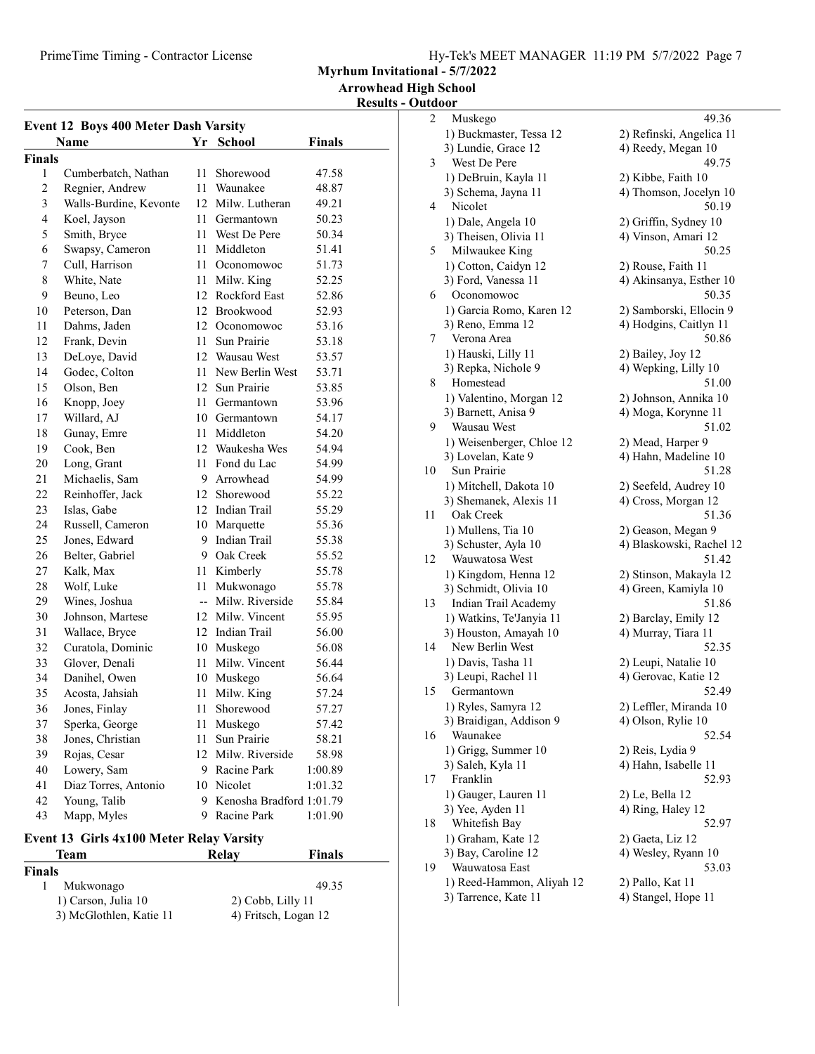Myrhum Invitational - 5/7/2022
Arrowhead High School
Results - Outdoor

## Event 12 Boys 400 Meter Dash Varsity

| | Name | Yr | School | Finals |
|---|---|---|---|---|
| **Finals** | | | | |
| 1 | Cumberbatch, Nathan | 11 | Shorewood | 47.58 |
| 2 | Regnier, Andrew | 11 | Waunakee | 48.87 |
| 3 | Walls-Burdine, Kevonte | 12 | Milw. Lutheran | 49.21 |
| 4 | Koel, Jayson | 11 | Germantown | 50.23 |
| 5 | Smith, Bryce | 11 | West De Pere | 50.34 |
| 6 | Swapsy, Cameron | 11 | Middleton | 51.41 |
| 7 | Cull, Harrison | 11 | Oconomowoc | 51.73 |
| 8 | White, Nate | 11 | Milw. King | 52.25 |
| 9 | Beuno, Leo | 12 | Rockford East | 52.86 |
| 10 | Peterson, Dan | 12 | Brookwood | 52.93 |
| 11 | Dahms, Jaden | 12 | Oconomowoc | 53.16 |
| 12 | Frank, Devin | 11 | Sun Prairie | 53.18 |
| 13 | DeLoye, David | 12 | Wausau West | 53.57 |
| 14 | Godec, Colton | 11 | New Berlin West | 53.71 |
| 15 | Olson, Ben | 12 | Sun Prairie | 53.85 |
| 16 | Knopp, Joey | 11 | Germantown | 53.96 |
| 17 | Willard, AJ | 10 | Germantown | 54.17 |
| 18 | Gunay, Emre | 11 | Middleton | 54.20 |
| 19 | Cook, Ben | 12 | Waukesha Wes | 54.94 |
| 20 | Long, Grant | 11 | Fond du Lac | 54.99 |
| 21 | Michaelis, Sam | 9 | Arrowhead | 54.99 |
| 22 | Reinhoffer, Jack | 12 | Shorewood | 55.22 |
| 23 | Islas, Gabe | 12 | Indian Trail | 55.29 |
| 24 | Russell, Cameron | 10 | Marquette | 55.36 |
| 25 | Jones, Edward | 9 | Indian Trail | 55.38 |
| 26 | Belter, Gabriel | 9 | Oak Creek | 55.52 |
| 27 | Kalk, Max | 11 | Kimberly | 55.78 |
| 28 | Wolf, Luke | 11 | Mukwonago | 55.78 |
| 29 | Wines, Joshua | -- | Milw. Riverside | 55.84 |
| 30 | Johnson, Martese | 12 | Milw. Vincent | 55.95 |
| 31 | Wallace, Bryce | 12 | Indian Trail | 56.00 |
| 32 | Curatola, Dominic | 10 | Muskego | 56.08 |
| 33 | Glover, Denali | 11 | Milw. Vincent | 56.44 |
| 34 | Danihel, Owen | 10 | Muskego | 56.64 |
| 35 | Acosta, Jahsiah | 11 | Milw. King | 57.24 |
| 36 | Jones, Finlay | 11 | Shorewood | 57.27 |
| 37 | Sperka, George | 11 | Muskego | 57.42 |
| 38 | Jones, Christian | 11 | Sun Prairie | 58.21 |
| 39 | Rojas, Cesar | 12 | Milw. Riverside | 58.98 |
| 40 | Lowery, Sam | 9 | Racine Park | 1:00.89 |
| 41 | Diaz Torres, Antonio | 10 | Nicolet | 1:01.32 |
| 42 | Young, Talib | 9 | Kenosha Bradford | 1:01.79 |
| 43 | Mapp, Myles | 9 | Racine Park | 1:01.90 |

## Event 13 Girls 4x100 Meter Relay Varsity

| | Team | Relay | Finals |
|---|---|---|---|
| **Finals** | | | |
| 1 | Mukwonago | | 49.35 |
| | 1) Carson, Julia 10 | 2) Cobb, Lilly 11 | |
| | 3) McGlothlen, Katie 11 | 4) Fritsch, Logan 12 | |
| 2 | Muskego | | 49.36 |
| | 1) Buckmaster, Tessa 12 | 2) Refinski, Angelica 11 | |
| | 3) Lundie, Grace 12 | 4) Reedy, Megan 10 | |
| 3 | West De Pere | | 49.75 |
| | 1) DeBruin, Kayla 11 | 2) Kibbe, Faith 10 | |
| | 3) Schema, Jayna 11 | 4) Thomson, Jocelyn 10 | |
| 4 | Nicolet | | 50.19 |
| | 1) Dale, Angela 10 | 2) Griffin, Sydney 10 | |
| | 3) Theisen, Olivia 11 | 4) Vinson, Amari 12 | |
| 5 | Milwaukee King | | 50.25 |
| | 1) Cotton, Caidyn 12 | 2) Rouse, Faith 11 | |
| | 3) Ford, Vanessa 11 | 4) Akinsanya, Esther 10 | |
| 6 | Oconomowoc | | 50.35 |
| | 1) Garcia Romo, Karen 12 | 2) Samborski, Ellocin 9 | |
| | 3) Reno, Emma 12 | 4) Hodgins, Caitlyn 11 | |
| 7 | Verona Area | | 50.86 |
| | 1) Hauski, Lilly 11 | 2) Bailey, Joy 12 | |
| | 3) Repka, Nichole 9 | 4) Wepking, Lilly 10 | |
| 8 | Homestead | | 51.00 |
| | 1) Valentino, Morgan 12 | 2) Johnson, Annika 10 | |
| | 3) Barnett, Anisa 9 | 4) Moga, Korynne 11 | |
| 9 | Wausau West | | 51.02 |
| | 1) Weisenberger, Chloe 12 | 2) Mead, Harper 9 | |
| | 3) Lovelan, Kate 9 | 4) Hahn, Madeline 10 | |
| 10 | Sun Prairie | | 51.28 |
| | 1) Mitchell, Dakota 10 | 2) Seefeld, Audrey 10 | |
| | 3) Shemanek, Alexis 11 | 4) Cross, Morgan 12 | |
| 11 | Oak Creek | | 51.36 |
| | 1) Mullens, Tia 10 | 2) Geason, Megan 9 | |
| | 3) Schuster, Ayla 10 | 4) Blaskowski, Rachel 12 | |
| 12 | Wauwatosa West | | 51.42 |
| | 1) Kingdom, Henna 12 | 2) Stinson, Makayla 12 | |
| | 3) Schmidt, Olivia 10 | 4) Green, Kamiyla 10 | |
| 13 | Indian Trail Academy | | 51.86 |
| | 1) Watkins, Te'Janyia 11 | 2) Barclay, Emily 12 | |
| | 3) Houston, Amayah 10 | 4) Murray, Tiara 11 | |
| 14 | New Berlin West | | 52.35 |
| | 1) Davis, Tasha 11 | 2) Leupi, Natalie 10 | |
| | 3) Leupi, Rachel 11 | 4) Gerovac, Katie 12 | |
| 15 | Germantown | | 52.49 |
| | 1) Ryles, Samyra 12 | 2) Leffler, Miranda 10 | |
| | 3) Braidigan, Addison 9 | 4) Olson, Rylie 10 | |
| 16 | Waunakee | | 52.54 |
| | 1) Grigg, Summer 10 | 2) Reis, Lydia 9 | |
| | 3) Saleh, Kyla 11 | 4) Hahn, Isabelle 11 | |
| 17 | Franklin | | 52.93 |
| | 1) Gauger, Lauren 11 | 2) Le, Bella 12 | |
| | 3) Yee, Ayden 11 | 4) Ring, Haley 12 | |
| 18 | Whitefish Bay | | 52.97 |
| | 1) Graham, Kate 12 | 2) Gaeta, Liz 12 | |
| | 3) Bay, Caroline 12 | 4) Wesley, Ryann 10 | |
| 19 | Wauwatosa East | | 53.03 |
| | 1) Reed-Hammon, Aliyah 12 | 2) Pallo, Kat 11 | |
| | 3) Tarrence, Kate 11 | 4) Stangel, Hope 11 | |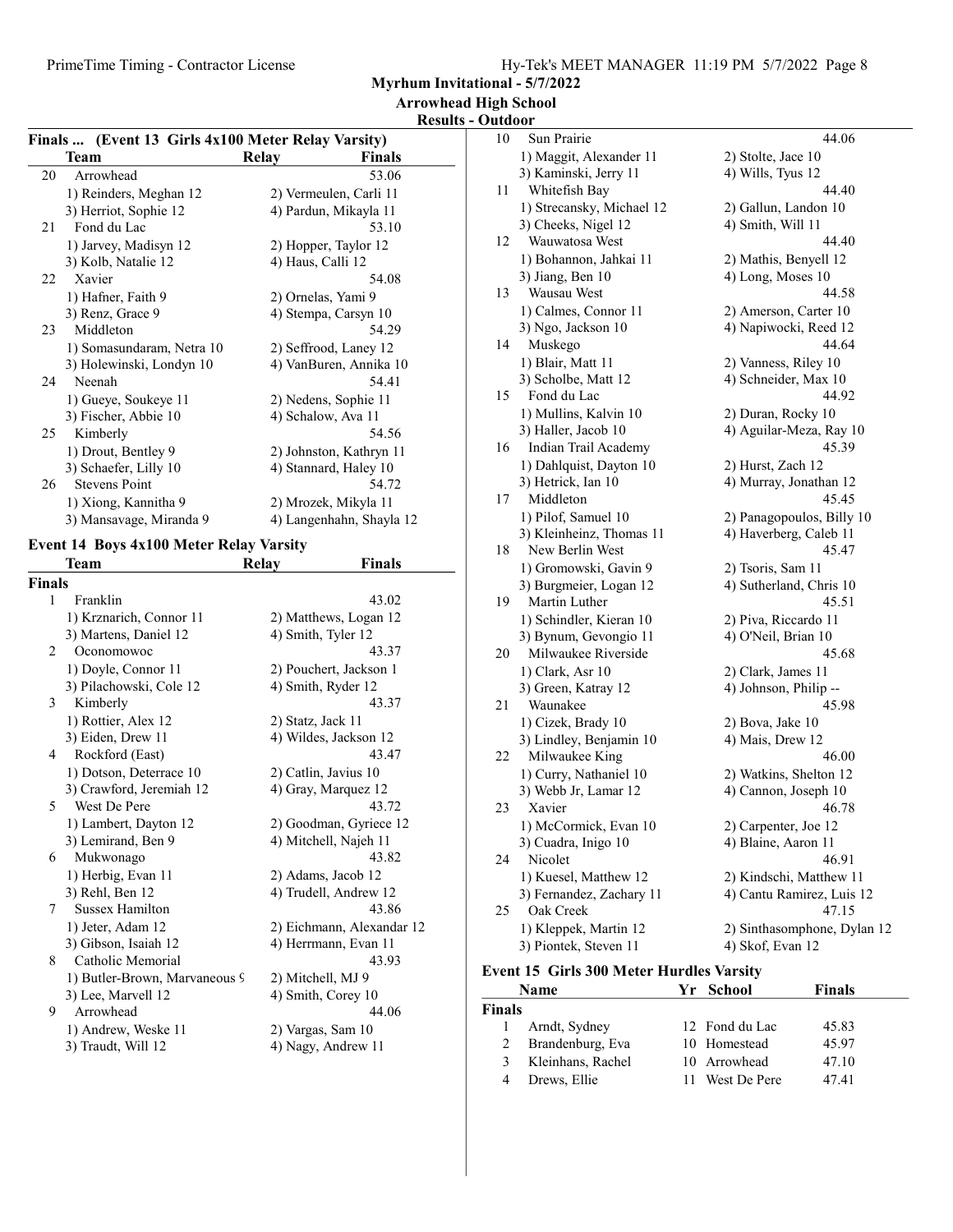Myrhum Invitational - 5/7/2022
Arrowhead High School
Results - Outdoor

**Finals ... (Event 13 Girls 4x100 Meter Relay Varsity)**

| | Team | Relay | Finals |
|---|---|---|---|
| 20 | Arrowhead | | 53.06 |
| | 1) Reinders, Meghan 12 | 2) Vermeulen, Carli 11 | |
| | 3) Herriot, Sophie 12 | 4) Pardun, Mikayla 11 | |
| 21 | Fond du Lac | | 53.10 |
| | 1) Jarvey, Madisyn 12 | 2) Hopper, Taylor 12 | |
| | 3) Kolb, Natalie 12 | 4) Haus, Calli 12 | |
| 22 | Xavier | | 54.08 |
| | 1) Hafner, Faith 9 | 2) Ornelas, Yami 9 | |
| | 3) Renz, Grace 9 | 4) Stempa, Carsyn 10 | |
| 23 | Middleton | | 54.29 |
| | 1) Somasundaram, Netra 10 | 2) Seffrood, Laney 12 | |
| | 3) Holewinski, Londyn 10 | 4) VanBuren, Annika 10 | |
| 24 | Neenah | | 54.41 |
| | 1) Gueye, Soukeye 11 | 2) Nedens, Sophie 11 | |
| | 3) Fischer, Abbie 10 | 4) Schalow, Ava 11 | |
| 25 | Kimberly | | 54.56 |
| | 1) Drout, Bentley 9 | 2) Johnston, Kathryn 11 | |
| | 3) Schaefer, Lilly 10 | 4) Stannard, Haley 10 | |
| 26 | Stevens Point | | 54.72 |
| | 1) Xiong, Kannitha 9 | 2) Mrozek, Mikyla 11 | |
| | 3) Mansavage, Miranda 9 | 4) Langenhahn, Shayla 12 | |

## Event 14 Boys 4x100 Meter Relay Varsity

| | Team | Relay | Finals |
|---|---|---|---|
| **Finals** | | | |
| 1 | Franklin | | 43.02 |
| | 1) Krznarich, Connor 11 | 2) Matthews, Logan 12 | |
| | 3) Martens, Daniel 12 | 4) Smith, Tyler 12 | |
| 2 | Oconomowoc | | 43.37 |
| | 1) Doyle, Connor 11 | 2) Pouchert, Jackson 1 | |
| | 3) Pilachowski, Cole 12 | 4) Smith, Ryder 12 | |
| 3 | Kimberly | | 43.37 |
| | 1) Rottier, Alex 12 | 2) Statz, Jack 11 | |
| | 3) Eiden, Drew 11 | 4) Wildes, Jackson 12 | |
| 4 | Rockford (East) | | 43.47 |
| | 1) Dotson, Deterrace 10 | 2) Catlin, Javius 10 | |
| | 3) Crawford, Jeremiah 12 | 4) Gray, Marquez 12 | |
| 5 | West De Pere | | 43.72 |
| | 1) Lambert, Dayton 12 | 2) Goodman, Gyriece 12 | |
| | 3) Lemirand, Ben 9 | 4) Mitchell, Najeh 11 | |
| 6 | Mukwonago | | 43.82 |
| | 1) Herbig, Evan 11 | 2) Adams, Jacob 12 | |
| | 3) Rehl, Ben 12 | 4) Trudell, Andrew 12 | |
| 7 | Sussex Hamilton | | 43.86 |
| | 1) Jeter, Adam 12 | 2) Eichmann, Alexandar 12 | |
| | 3) Gibson, Isaiah 12 | 4) Herrmann, Evan 11 | |
| 8 | Catholic Memorial | | 43.93 |
| | 1) Butler-Brown, Marvaneous 9 | 2) Mitchell, MJ 9 | |
| | 3) Lee, Marvell 12 | 4) Smith, Corey 10 | |
| 9 | Arrowhead | | 44.06 |
| | 1) Andrew, Weske 11 | 2) Vargas, Sam 10 | |
| | 3) Traudt, Will 12 | 4) Nagy, Andrew 11 | |
| 10 | Sun Prairie | | 44.06 |
| | 1) Maggit, Alexander 11 | 2) Stolte, Jace 10 | |
| | 3) Kaminski, Jerry 11 | 4) Wills, Tyus 12 | |
| 11 | Whitefish Bay | | 44.40 |
| | 1) Strecansky, Michael 12 | 2) Gallun, Landon 10 | |
| | 3) Cheeks, Nigel 12 | 4) Smith, Will 11 | |
| 12 | Wauwatosa West | | 44.40 |
| | 1) Bohannon, Jahkai 11 | 2) Mathis, Benyell 12 | |
| | 3) Jiang, Ben 10 | 4) Long, Moses 10 | |
| 13 | Wausau West | | 44.58 |
| | 1) Calmes, Connor 11 | 2) Amerson, Carter 10 | |
| | 3) Ngo, Jackson 10 | 4) Napiwocki, Reed 12 | |
| 14 | Muskego | | 44.64 |
| | 1) Blair, Matt 11 | 2) Vanness, Riley 10 | |
| | 3) Scholbe, Matt 12 | 4) Schneider, Max 10 | |
| 15 | Fond du Lac | | 44.92 |
| | 1) Mullins, Kalvin 10 | 2) Duran, Rocky 10 | |
| | 3) Haller, Jacob 10 | 4) Aguilar-Meza, Ray 10 | |
| 16 | Indian Trail Academy | | 45.39 |
| | 1) Dahlquist, Dayton 10 | 2) Hurst, Zach 12 | |
| | 3) Hetrick, Ian 10 | 4) Murray, Jonathan 12 | |
| 17 | Middleton | | 45.45 |
| | 1) Pilof, Samuel 10 | 2) Panagopoulos, Billy 10 | |
| | 3) Kleinheinz, Thomas 11 | 4) Haverberg, Caleb 11 | |
| 18 | New Berlin West | | 45.47 |
| | 1) Gromowski, Gavin 9 | 2) Tsoris, Sam 11 | |
| | 3) Burgmeier, Logan 12 | 4) Sutherland, Chris 10 | |
| 19 | Martin Luther | | 45.51 |
| | 1) Schindler, Kieran 10 | 2) Piva, Riccardo 11 | |
| | 3) Bynum, Gevongio 11 | 4) O'Neil, Brian 10 | |
| 20 | Milwaukee Riverside | | 45.68 |
| | 1) Clark, Asr 10 | 2) Clark, James 11 | |
| | 3) Green, Katray 12 | 4) Johnson, Philip -- | |
| 21 | Waunakee | | 45.98 |
| | 1) Cizek, Brady 10 | 2) Bova, Jake 10 | |
| | 3) Lindley, Benjamin 10 | 4) Mais, Drew 12 | |
| 22 | Milwaukee King | | 46.00 |
| | 1) Curry, Nathaniel 10 | 2) Watkins, Shelton 12 | |
| | 3) Webb Jr, Lamar 12 | 4) Cannon, Joseph 10 | |
| 23 | Xavier | | 46.78 |
| | 1) McCormick, Evan 10 | 2) Carpenter, Joe 12 | |
| | 3) Cuadra, Inigo 10 | 4) Blaine, Aaron 11 | |
| 24 | Nicolet | | 46.91 |
| | 1) Kuesel, Matthew 12 | 2) Kindschi, Matthew 11 | |
| | 3) Fernandez, Zachary 11 | 4) Cantu Ramirez, Luis 12 | |
| 25 | Oak Creek | | 47.15 |
| | 1) Kleppek, Martin 12 | 2) Sinthasomphone, Dylan 12 | |
| | 3) Piontek, Steven 11 | 4) Skof, Evan 12 | |

## Event 15 Girls 300 Meter Hurdles Varsity

| | Name | Yr | School | Finals |
|---|---|---|---|---|
| **Finals** | | | | |
| 1 | Arndt, Sydney | 12 | Fond du Lac | 45.83 |
| 2 | Brandenburg, Eva | 10 | Homestead | 45.97 |
| 3 | Kleinhans, Rachel | 10 | Arrowhead | 47.10 |
| 4 | Drews, Ellie | 11 | West De Pere | 47.41 |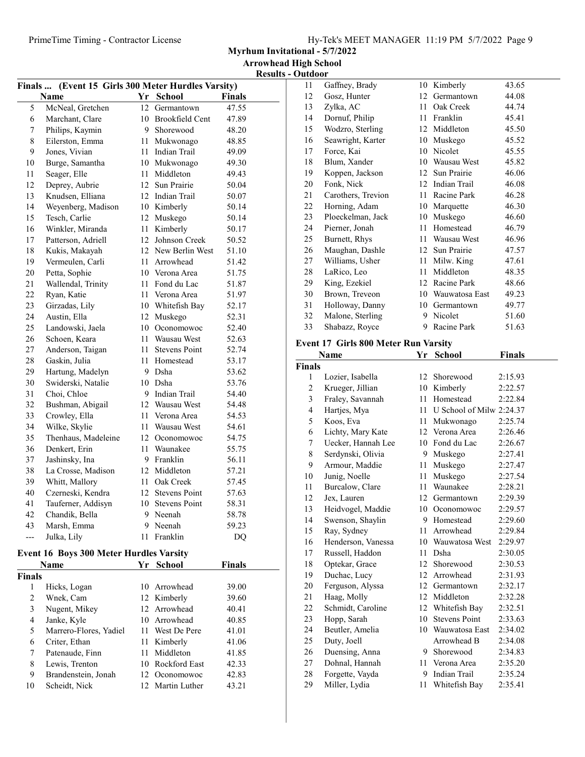Myrhum Invitational - 5/7/2022

Arrowhead High School

Results - Outdoor

## Finals ... (Event 15 Girls 300 Meter Hurdles Varsity)

| | Name | Yr | School | Finals |
|---|---|---|---|---|
| 5 | McNeal, Gretchen | 12 | Germantown | 47.55 |
| 6 | Marchant, Clare | 10 | Brookfield Cent | 47.89 |
| 7 | Philips, Kaymin | 9 | Shorewood | 48.20 |
| 8 | Eilerston, Emma | 11 | Mukwonago | 48.85 |
| 9 | Jones, Vivian | 11 | Indian Trail | 49.09 |
| 10 | Burge, Samantha | 10 | Mukwonago | 49.30 |
| 11 | Seager, Elle | 11 | Middleton | 49.43 |
| 12 | Deprey, Aubrie | 12 | Sun Prairie | 50.04 |
| 13 | Knudsen, Elliana | 12 | Indian Trail | 50.07 |
| 14 | Weyenberg, Madison | 10 | Kimberly | 50.14 |
| 15 | Tesch, Carlie | 12 | Muskego | 50.14 |
| 16 | Winkler, Miranda | 11 | Kimberly | 50.17 |
| 17 | Patterson, Adriell | 12 | Johnson Creek | 50.52 |
| 18 | Kukis, Makayah | 12 | New Berlin West | 51.10 |
| 19 | Vermeulen, Carli | 11 | Arrowhead | 51.42 |
| 20 | Petta, Sophie | 10 | Verona Area | 51.75 |
| 21 | Wallendal, Trinity | 11 | Fond du Lac | 51.87 |
| 22 | Ryan, Katie | 11 | Verona Area | 51.97 |
| 23 | Girzadas, Lily | 10 | Whitefish Bay | 52.17 |
| 24 | Austin, Ella | 12 | Muskego | 52.31 |
| 25 | Landowski, Jaela | 10 | Oconomowoc | 52.40 |
| 26 | Schoen, Keara | 11 | Wausau West | 52.63 |
| 27 | Anderson, Taigan | 11 | Stevens Point | 52.74 |
| 28 | Gaskin, Julia | 11 | Homestead | 53.17 |
| 29 | Hartung, Madelyn | 9 | Dsha | 53.62 |
| 30 | Swiderski, Natalie | 10 | Dsha | 53.76 |
| 31 | Choi, Chloe | 9 | Indian Trail | 54.40 |
| 32 | Bushman, Abigail | 12 | Wausau West | 54.48 |
| 33 | Crowley, Ella | 11 | Verona Area | 54.53 |
| 34 | Wilke, Skylie | 11 | Wausau West | 54.61 |
| 35 | Thenhaus, Madeleine | 12 | Oconomowoc | 54.75 |
| 36 | Denkert, Erin | 11 | Waunakee | 55.75 |
| 37 | Jashinsky, Ina | 9 | Franklin | 56.11 |
| 38 | La Crosse, Madison | 12 | Middleton | 57.21 |
| 39 | Whitt, Mallory | 11 | Oak Creek | 57.45 |
| 40 | Czerneski, Kendra | 12 | Stevens Point | 57.63 |
| 41 | Tauferner, Addisyn | 10 | Stevens Point | 58.31 |
| 42 | Chandik, Bella | 9 | Neenah | 58.78 |
| 43 | Marsh, Emma | 9 | Neenah | 59.23 |
| --- | Julka, Lily | 11 | Franklin | DQ |

## Event 16 Boys 300 Meter Hurdles Varsity

| | Name | Yr | School | Finals |
|---|---|---|---|---|
| **Finals** | | | | |
| 1 | Hicks, Logan | 10 | Arrowhead | 39.00 |
| 2 | Wnek, Cam | 12 | Kimberly | 39.60 |
| 3 | Nugent, Mikey | 12 | Arrowhead | 40.41 |
| 4 | Janke, Kyle | 10 | Arrowhead | 40.85 |
| 5 | Marrero-Flores, Yadiel | 11 | West De Pere | 41.01 |
| 6 | Criter, Ethan | 11 | Kimberly | 41.06 |
| 7 | Patenaude, Finn | 11 | Middleton | 41.85 |
| 8 | Lewis, Trenton | 10 | Rockford East | 42.33 |
| 9 | Brandenstein, Jonah | 12 | Oconomowoc | 42.83 |
| 10 | Scheidt, Nick | 12 | Martin Luther | 43.21 |
| 11 | Gaffney, Brady | 10 | Kimberly | 43.65 |
| 12 | Gosz, Hunter | 12 | Germantown | 44.08 |
| 13 | Zylka, AC | 11 | Oak Creek | 44.74 |
| 14 | Dornuf, Philip | 11 | Franklin | 45.41 |
| 15 | Wodzro, Sterling | 12 | Middleton | 45.50 |
| 16 | Seawright, Karter | 10 | Muskego | 45.52 |
| 17 | Force, Kai | 10 | Nicolet | 45.55 |
| 18 | Blum, Xander | 10 | Wausau West | 45.82 |
| 19 | Koppen, Jackson | 12 | Sun Prairie | 46.06 |
| 20 | Fonk, Nick | 12 | Indian Trail | 46.08 |
| 21 | Carothers, Trevion | 11 | Racine Park | 46.28 |
| 22 | Horning, Adam | 10 | Marquette | 46.30 |
| 23 | Ploeckelman, Jack | 10 | Muskego | 46.60 |
| 24 | Pierner, Jonah | 11 | Homestead | 46.79 |
| 25 | Burnett, Rhys | 11 | Wausau West | 46.96 |
| 26 | Maughan, Dashle | 12 | Sun Prairie | 47.57 |
| 27 | Williams, Usher | 11 | Milw. King | 47.61 |
| 28 | LaRico, Leo | 11 | Middleton | 48.35 |
| 29 | King, Ezekiel | 12 | Racine Park | 48.66 |
| 30 | Brown, Treveon | 10 | Wauwatosa East | 49.23 |
| 31 | Holloway, Danny | 10 | Germantown | 49.77 |
| 32 | Malone, Sterling | 9 | Nicolet | 51.60 |
| 33 | Shabazz, Royce | 9 | Racine Park | 51.63 |

## Event 17 Girls 800 Meter Run Varsity

| | Name | Yr | School | Finals |
|---|---|---|---|---|
| **Finals** | | | | |
| 1 | Lozier, Isabella | 12 | Shorewood | 2:15.93 |
| 2 | Krueger, Jillian | 10 | Kimberly | 2:22.57 |
| 3 | Fraley, Savannah | 11 | Homestead | 2:22.84 |
| 4 | Hartjes, Mya | 11 | U School of Milw | 2:24.37 |
| 5 | Koos, Eva | 11 | Mukwonago | 2:25.74 |
| 6 | Lichty, Mary Kate | 12 | Verona Area | 2:26.46 |
| 7 | Uecker, Hannah Lee | 10 | Fond du Lac | 2:26.67 |
| 8 | Serdynski, Olivia | 9 | Muskego | 2:27.41 |
| 9 | Armour, Maddie | 11 | Muskego | 2:27.47 |
| 10 | Junig, Noelle | 11 | Muskego | 2:27.54 |
| 11 | Burcalow, Clare | 11 | Waunakee | 2:28.21 |
| 12 | Jex, Lauren | 12 | Germantown | 2:29.39 |
| 13 | Heidvogel, Maddie | 10 | Oconomowoc | 2:29.57 |
| 14 | Swenson, Shaylin | 9 | Homestead | 2:29.60 |
| 15 | Ray, Sydney | 11 | Arrowhead | 2:29.84 |
| 16 | Henderson, Vanessa | 10 | Wauwatosa West | 2:29.97 |
| 17 | Russell, Haddon | 11 | Dsha | 2:30.05 |
| 18 | Optekar, Grace | 12 | Shorewood | 2:30.53 |
| 19 | Duchac, Lucy | 12 | Arrowhead | 2:31.93 |
| 20 | Ferguson, Alyssa | 12 | Germantown | 2:32.17 |
| 21 | Haag, Molly | 12 | Middleton | 2:32.28 |
| 22 | Schmidt, Caroline | 12 | Whitefish Bay | 2:32.51 |
| 23 | Hopp, Sarah | 10 | Stevens Point | 2:33.63 |
| 24 | Beutler, Amelia | 10 | Wauwatosa East | 2:34.02 |
| 25 | Duty, Joell | | Arrowhead B | 2:34.08 |
| 26 | Duensing, Anna | 9 | Shorewood | 2:34.83 |
| 27 | Dohnal, Hannah | 11 | Verona Area | 2:35.20 |
| 28 | Forgette, Vayda | 9 | Indian Trail | 2:35.24 |
| 29 | Miller, Lydia | 11 | Whitefish Bay | 2:35.41 |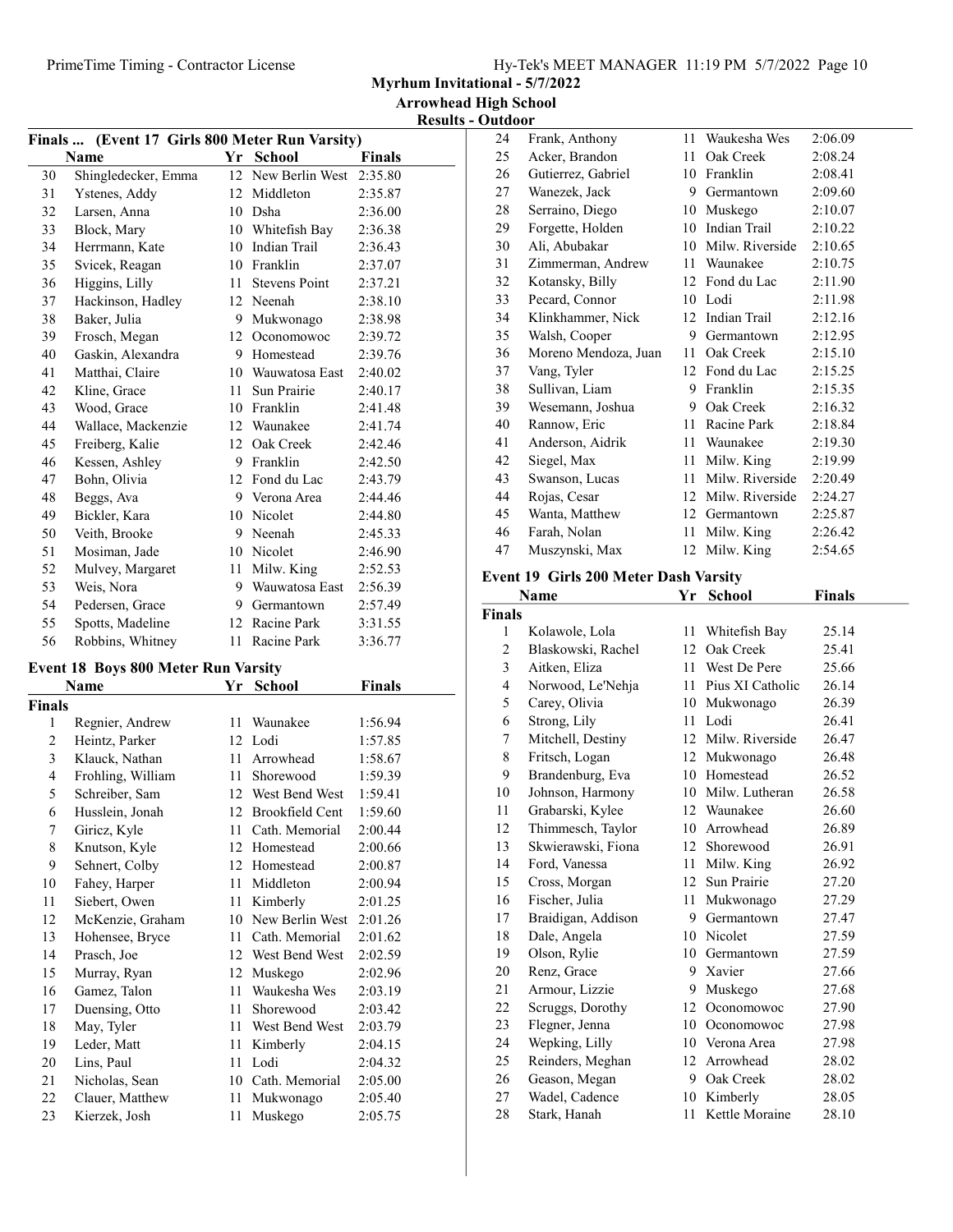**Myrhum Invitational - 5/7/2022**

**Arrowhead High School**

**Results - Outdoor**

### Finals ... (Event 17 Girls 800 Meter Run Varsity)

| | Name | Yr | School | Finals |
|---|---|---|---|---|
| 30 | Shingledecker, Emma | 12 | New Berlin West | 2:35.80 |
| 31 | Ystenes, Addy | 12 | Middleton | 2:35.87 |
| 32 | Larsen, Anna | 10 | Dsha | 2:36.00 |
| 33 | Block, Mary | 10 | Whitefish Bay | 2:36.38 |
| 34 | Herrmann, Kate | 10 | Indian Trail | 2:36.43 |
| 35 | Svicek, Reagan | 10 | Franklin | 2:37.07 |
| 36 | Higgins, Lilly | 11 | Stevens Point | 2:37.21 |
| 37 | Hackinson, Hadley | 12 | Neenah | 2:38.10 |
| 38 | Baker, Julia | 9 | Mukwonago | 2:38.98 |
| 39 | Frosch, Megan | 12 | Oconomowoc | 2:39.72 |
| 40 | Gaskin, Alexandra | 9 | Homestead | 2:39.76 |
| 41 | Matthai, Claire | 10 | Wauwatosa East | 2:40.02 |
| 42 | Kline, Grace | 11 | Sun Prairie | 2:40.17 |
| 43 | Wood, Grace | 10 | Franklin | 2:41.48 |
| 44 | Wallace, Mackenzie | 12 | Waunakee | 2:41.74 |
| 45 | Freiberg, Kalie | 12 | Oak Creek | 2:42.46 |
| 46 | Kessen, Ashley | 9 | Franklin | 2:42.50 |
| 47 | Bohn, Olivia | 12 | Fond du Lac | 2:43.79 |
| 48 | Beggs, Ava | 9 | Verona Area | 2:44.46 |
| 49 | Bickler, Kara | 10 | Nicolet | 2:44.80 |
| 50 | Veith, Brooke | 9 | Neenah | 2:45.33 |
| 51 | Mosiman, Jade | 10 | Nicolet | 2:46.90 |
| 52 | Mulvey, Margaret | 11 | Milw. King | 2:52.53 |
| 53 | Weis, Nora | 9 | Wauwatosa East | 2:56.39 |
| 54 | Pedersen, Grace | 9 | Germantown | 2:57.49 |
| 55 | Spotts, Madeline | 12 | Racine Park | 3:31.55 |
| 56 | Robbins, Whitney | 11 | Racine Park | 3:36.77 |

### Event 18 Boys 800 Meter Run Varsity

| | Name | Yr | School | Finals |
|---|---|---|---|---|
| **Finals** | | | | |
| 1 | Regnier, Andrew | 11 | Waunakee | 1:56.94 |
| 2 | Heintz, Parker | 12 | Lodi | 1:57.85 |
| 3 | Klauck, Nathan | 11 | Arrowhead | 1:58.67 |
| 4 | Frohling, William | 11 | Shorewood | 1:59.39 |
| 5 | Schreiber, Sam | 12 | West Bend West | 1:59.41 |
| 6 | Husslein, Jonah | 12 | Brookfield Cent | 1:59.60 |
| 7 | Giricz, Kyle | 11 | Cath. Memorial | 2:00.44 |
| 8 | Knutson, Kyle | 12 | Homestead | 2:00.66 |
| 9 | Sehnert, Colby | 12 | Homestead | 2:00.87 |
| 10 | Fahey, Harper | 11 | Middleton | 2:00.94 |
| 11 | Siebert, Owen | 11 | Kimberly | 2:01.25 |
| 12 | McKenzie, Graham | 10 | New Berlin West | 2:01.26 |
| 13 | Hohensee, Bryce | 11 | Cath. Memorial | 2:01.62 |
| 14 | Prasch, Joe | 12 | West Bend West | 2:02.59 |
| 15 | Murray, Ryan | 12 | Muskego | 2:02.96 |
| 16 | Gamez, Talon | 11 | Waukesha Wes | 2:03.19 |
| 17 | Duensing, Otto | 11 | Shorewood | 2:03.42 |
| 18 | May, Tyler | 11 | West Bend West | 2:03.79 |
| 19 | Leder, Matt | 11 | Kimberly | 2:04.15 |
| 20 | Lins, Paul | 11 | Lodi | 2:04.32 |
| 21 | Nicholas, Sean | 10 | Cath. Memorial | 2:05.00 |
| 22 | Clauer, Matthew | 11 | Mukwonago | 2:05.40 |
| 23 | Kierzek, Josh | 11 | Muskego | 2:05.75 |
| 24 | Frank, Anthony | 11 | Waukesha Wes | 2:06.09 |
| 25 | Acker, Brandon | 11 | Oak Creek | 2:08.24 |
| 26 | Gutierrez, Gabriel | 10 | Franklin | 2:08.41 |
| 27 | Wanezek, Jack | 9 | Germantown | 2:09.60 |
| 28 | Serraino, Diego | 10 | Muskego | 2:10.07 |
| 29 | Forgette, Holden | 10 | Indian Trail | 2:10.22 |
| 30 | Ali, Abubakar | 10 | Milw. Riverside | 2:10.65 |
| 31 | Zimmerman, Andrew | 11 | Waunakee | 2:10.75 |
| 32 | Kotansky, Billy | 12 | Fond du Lac | 2:11.90 |
| 33 | Pecard, Connor | 10 | Lodi | 2:11.98 |
| 34 | Klinkhammer, Nick | 12 | Indian Trail | 2:12.16 |
| 35 | Walsh, Cooper | 9 | Germantown | 2:12.95 |
| 36 | Moreno Mendoza, Juan | 11 | Oak Creek | 2:15.10 |
| 37 | Vang, Tyler | 12 | Fond du Lac | 2:15.25 |
| 38 | Sullivan, Liam | 9 | Franklin | 2:15.35 |
| 39 | Wesemann, Joshua | 9 | Oak Creek | 2:16.32 |
| 40 | Rannow, Eric | 11 | Racine Park | 2:18.84 |
| 41 | Anderson, Aidrik | 11 | Waunakee | 2:19.30 |
| 42 | Siegel, Max | 11 | Milw. King | 2:19.99 |
| 43 | Swanson, Lucas | 11 | Milw. Riverside | 2:20.49 |
| 44 | Rojas, Cesar | 12 | Milw. Riverside | 2:24.27 |
| 45 | Wanta, Matthew | 12 | Germantown | 2:25.87 |
| 46 | Farah, Nolan | 11 | Milw. King | 2:26.42 |
| 47 | Muszynski, Max | 12 | Milw. King | 2:54.65 |

### Event 19 Girls 200 Meter Dash Varsity

| | Name | Yr | School | Finals |
|---|---|---|---|---|
| **Finals** | | | | |
| 1 | Kolawole, Lola | 11 | Whitefish Bay | 25.14 |
| 2 | Blaskowski, Rachel | 12 | Oak Creek | 25.41 |
| 3 | Aitken, Eliza | 11 | West De Pere | 25.66 |
| 4 | Norwood, Le'Nehja | 11 | Pius XI Catholic | 26.14 |
| 5 | Carey, Olivia | 10 | Mukwonago | 26.39 |
| 6 | Strong, Lily | 11 | Lodi | 26.41 |
| 7 | Mitchell, Destiny | 12 | Milw. Riverside | 26.47 |
| 8 | Fritsch, Logan | 12 | Mukwonago | 26.48 |
| 9 | Brandenburg, Eva | 10 | Homestead | 26.52 |
| 10 | Johnson, Harmony | 10 | Milw. Lutheran | 26.58 |
| 11 | Grabarski, Kylee | 12 | Waunakee | 26.60 |
| 12 | Thimmesch, Taylor | 10 | Arrowhead | 26.89 |
| 13 | Skwierawski, Fiona | 12 | Shorewood | 26.91 |
| 14 | Ford, Vanessa | 11 | Milw. King | 26.92 |
| 15 | Cross, Morgan | 12 | Sun Prairie | 27.20 |
| 16 | Fischer, Julia | 11 | Mukwonago | 27.29 |
| 17 | Braidigan, Addison | 9 | Germantown | 27.47 |
| 18 | Dale, Angela | 10 | Nicolet | 27.59 |
| 19 | Olson, Rylie | 10 | Germantown | 27.59 |
| 20 | Renz, Grace | 9 | Xavier | 27.66 |
| 21 | Armour, Lizzie | 9 | Muskego | 27.68 |
| 22 | Scruggs, Dorothy | 12 | Oconomowoc | 27.90 |
| 23 | Flegner, Jenna | 10 | Oconomowoc | 27.98 |
| 24 | Wepking, Lilly | 10 | Verona Area | 27.98 |
| 25 | Reinders, Meghan | 12 | Arrowhead | 28.02 |
| 26 | Geason, Megan | 9 | Oak Creek | 28.02 |
| 27 | Wadel, Cadence | 10 | Kimberly | 28.05 |
| 28 | Stark, Hanah | 11 | Kettle Moraine | 28.10 |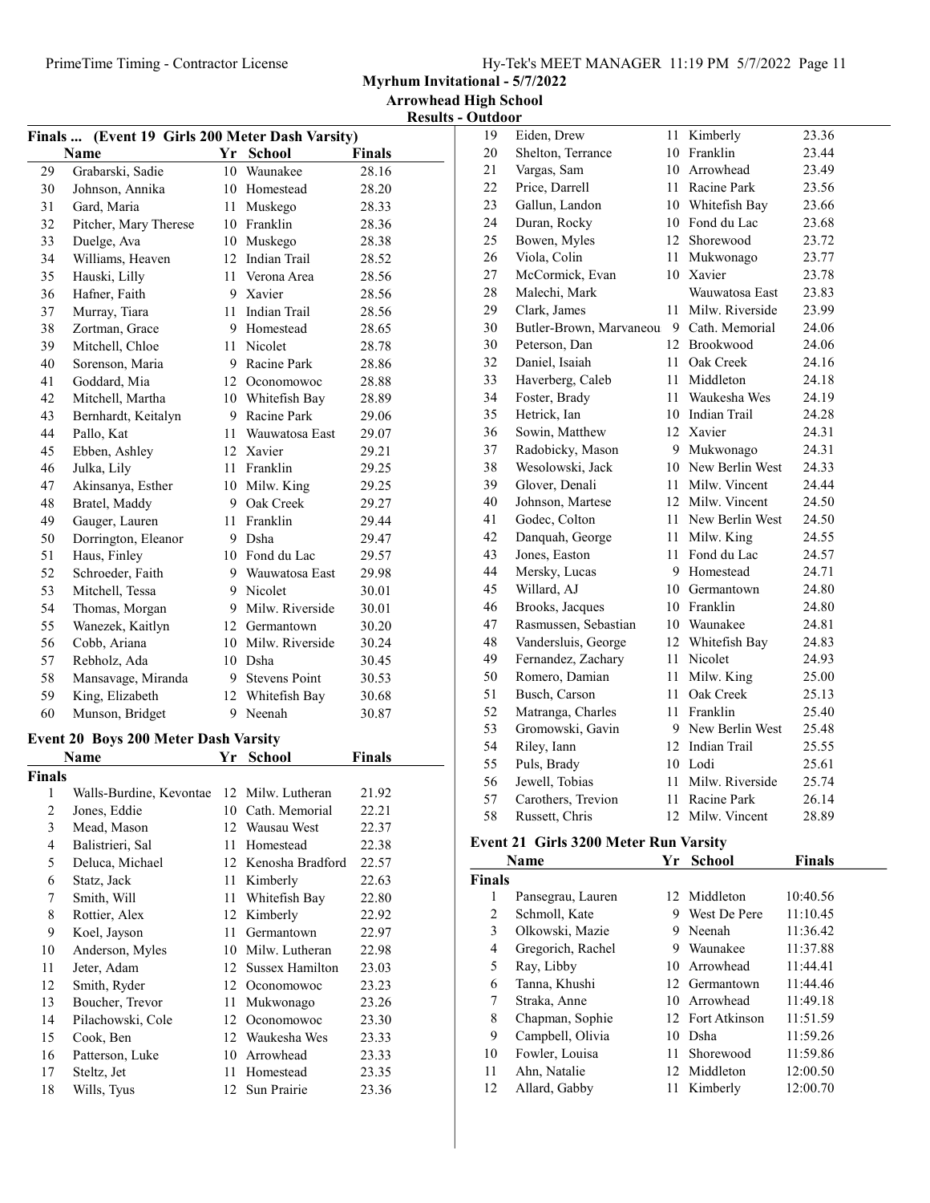Myrhum Invitational - 5/7/2022

Arrowhead High School

Results - Outdoor

## Finals ... (Event 19 Girls 200 Meter Dash Varsity)

| | Name | Yr | School | Finals |
|---|---|---|---|---|
| 29 | Grabarski, Sadie | 10 | Waunakee | 28.16 |
| 30 | Johnson, Annika | 10 | Homestead | 28.20 |
| 31 | Gard, Maria | 11 | Muskego | 28.33 |
| 32 | Pitcher, Mary Therese | 10 | Franklin | 28.36 |
| 33 | Duelge, Ava | 10 | Muskego | 28.38 |
| 34 | Williams, Heaven | 12 | Indian Trail | 28.52 |
| 35 | Hauski, Lilly | 11 | Verona Area | 28.56 |
| 36 | Hafner, Faith | 9 | Xavier | 28.56 |
| 37 | Murray, Tiara | 11 | Indian Trail | 28.56 |
| 38 | Zortman, Grace | 9 | Homestead | 28.65 |
| 39 | Mitchell, Chloe | 11 | Nicolet | 28.78 |
| 40 | Sorenson, Maria | 9 | Racine Park | 28.86 |
| 41 | Goddard, Mia | 12 | Oconomowoc | 28.88 |
| 42 | Mitchell, Martha | 10 | Whitefish Bay | 28.89 |
| 43 | Bernhardt, Keitalyn | 9 | Racine Park | 29.06 |
| 44 | Pallo, Kat | 11 | Wauwatosa East | 29.07 |
| 45 | Ebben, Ashley | 12 | Xavier | 29.21 |
| 46 | Julka, Lily | 11 | Franklin | 29.25 |
| 47 | Akinsanya, Esther | 10 | Milw. King | 29.25 |
| 48 | Bratel, Maddy | 9 | Oak Creek | 29.27 |
| 49 | Gauger, Lauren | 11 | Franklin | 29.44 |
| 50 | Dorrington, Eleanor | 9 | Dsha | 29.47 |
| 51 | Haus, Finley | 10 | Fond du Lac | 29.57 |
| 52 | Schroeder, Faith | 9 | Wauwatosa East | 29.98 |
| 53 | Mitchell, Tessa | 9 | Nicolet | 30.01 |
| 54 | Thomas, Morgan | 9 | Milw. Riverside | 30.01 |
| 55 | Wanezek, Kaitlyn | 12 | Germantown | 30.20 |
| 56 | Cobb, Ariana | 10 | Milw. Riverside | 30.24 |
| 57 | Rebholz, Ada | 10 | Dsha | 30.45 |
| 58 | Mansavage, Miranda | 9 | Stevens Point | 30.53 |
| 59 | King, Elizabeth | 12 | Whitefish Bay | 30.68 |
| 60 | Munson, Bridget | 9 | Neenah | 30.87 |

## Event 20 Boys 200 Meter Dash Varsity

| | Name | Yr | School | Finals |
|---|---|---|---|---|
| **Finals** | | | | |
| 1 | Walls-Burdine, Kevontae | 12 | Milw. Lutheran | 21.92 |
| 2 | Jones, Eddie | 10 | Cath. Memorial | 22.21 |
| 3 | Mead, Mason | 12 | Wausau West | 22.37 |
| 4 | Balistrieri, Sal | 11 | Homestead | 22.38 |
| 5 | Deluca, Michael | 12 | Kenosha Bradford | 22.57 |
| 6 | Statz, Jack | 11 | Kimberly | 22.63 |
| 7 | Smith, Will | 11 | Whitefish Bay | 22.80 |
| 8 | Rottier, Alex | 12 | Kimberly | 22.92 |
| 9 | Koel, Jayson | 11 | Germantown | 22.97 |
| 10 | Anderson, Myles | 10 | Milw. Lutheran | 22.98 |
| 11 | Jeter, Adam | 12 | Sussex Hamilton | 23.03 |
| 12 | Smith, Ryder | 12 | Oconomowoc | 23.23 |
| 13 | Boucher, Trevor | 11 | Mukwonago | 23.26 |
| 14 | Pilachowski, Cole | 12 | Oconomowoc | 23.30 |
| 15 | Cook, Ben | 12 | Waukesha Wes | 23.33 |
| 16 | Patterson, Luke | 10 | Arrowhead | 23.33 |
| 17 | Steltz, Jet | 11 | Homestead | 23.35 |
| 18 | Wills, Tyus | 12 | Sun Prairie | 23.36 |
| 19 | Eiden, Drew | 11 | Kimberly | 23.36 |
| 20 | Shelton, Terrance | 10 | Franklin | 23.44 |
| 21 | Vargas, Sam | 10 | Arrowhead | 23.49 |
| 22 | Price, Darrell | 11 | Racine Park | 23.56 |
| 23 | Gallun, Landon | 10 | Whitefish Bay | 23.66 |
| 24 | Duran, Rocky | 10 | Fond du Lac | 23.68 |
| 25 | Bowen, Myles | 12 | Shorewood | 23.72 |
| 26 | Viola, Colin | 11 | Mukwonago | 23.77 |
| 27 | McCormick, Evan | 10 | Xavier | 23.78 |
| 28 | Malechi, Mark | | Wauwatosa East | 23.83 |
| 29 | Clark, James | 11 | Milw. Riverside | 23.99 |
| 30 | Butler-Brown, Marvaneou | 9 | Cath. Memorial | 24.06 |
| 30 | Peterson, Dan | 12 | Brookwood | 24.06 |
| 32 | Daniel, Isaiah | 11 | Oak Creek | 24.16 |
| 33 | Haverberg, Caleb | 11 | Middleton | 24.18 |
| 34 | Foster, Brady | 11 | Waukesha Wes | 24.19 |
| 35 | Hetrick, Ian | 10 | Indian Trail | 24.28 |
| 36 | Sowin, Matthew | 12 | Xavier | 24.31 |
| 37 | Radobicky, Mason | 9 | Mukwonago | 24.31 |
| 38 | Wesolowski, Jack | 10 | New Berlin West | 24.33 |
| 39 | Glover, Denali | 11 | Milw. Vincent | 24.44 |
| 40 | Johnson, Martese | 12 | Milw. Vincent | 24.50 |
| 41 | Godec, Colton | 11 | New Berlin West | 24.50 |
| 42 | Danquah, George | 11 | Milw. King | 24.55 |
| 43 | Jones, Easton | 11 | Fond du Lac | 24.57 |
| 44 | Mersky, Lucas | 9 | Homestead | 24.71 |
| 45 | Willard, AJ | 10 | Germantown | 24.80 |
| 46 | Brooks, Jacques | 10 | Franklin | 24.80 |
| 47 | Rasmussen, Sebastian | 10 | Waunakee | 24.81 |
| 48 | Vandersluis, George | 12 | Whitefish Bay | 24.83 |
| 49 | Fernandez, Zachary | 11 | Nicolet | 24.93 |
| 50 | Romero, Damian | 11 | Milw. King | 25.00 |
| 51 | Busch, Carson | 11 | Oak Creek | 25.13 |
| 52 | Matranga, Charles | 11 | Franklin | 25.40 |
| 53 | Gromowski, Gavin | 9 | New Berlin West | 25.48 |
| 54 | Riley, Iann | 12 | Indian Trail | 25.55 |
| 55 | Puls, Brady | 10 | Lodi | 25.61 |
| 56 | Jewell, Tobias | 11 | Milw. Riverside | 25.74 |
| 57 | Carothers, Trevion | 11 | Racine Park | 26.14 |
| 58 | Russett, Chris | 12 | Milw. Vincent | 28.89 |

## Event 21 Girls 3200 Meter Run Varsity

| | Name | Yr | School | Finals |
|---|---|---|---|---|
| **Finals** | | | | |
| 1 | Pansegrau, Lauren | 12 | Middleton | 10:40.56 |
| 2 | Schmoll, Kate | 9 | West De Pere | 11:10.45 |
| 3 | Olkowski, Mazie | 9 | Neenah | 11:36.42 |
| 4 | Gregorich, Rachel | 9 | Waunakee | 11:37.88 |
| 5 | Ray, Libby | 10 | Arrowhead | 11:44.41 |
| 6 | Tanna, Khushi | 12 | Germantown | 11:44.46 |
| 7 | Straka, Anne | 10 | Arrowhead | 11:49.18 |
| 8 | Chapman, Sophie | 12 | Fort Atkinson | 11:51.59 |
| 9 | Campbell, Olivia | 10 | Dsha | 11:59.26 |
| 10 | Fowler, Louisa | 11 | Shorewood | 11:59.86 |
| 11 | Ahn, Natalie | 12 | Middleton | 12:00.50 |
| 12 | Allard, Gabby | 11 | Kimberly | 12:00.70 |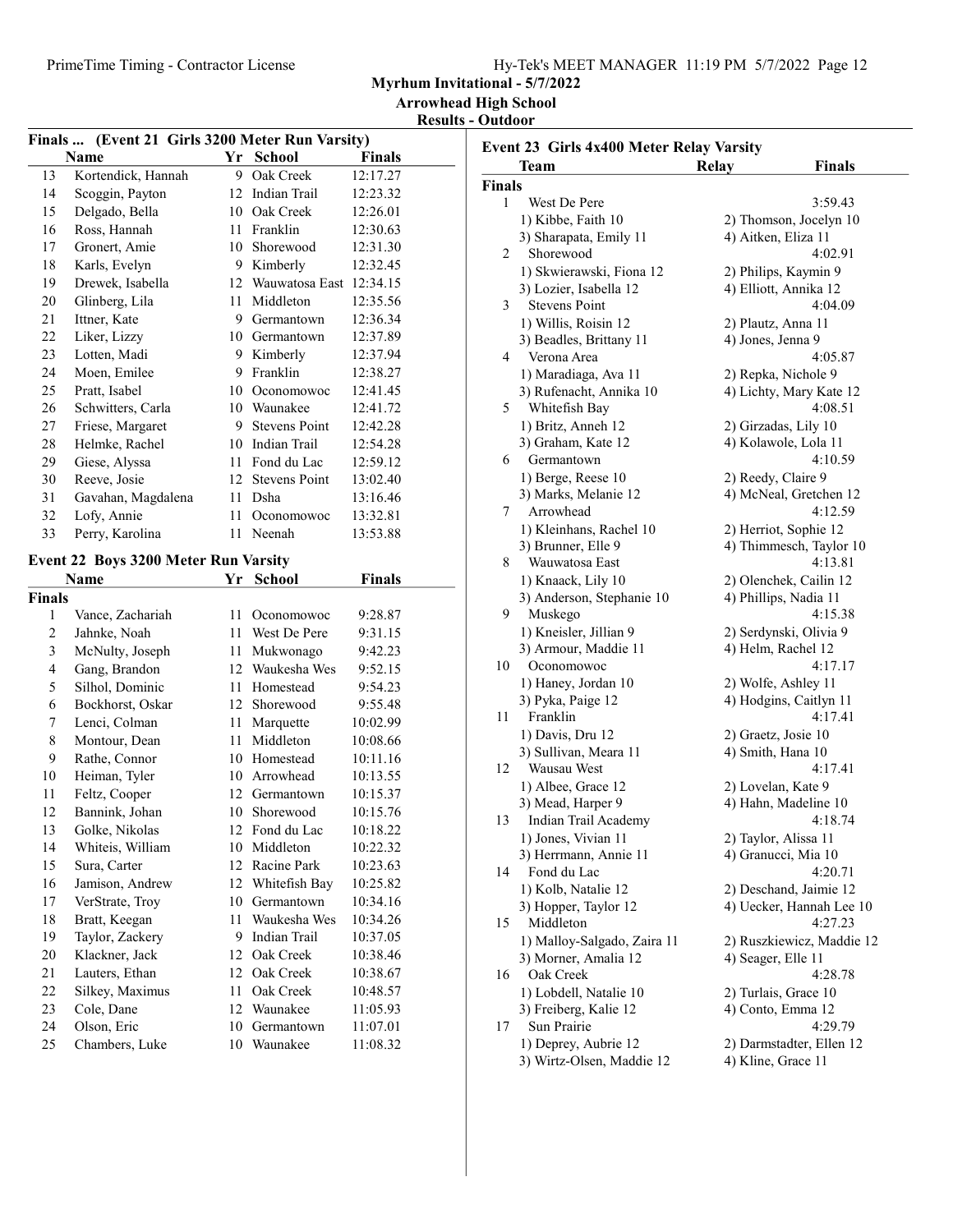## Myrhum Invitational - 5/7/2022

### Arrowhead High School

### Results - Outdoor

**Finals ... (Event 21 Girls 3200 Meter Run Varsity)**

| | Name | Yr | School | Finals |
|---|---|---|---|---|
| 13 | Kortendick, Hannah | 9 | Oak Creek | 12:17.27 |
| 14 | Scoggin, Payton | 12 | Indian Trail | 12:23.32 |
| 15 | Delgado, Bella | 10 | Oak Creek | 12:26.01 |
| 16 | Ross, Hannah | 11 | Franklin | 12:30.63 |
| 17 | Gronert, Amie | 10 | Shorewood | 12:31.30 |
| 18 | Karls, Evelyn | 9 | Kimberly | 12:32.45 |
| 19 | Drewek, Isabella | 12 | Wauwatosa East | 12:34.15 |
| 20 | Glinberg, Lila | 11 | Middleton | 12:35.56 |
| 21 | Ittner, Kate | 9 | Germantown | 12:36.34 |
| 22 | Liker, Lizzy | 10 | Germantown | 12:37.89 |
| 23 | Lotten, Madi | 9 | Kimberly | 12:37.94 |
| 24 | Moen, Emilee | 9 | Franklin | 12:38.27 |
| 25 | Pratt, Isabel | 10 | Oconomowoc | 12:41.45 |
| 26 | Schwitters, Carla | 10 | Waunakee | 12:41.72 |
| 27 | Friese, Margaret | 9 | Stevens Point | 12:42.28 |
| 28 | Helmke, Rachel | 10 | Indian Trail | 12:54.28 |
| 29 | Giese, Alyssa | 11 | Fond du Lac | 12:59.12 |
| 30 | Reeve, Josie | 12 | Stevens Point | 13:02.40 |
| 31 | Gavahan, Magdalena | 11 | Dsha | 13:16.46 |
| 32 | Lofy, Annie | 11 | Oconomowoc | 13:32.81 |
| 33 | Perry, Karolina | 11 | Neenah | 13:53.88 |

**Event 22 Boys 3200 Meter Run Varsity**

| | Name | Yr | School | Finals |
|---|---|---|---|---|
| **Finals** | | | | |
| 1 | Vance, Zachariah | 11 | Oconomowoc | 9:28.87 |
| 2 | Jahnke, Noah | 11 | West De Pere | 9:31.15 |
| 3 | McNulty, Joseph | 11 | Mukwonago | 9:42.23 |
| 4 | Gang, Brandon | 12 | Waukesha Wes | 9:52.15 |
| 5 | Silhol, Dominic | 11 | Homestead | 9:54.23 |
| 6 | Bockhorst, Oskar | 12 | Shorewood | 9:55.48 |
| 7 | Lenci, Colman | 11 | Marquette | 10:02.99 |
| 8 | Montour, Dean | 11 | Middleton | 10:08.66 |
| 9 | Rathe, Connor | 10 | Homestead | 10:11.16 |
| 10 | Heiman, Tyler | 10 | Arrowhead | 10:13.55 |
| 11 | Feltz, Cooper | 12 | Germantown | 10:15.37 |
| 12 | Bannink, Johan | 10 | Shorewood | 10:15.76 |
| 13 | Golke, Nikolas | 12 | Fond du Lac | 10:18.22 |
| 14 | Whiteis, William | 10 | Middleton | 10:22.32 |
| 15 | Sura, Carter | 12 | Racine Park | 10:23.63 |
| 16 | Jamison, Andrew | 12 | Whitefish Bay | 10:25.82 |
| 17 | VerStrate, Troy | 10 | Germantown | 10:34.16 |
| 18 | Bratt, Keegan | 11 | Waukesha Wes | 10:34.26 |
| 19 | Taylor, Zackery | 9 | Indian Trail | 10:37.05 |
| 20 | Klackner, Jack | 12 | Oak Creek | 10:38.46 |
| 21 | Lauters, Ethan | 12 | Oak Creek | 10:38.67 |
| 22 | Silkey, Maximus | 11 | Oak Creek | 10:48.57 |
| 23 | Cole, Dane | 12 | Waunakee | 11:05.93 |
| 24 | Olson, Eric | 10 | Germantown | 11:07.01 |
| 25 | Chambers, Luke | 10 | Waunakee | 11:08.32 |

**Event 23 Girls 4x400 Meter Relay Varsity**

| | Team | Relay | Finals |
|---|---|---|---|
| **Finals** | | | |
| 1 | West De Pere | | 3:59.43 |
| | 1) Kibbe, Faith 10 | 2) Thomson, Jocelyn 10 | |
| | 3) Sharapata, Emily 11 | 4) Aitken, Eliza 11 | |
| 2 | Shorewood | | 4:02.91 |
| | 1) Skwierawski, Fiona 12 | 2) Philips, Kaymin 9 | |
| | 3) Lozier, Isabella 12 | 4) Elliott, Annika 12 | |
| 3 | Stevens Point | | 4:04.09 |
| | 1) Willis, Roisin 12 | 2) Plautz, Anna 11 | |
| | 3) Beadles, Brittany 11 | 4) Jones, Jenna 9 | |
| 4 | Verona Area | | 4:05.87 |
| | 1) Maradiaga, Ava 11 | 2) Repka, Nichole 9 | |
| | 3) Rufenacht, Annika 10 | 4) Lichty, Mary Kate 12 | |
| 5 | Whitefish Bay | | 4:08.51 |
| | 1) Britz, Anneh 12 | 2) Girzadas, Lily 10 | |
| | 3) Graham, Kate 12 | 4) Kolawole, Lola 11 | |
| 6 | Germantown | | 4:10.59 |
| | 1) Berge, Reese 10 | 2) Reedy, Claire 9 | |
| | 3) Marks, Melanie 12 | 4) McNeal, Gretchen 12 | |
| 7 | Arrowhead | | 4:12.59 |
| | 1) Kleinhans, Rachel 10 | 2) Herriot, Sophie 12 | |
| | 3) Brunner, Elle 9 | 4) Thimmesch, Taylor 10 | |
| 8 | Wauwatosa East | | 4:13.81 |
| | 1) Knaack, Lily 10 | 2) Olenchek, Cailin 12 | |
| | 3) Anderson, Stephanie 10 | 4) Phillips, Nadia 11 | |
| 9 | Muskego | | 4:15.38 |
| | 1) Kneisler, Jillian 9 | 2) Serdynski, Olivia 9 | |
| | 3) Armour, Maddie 11 | 4) Helm, Rachel 12 | |
| 10 | Oconomowoc | | 4:17.17 |
| | 1) Haney, Jordan 10 | 2) Wolfe, Ashley 11 | |
| | 3) Pyka, Paige 12 | 4) Hodgins, Caitlyn 11 | |
| 11 | Franklin | | 4:17.41 |
| | 1) Davis, Dru 12 | 2) Graetz, Josie 10 | |
| | 3) Sullivan, Meara 11 | 4) Smith, Hana 10 | |
| 12 | Wausau West | | 4:17.41 |
| | 1) Albee, Grace 12 | 2) Lovelan, Kate 9 | |
| | 3) Mead, Harper 9 | 4) Hahn, Madeline 10 | |
| 13 | Indian Trail Academy | | 4:18.74 |
| | 1) Jones, Vivian 11 | 2) Taylor, Alissa 11 | |
| | 3) Herrmann, Annie 11 | 4) Granucci, Mia 10 | |
| 14 | Fond du Lac | | 4:20.71 |
| | 1) Kolb, Natalie 12 | 2) Deschand, Jaimie 12 | |
| | 3) Hopper, Taylor 12 | 4) Uecker, Hannah Lee 10 | |
| 15 | Middleton | | 4:27.23 |
| | 1) Malloy-Salgado, Zaira 11 | 2) Ruszkiewicz, Maddie 12 | |
| | 3) Morner, Amalia 12 | 4) Seager, Elle 11 | |
| 16 | Oak Creek | | 4:28.78 |
| | 1) Lobdell, Natalie 10 | 2) Turlais, Grace 10 | |
| | 3) Freiberg, Kalie 12 | 4) Conto, Emma 12 | |
| 17 | Sun Prairie | | 4:29.79 |
| | 1) Deprey, Aubrie 12 | 2) Darmstadter, Ellen 12 | |
| | 3) Wirtz-Olsen, Maddie 12 | 4) Kline, Grace 11 | |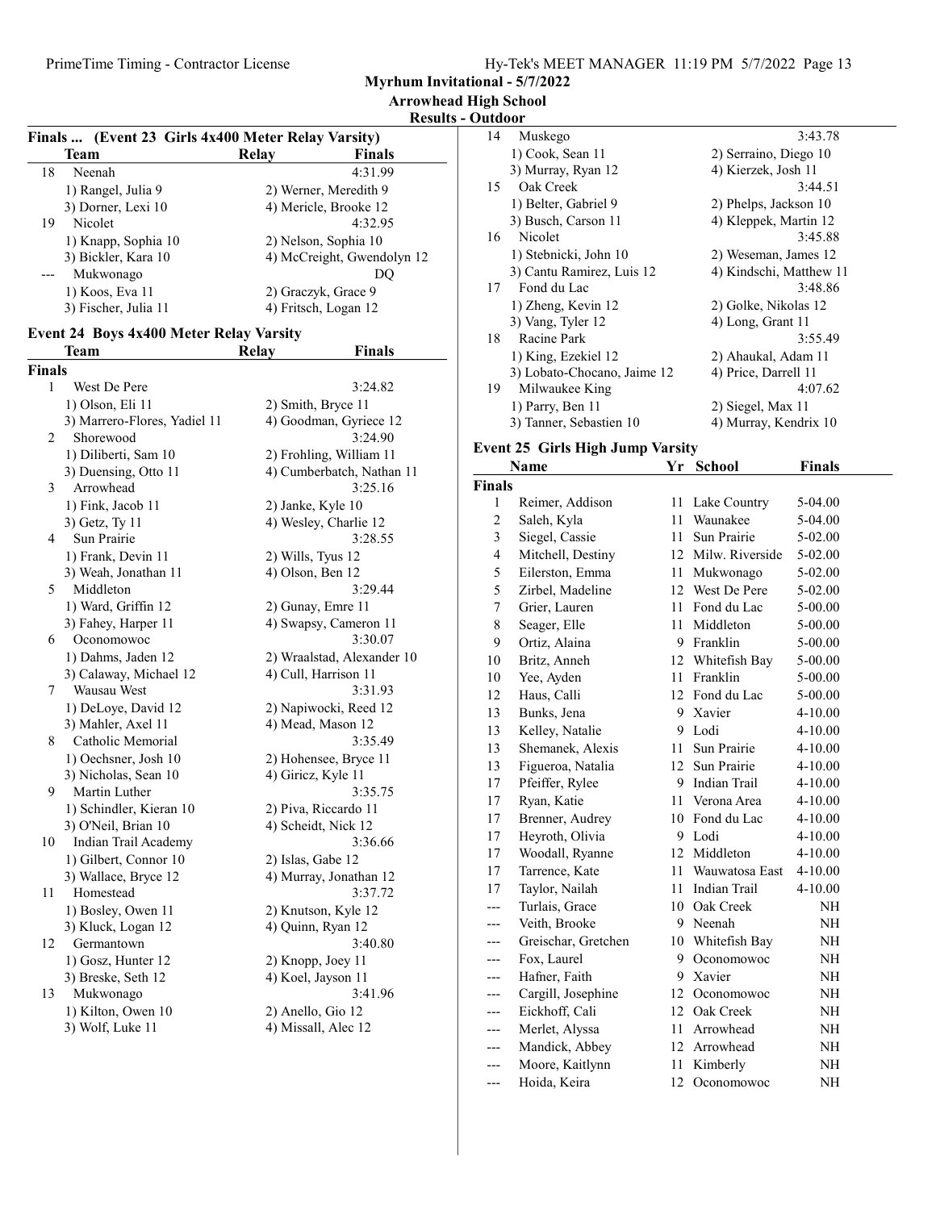Myrhum Invitational - 5/7/2022
Arrowhead High School
Results - Outdoor

### Finals ... (Event 23 Girls 4x400 Meter Relay Varsity)

| | Team | Relay | Finals |
|---|---|---|---|
| 18 | Neenah | | 4:31.99 |
| | 1) Rangel, Julia 9 | 2) Werner, Meredith 9 | |
| | 3) Dorner, Lexi 10 | 4) Mericle, Brooke 12 | |
| 19 | Nicolet | | 4:32.95 |
| | 1) Knapp, Sophia 10 | 2) Nelson, Sophia 10 | |
| | 3) Bickler, Kara 10 | 4) McCreight, Gwendolyn 12 | |
| --- | Mukwonago | | DQ |
| | 1) Koos, Eva 11 | 2) Graczyk, Grace 9 | |
| | 3) Fischer, Julia 11 | 4) Fritsch, Logan 12 | |

### Event 24 Boys 4x400 Meter Relay Varsity

| | Team | Relay | Finals |
|---|---|---|---|
| **Finals** | | | |
| 1 | West De Pere | | 3:24.82 |
| | 1) Olson, Eli 11 | 2) Smith, Bryce 11 | |
| | 3) Marrero-Flores, Yadiel 11 | 4) Goodman, Gyriece 12 | |
| 2 | Shorewood | | 3:24.90 |
| | 1) Diliberti, Sam 10 | 2) Frohling, William 11 | |
| | 3) Duensing, Otto 11 | 4) Cumberbatch, Nathan 11 | |
| 3 | Arrowhead | | 3:25.16 |
| | 1) Fink, Jacob 11 | 2) Janke, Kyle 10 | |
| | 3) Getz, Ty 11 | 4) Wesley, Charlie 12 | |
| 4 | Sun Prairie | | 3:28.55 |
| | 1) Frank, Devin 11 | 2) Wills, Tyus 12 | |
| | 3) Weah, Jonathan 11 | 4) Olson, Ben 12 | |
| 5 | Middleton | | 3:29.44 |
| | 1) Ward, Griffin 12 | 2) Gunay, Emre 11 | |
| | 3) Fahey, Harper 11 | 4) Swapsy, Cameron 11 | |
| 6 | Oconomowoc | | 3:30.07 |
| | 1) Dahms, Jaden 12 | 2) Wraalstad, Alexander 10 | |
| | 3) Calaway, Michael 12 | 4) Cull, Harrison 11 | |
| 7 | Wausau West | | 3:31.93 |
| | 1) DeLoye, David 12 | 2) Napiwocki, Reed 12 | |
| | 3) Mahler, Axel 11 | 4) Mead, Mason 12 | |
| 8 | Catholic Memorial | | 3:35.49 |
| | 1) Oechsner, Josh 10 | 2) Hohensee, Bryce 11 | |
| | 3) Nicholas, Sean 10 | 4) Giricz, Kyle 11 | |
| 9 | Martin Luther | | 3:35.75 |
| | 1) Schindler, Kieran 10 | 2) Piva, Riccardo 11 | |
| | 3) O'Neil, Brian 10 | 4) Scheidt, Nick 12 | |
| 10 | Indian Trail Academy | | 3:36.66 |
| | 1) Gilbert, Connor 10 | 2) Islas, Gabe 12 | |
| | 3) Wallace, Bryce 12 | 4) Murray, Jonathan 12 | |
| 11 | Homestead | | 3:37.72 |
| | 1) Bosley, Owen 11 | 2) Knutson, Kyle 12 | |
| | 3) Kluck, Logan 12 | 4) Quinn, Ryan 12 | |
| 12 | Germantown | | 3:40.80 |
| | 1) Gosz, Hunter 12 | 2) Knopp, Joey 11 | |
| | 3) Breske, Seth 12 | 4) Koel, Jayson 11 | |
| 13 | Mukwonago | | 3:41.96 |
| | 1) Kilton, Owen 10 | 2) Anello, Gio 12 | |
| | 3) Wolf, Luke 11 | 4) Missall, Alec 12 | |
| 14 | Muskego | | 3:43.78 |
| | 1) Cook, Sean 11 | 2) Serraino, Diego 10 | |
| | 3) Murray, Ryan 12 | 4) Kierzek, Josh 11 | |
| 15 | Oak Creek | | 3:44.51 |
| | 1) Belter, Gabriel 9 | 2) Phelps, Jackson 10 | |
| | 3) Busch, Carson 11 | 4) Kleppek, Martin 12 | |
| 16 | Nicolet | | 3:45.88 |
| | 1) Stebnicki, John 10 | 2) Weseman, James 12 | |
| | 3) Cantu Ramirez, Luis 12 | 4) Kindschi, Matthew 11 | |
| 17 | Fond du Lac | | 3:48.86 |
| | 1) Zheng, Kevin 12 | 2) Golke, Nikolas 12 | |
| | 3) Vang, Tyler 12 | 4) Long, Grant 11 | |
| 18 | Racine Park | | 3:55.49 |
| | 1) King, Ezekiel 12 | 2) Ahaukal, Adam 11 | |
| | 3) Lobato-Chocano, Jaime 12 | 4) Price, Darrell 11 | |
| 19 | Milwaukee King | | 4:07.62 |
| | 1) Parry, Ben 11 | 2) Siegel, Max 11 | |
| | 3) Tanner, Sebastien 10 | 4) Murray, Kendrix 10 | |

### Event 25 Girls High Jump Varsity

| | Name | Yr | School | Finals |
|---|---|---|---|---|
| **Finals** | | | | |
| 1 | Reimer, Addison | 11 | Lake Country | 5-04.00 |
| 2 | Saleh, Kyla | 11 | Waunakee | 5-04.00 |
| 3 | Siegel, Cassie | 11 | Sun Prairie | 5-02.00 |
| 4 | Mitchell, Destiny | 12 | Milw. Riverside | 5-02.00 |
| 5 | Eilerston, Emma | 11 | Mukwonago | 5-02.00 |
| 5 | Zirbel, Madeline | 12 | West De Pere | 5-02.00 |
| 7 | Grier, Lauren | 11 | Fond du Lac | 5-00.00 |
| 8 | Seager, Elle | 11 | Middleton | 5-00.00 |
| 9 | Ortiz, Alaina | 9 | Franklin | 5-00.00 |
| 10 | Britz, Anneh | 12 | Whitefish Bay | 5-00.00 |
| 10 | Yee, Ayden | 11 | Franklin | 5-00.00 |
| 12 | Haus, Calli | 12 | Fond du Lac | 5-00.00 |
| 13 | Bunks, Jena | 9 | Xavier | 4-10.00 |
| 13 | Kelley, Natalie | 9 | Lodi | 4-10.00 |
| 13 | Shemanek, Alexis | 11 | Sun Prairie | 4-10.00 |
| 13 | Figueroa, Natalia | 12 | Sun Prairie | 4-10.00 |
| 17 | Pfeiffer, Rylee | 9 | Indian Trail | 4-10.00 |
| 17 | Ryan, Katie | 11 | Verona Area | 4-10.00 |
| 17 | Brenner, Audrey | 10 | Fond du Lac | 4-10.00 |
| 17 | Heyroth, Olivia | 9 | Lodi | 4-10.00 |
| 17 | Woodall, Ryanne | 12 | Middleton | 4-10.00 |
| 17 | Tarrence, Kate | 11 | Wauwatosa East | 4-10.00 |
| 17 | Taylor, Nailah | 11 | Indian Trail | 4-10.00 |
| --- | Turlais, Grace | 10 | Oak Creek | NH |
| --- | Veith, Brooke | 9 | Neenah | NH |
| --- | Greischar, Gretchen | 10 | Whitefish Bay | NH |
| --- | Fox, Laurel | 9 | Oconomowoc | NH |
| --- | Hafner, Faith | 9 | Xavier | NH |
| --- | Cargill, Josephine | 12 | Oconomowoc | NH |
| --- | Eickhoff, Cali | 12 | Oak Creek | NH |
| --- | Merlet, Alyssa | 11 | Arrowhead | NH |
| --- | Mandick, Abbey | 12 | Arrowhead | NH |
| --- | Moore, Kaitlynn | 11 | Kimberly | NH |
| --- | Hoida, Keira | 12 | Oconomowoc | NH |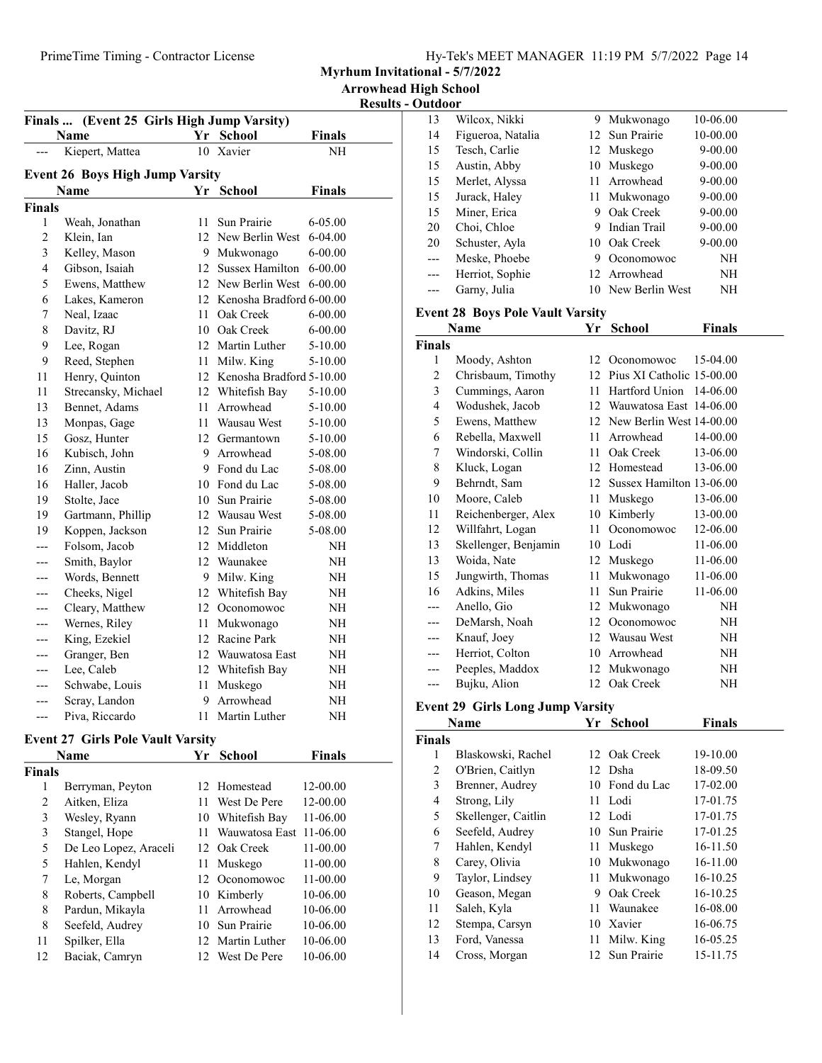Myrhum Invitational - 5/7/2022

Arrowhead High School

Results - Outdoor

## Finals ... (Event 25 Girls High Jump Varsity)

| | Name | Yr | School | Finals |
|---|---|---|---|---|
| --- | Kiepert, Mattea | 10 | Xavier | NH |

## Event 26 Boys High Jump Varsity

| | Name | Yr | School | Finals |
|---|---|---|---|---|
| **Finals** | | | | |
| 1 | Weah, Jonathan | 11 | Sun Prairie | 6-05.00 |
| 2 | Klein, Ian | 12 | New Berlin West | 6-04.00 |
| 3 | Kelley, Mason | 9 | Mukwonago | 6-00.00 |
| 4 | Gibson, Isaiah | 12 | Sussex Hamilton | 6-00.00 |
| 5 | Ewens, Matthew | 12 | New Berlin West | 6-00.00 |
| 6 | Lakes, Kameron | 12 | Kenosha Bradford | 6-00.00 |
| 7 | Neal, Izaac | 11 | Oak Creek | 6-00.00 |
| 8 | Davitz, RJ | 10 | Oak Creek | 6-00.00 |
| 9 | Lee, Rogan | 12 | Martin Luther | 5-10.00 |
| 9 | Reed, Stephen | 11 | Milw. King | 5-10.00 |
| 11 | Henry, Quinton | 12 | Kenosha Bradford | 5-10.00 |
| 11 | Strecansky, Michael | 12 | Whitefish Bay | 5-10.00 |
| 13 | Bennet, Adams | 11 | Arrowhead | 5-10.00 |
| 13 | Monpas, Gage | 11 | Wausau West | 5-10.00 |
| 15 | Gosz, Hunter | 12 | Germantown | 5-10.00 |
| 16 | Kubisch, John | 9 | Arrowhead | 5-08.00 |
| 16 | Zinn, Austin | 9 | Fond du Lac | 5-08.00 |
| 16 | Haller, Jacob | 10 | Fond du Lac | 5-08.00 |
| 19 | Stolte, Jace | 10 | Sun Prairie | 5-08.00 |
| 19 | Gartmann, Phillip | 12 | Wausau West | 5-08.00 |
| 19 | Koppen, Jackson | 12 | Sun Prairie | 5-08.00 |
| --- | Folsom, Jacob | 12 | Middleton | NH |
| --- | Smith, Baylor | 12 | Waunakee | NH |
| --- | Words, Bennett | 9 | Milw. King | NH |
| --- | Cheeks, Nigel | 12 | Whitefish Bay | NH |
| --- | Cleary, Matthew | 12 | Oconomowoc | NH |
| --- | Wernes, Riley | 11 | Mukwonago | NH |
| --- | King, Ezekiel | 12 | Racine Park | NH |
| --- | Granger, Ben | 12 | Wauwatosa East | NH |
| --- | Lee, Caleb | 12 | Whitefish Bay | NH |
| --- | Schwabe, Louis | 11 | Muskego | NH |
| --- | Scray, Landon | 9 | Arrowhead | NH |
| --- | Piva, Riccardo | 11 | Martin Luther | NH |

## Event 27 Girls Pole Vault Varsity

| | Name | Yr | School | Finals |
|---|---|---|---|---|
| **Finals** | | | | |
| 1 | Berryman, Peyton | 12 | Homestead | 12-00.00 |
| 2 | Aitken, Eliza | 11 | West De Pere | 12-00.00 |
| 3 | Wesley, Ryann | 10 | Whitefish Bay | 11-06.00 |
| 3 | Stangel, Hope | 11 | Wauwatosa East | 11-06.00 |
| 5 | De Leo Lopez, Araceli | 12 | Oak Creek | 11-00.00 |
| 5 | Hahlen, Kendyl | 11 | Muskego | 11-00.00 |
| 7 | Le, Morgan | 12 | Oconomowoc | 11-00.00 |
| 8 | Roberts, Campbell | 10 | Kimberly | 10-06.00 |
| 8 | Pardun, Mikayla | 11 | Arrowhead | 10-06.00 |
| 8 | Seefeld, Audrey | 10 | Sun Prairie | 10-06.00 |
| 11 | Spilker, Ella | 12 | Martin Luther | 10-06.00 |
| 12 | Baciak, Camryn | 12 | West De Pere | 10-06.00 |
| 13 | Wilcox, Nikki | 9 | Mukwonago | 10-06.00 |
| 14 | Figueroa, Natalia | 12 | Sun Prairie | 10-00.00 |
| 15 | Tesch, Carlie | 12 | Muskego | 9-00.00 |
| 15 | Austin, Abby | 10 | Muskego | 9-00.00 |
| 15 | Merlet, Alyssa | 11 | Arrowhead | 9-00.00 |
| 15 | Jurack, Haley | 11 | Mukwonago | 9-00.00 |
| 15 | Miner, Erica | 9 | Oak Creek | 9-00.00 |
| 20 | Choi, Chloe | 9 | Indian Trail | 9-00.00 |
| 20 | Schuster, Ayla | 10 | Oak Creek | 9-00.00 |
| --- | Meske, Phoebe | 9 | Oconomowoc | NH |
| --- | Herriot, Sophie | 12 | Arrowhead | NH |
| --- | Garny, Julia | 10 | New Berlin West | NH |

## Event 28 Boys Pole Vault Varsity

| | Name | Yr | School | Finals |
|---|---|---|---|---|
| **Finals** | | | | |
| 1 | Moody, Ashton | 12 | Oconomowoc | 15-04.00 |
| 2 | Chrisbaum, Timothy | 12 | Pius XI Catholic | 15-00.00 |
| 3 | Cummings, Aaron | 11 | Hartford Union | 14-06.00 |
| 4 | Wodushek, Jacob | 12 | Wauwatosa East | 14-06.00 |
| 5 | Ewens, Matthew | 12 | New Berlin West | 14-00.00 |
| 6 | Rebella, Maxwell | 11 | Arrowhead | 14-00.00 |
| 7 | Windorski, Collin | 11 | Oak Creek | 13-06.00 |
| 8 | Kluck, Logan | 12 | Homestead | 13-06.00 |
| 9 | Behrndt, Sam | 12 | Sussex Hamilton | 13-06.00 |
| 10 | Moore, Caleb | 11 | Muskego | 13-06.00 |
| 11 | Reichenberger, Alex | 10 | Kimberly | 13-00.00 |
| 12 | Willfahrt, Logan | 11 | Oconomowoc | 12-06.00 |
| 13 | Skellenger, Benjamin | 10 | Lodi | 11-06.00 |
| 13 | Woida, Nate | 12 | Muskego | 11-06.00 |
| 15 | Jungwirth, Thomas | 11 | Mukwonago | 11-06.00 |
| 16 | Adkins, Miles | 11 | Sun Prairie | 11-06.00 |
| --- | Anello, Gio | 12 | Mukwonago | NH |
| --- | DeMarsh, Noah | 12 | Oconomowoc | NH |
| --- | Knauf, Joey | 12 | Wausau West | NH |
| --- | Herriot, Colton | 10 | Arrowhead | NH |
| --- | Peeples, Maddox | 12 | Mukwonago | NH |
| --- | Bujku, Alion | 12 | Oak Creek | NH |

## Event 29 Girls Long Jump Varsity

| | Name | Yr | School | Finals |
|---|---|---|---|---|
| **Finals** | | | | |
| 1 | Blaskowski, Rachel | 12 | Oak Creek | 19-10.00 |
| 2 | O'Brien, Caitlyn | 12 | Dsha | 18-09.50 |
| 3 | Brenner, Audrey | 10 | Fond du Lac | 17-02.00 |
| 4 | Strong, Lily | 11 | Lodi | 17-01.75 |
| 5 | Skellenger, Caitlin | 12 | Lodi | 17-01.75 |
| 6 | Seefeld, Audrey | 10 | Sun Prairie | 17-01.25 |
| 7 | Hahlen, Kendyl | 11 | Muskego | 16-11.50 |
| 8 | Carey, Olivia | 10 | Mukwonago | 16-11.00 |
| 9 | Taylor, Lindsey | 11 | Mukwonago | 16-10.25 |
| 10 | Geason, Megan | 9 | Oak Creek | 16-10.25 |
| 11 | Saleh, Kyla | 11 | Waunakee | 16-08.00 |
| 12 | Stempa, Carsyn | 10 | Xavier | 16-06.75 |
| 13 | Ford, Vanessa | 11 | Milw. King | 16-05.25 |
| 14 | Cross, Morgan | 12 | Sun Prairie | 15-11.75 |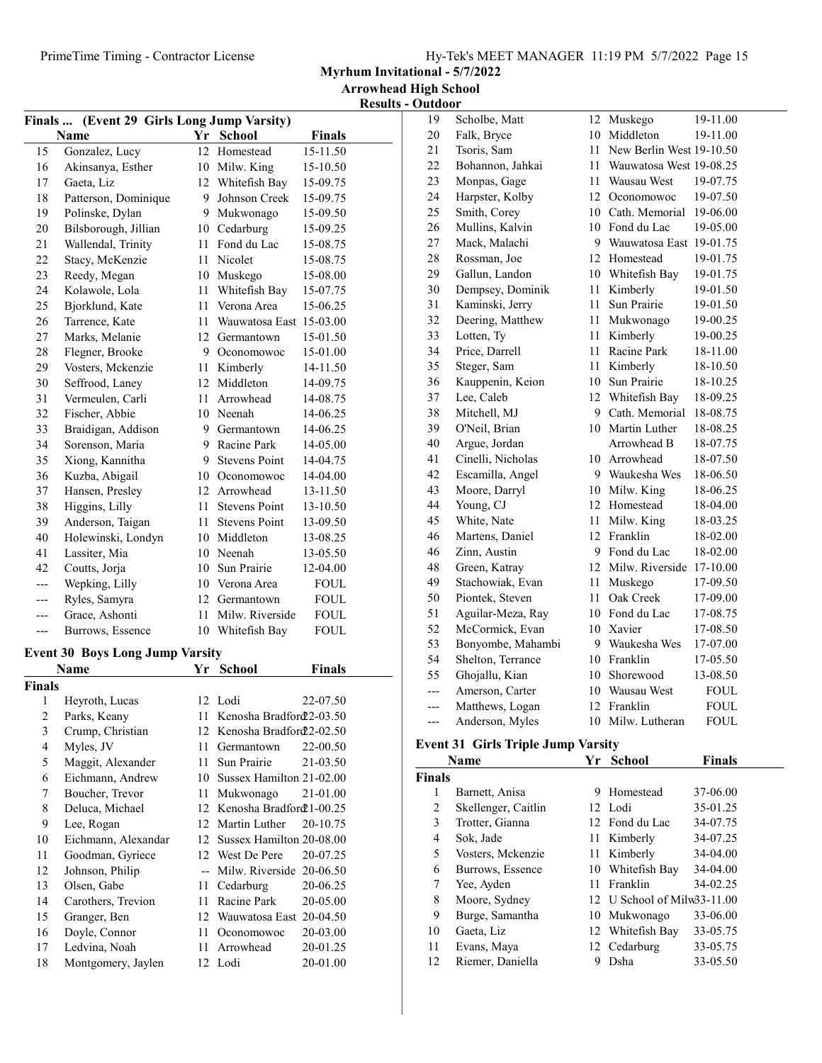Myrhum Invitational - 5/7/2022

Arrowhead High School

Results - Outdoor

## Finals ... (Event 29 Girls Long Jump Varsity)

| | Name | Yr | School | Finals |
|---|---|---|---|---|
| 15 | Gonzalez, Lucy | 12 | Homestead | 15-11.50 |
| 16 | Akinsanya, Esther | 10 | Milw. King | 15-10.50 |
| 17 | Gaeta, Liz | 12 | Whitefish Bay | 15-09.75 |
| 18 | Patterson, Dominique | 9 | Johnson Creek | 15-09.75 |
| 19 | Polinske, Dylan | 9 | Mukwonago | 15-09.50 |
| 20 | Bilsborough, Jillian | 10 | Cedarburg | 15-09.25 |
| 21 | Wallendal, Trinity | 11 | Fond du Lac | 15-08.75 |
| 22 | Stacy, McKenzie | 11 | Nicolet | 15-08.75 |
| 23 | Reedy, Megan | 10 | Muskego | 15-08.00 |
| 24 | Kolawole, Lola | 11 | Whitefish Bay | 15-07.75 |
| 25 | Bjorklund, Kate | 11 | Verona Area | 15-06.25 |
| 26 | Tarrence, Kate | 11 | Wauwatosa East | 15-03.00 |
| 27 | Marks, Melanie | 12 | Germantown | 15-01.50 |
| 28 | Flegner, Brooke | 9 | Oconomowoc | 15-01.00 |
| 29 | Vosters, Mckenzie | 11 | Kimberly | 14-11.50 |
| 30 | Seffrood, Laney | 12 | Middleton | 14-09.75 |
| 31 | Vermeulen, Carli | 11 | Arrowhead | 14-08.75 |
| 32 | Fischer, Abbie | 10 | Neenah | 14-06.25 |
| 33 | Braidigan, Addison | 9 | Germantown | 14-06.25 |
| 34 | Sorenson, Maria | 9 | Racine Park | 14-05.00 |
| 35 | Xiong, Kannitha | 9 | Stevens Point | 14-04.75 |
| 36 | Kuzba, Abigail | 10 | Oconomowoc | 14-04.00 |
| 37 | Hansen, Presley | 12 | Arrowhead | 13-11.50 |
| 38 | Higgins, Lilly | 11 | Stevens Point | 13-10.50 |
| 39 | Anderson, Taigan | 11 | Stevens Point | 13-09.50 |
| 40 | Holewinski, Londyn | 10 | Middleton | 13-08.25 |
| 41 | Lassiter, Mia | 10 | Neenah | 13-05.50 |
| 42 | Coutts, Jorja | 10 | Sun Prairie | 12-04.00 |
| --- | Wepking, Lilly | 10 | Verona Area | FOUL |
| --- | Ryles, Samyra | 12 | Germantown | FOUL |
| --- | Grace, Ashonti | 11 | Milw. Riverside | FOUL |
| --- | Burrows, Essence | 10 | Whitefish Bay | FOUL |

## Event 30 Boys Long Jump Varsity

| | Name | Yr | School | Finals |
|---|---|---|---|---|
| **Finals** | | | | |
| 1 | Heyroth, Lucas | 12 | Lodi | 22-07.50 |
| 2 | Parks, Keany | 11 | Kenosha Bradford | 22-03.50 |
| 3 | Crump, Christian | 12 | Kenosha Bradford | 22-02.50 |
| 4 | Myles, JV | 11 | Germantown | 22-00.50 |
| 5 | Maggit, Alexander | 11 | Sun Prairie | 21-03.50 |
| 6 | Eichmann, Andrew | 10 | Sussex Hamilton | 21-02.00 |
| 7 | Boucher, Trevor | 11 | Mukwonago | 21-01.00 |
| 8 | Deluca, Michael | 12 | Kenosha Bradford | 21-00.25 |
| 9 | Lee, Rogan | 12 | Martin Luther | 20-10.75 |
| 10 | Eichmann, Alexandar | 12 | Sussex Hamilton | 20-08.00 |
| 11 | Goodman, Gyriece | 12 | West De Pere | 20-07.25 |
| 12 | Johnson, Philip | -- | Milw. Riverside | 20-06.50 |
| 13 | Olsen, Gabe | 11 | Cedarburg | 20-06.25 |
| 14 | Carothers, Trevion | 11 | Racine Park | 20-05.00 |
| 15 | Granger, Ben | 12 | Wauwatosa East | 20-04.50 |
| 16 | Doyle, Connor | 11 | Oconomowoc | 20-03.00 |
| 17 | Ledvina, Noah | 11 | Arrowhead | 20-01.25 |
| 18 | Montgomery, Jaylen | 12 | Lodi | 20-01.00 |
| 19 | Scholbe, Matt | 12 | Muskego | 19-11.00 |
| 20 | Falk, Bryce | 10 | Middleton | 19-11.00 |
| 21 | Tsoris, Sam | 11 | New Berlin West | 19-10.50 |
| 22 | Bohannon, Jahkai | 11 | Wauwatosa West | 19-08.25 |
| 23 | Monpas, Gage | 11 | Wausau West | 19-07.75 |
| 24 | Harpster, Kolby | 12 | Oconomowoc | 19-07.50 |
| 25 | Smith, Corey | 10 | Cath. Memorial | 19-06.00 |
| 26 | Mullins, Kalvin | 10 | Fond du Lac | 19-05.00 |
| 27 | Mack, Malachi | 9 | Wauwatosa East | 19-01.75 |
| 28 | Rossman, Joe | 12 | Homestead | 19-01.75 |
| 29 | Gallun, Landon | 10 | Whitefish Bay | 19-01.75 |
| 30 | Dempsey, Dominik | 11 | Kimberly | 19-01.50 |
| 31 | Kaminski, Jerry | 11 | Sun Prairie | 19-01.50 |
| 32 | Deering, Matthew | 11 | Mukwonago | 19-00.25 |
| 33 | Lotten, Ty | 11 | Kimberly | 19-00.25 |
| 34 | Price, Darrell | 11 | Racine Park | 18-11.00 |
| 35 | Steger, Sam | 11 | Kimberly | 18-10.50 |
| 36 | Kauppenin, Keion | 10 | Sun Prairie | 18-10.25 |
| 37 | Lee, Caleb | 12 | Whitefish Bay | 18-09.25 |
| 38 | Mitchell, MJ | 9 | Cath. Memorial | 18-08.75 |
| 39 | O'Neil, Brian | 10 | Martin Luther | 18-08.25 |
| 40 | Argue, Jordan | | Arrowhead B | 18-07.75 |
| 41 | Cinelli, Nicholas | 10 | Arrowhead | 18-07.50 |
| 42 | Escamilla, Angel | 9 | Waukesha Wes | 18-06.50 |
| 43 | Moore, Darryl | 10 | Milw. King | 18-06.25 |
| 44 | Young, CJ | 12 | Homestead | 18-04.00 |
| 45 | White, Nate | 11 | Milw. King | 18-03.25 |
| 46 | Martens, Daniel | 12 | Franklin | 18-02.00 |
| 46 | Zinn, Austin | 9 | Fond du Lac | 18-02.00 |
| 48 | Green, Katray | 12 | Milw. Riverside | 17-10.00 |
| 49 | Stachowiak, Evan | 11 | Muskego | 17-09.50 |
| 50 | Piontek, Steven | 11 | Oak Creek | 17-09.00 |
| 51 | Aguilar-Meza, Ray | 10 | Fond du Lac | 17-08.75 |
| 52 | McCormick, Evan | 10 | Xavier | 17-08.50 |
| 53 | Bonyombe, Mahambi | 9 | Waukesha Wes | 17-07.00 |
| 54 | Shelton, Terrance | 10 | Franklin | 17-05.50 |
| 55 | Ghojallu, Kian | 10 | Shorewood | 13-08.50 |
| --- | Amerson, Carter | 10 | Wausau West | FOUL |
| --- | Matthews, Logan | 12 | Franklin | FOUL |
| --- | Anderson, Myles | 10 | Milw. Lutheran | FOUL |

## Event 31 Girls Triple Jump Varsity

| | Name | Yr | School | Finals |
|---|---|---|---|---|
| **Finals** | | | | |
| 1 | Barnett, Anisa | 9 | Homestead | 37-06.00 |
| 2 | Skellenger, Caitlin | 12 | Lodi | 35-01.25 |
| 3 | Trotter, Gianna | 12 | Fond du Lac | 34-07.75 |
| 4 | Sok, Jade | 11 | Kimberly | 34-07.25 |
| 5 | Vosters, Mckenzie | 11 | Kimberly | 34-04.00 |
| 6 | Burrows, Essence | 10 | Whitefish Bay | 34-04.00 |
| 7 | Yee, Ayden | 11 | Franklin | 34-02.25 |
| 8 | Moore, Sydney | 12 | U School of Milw | 33-11.00 |
| 9 | Burge, Samantha | 10 | Mukwonago | 33-06.00 |
| 10 | Gaeta, Liz | 12 | Whitefish Bay | 33-05.75 |
| 11 | Evans, Maya | 12 | Cedarburg | 33-05.75 |
| 12 | Riemer, Daniella | 9 | Dsha | 33-05.50 |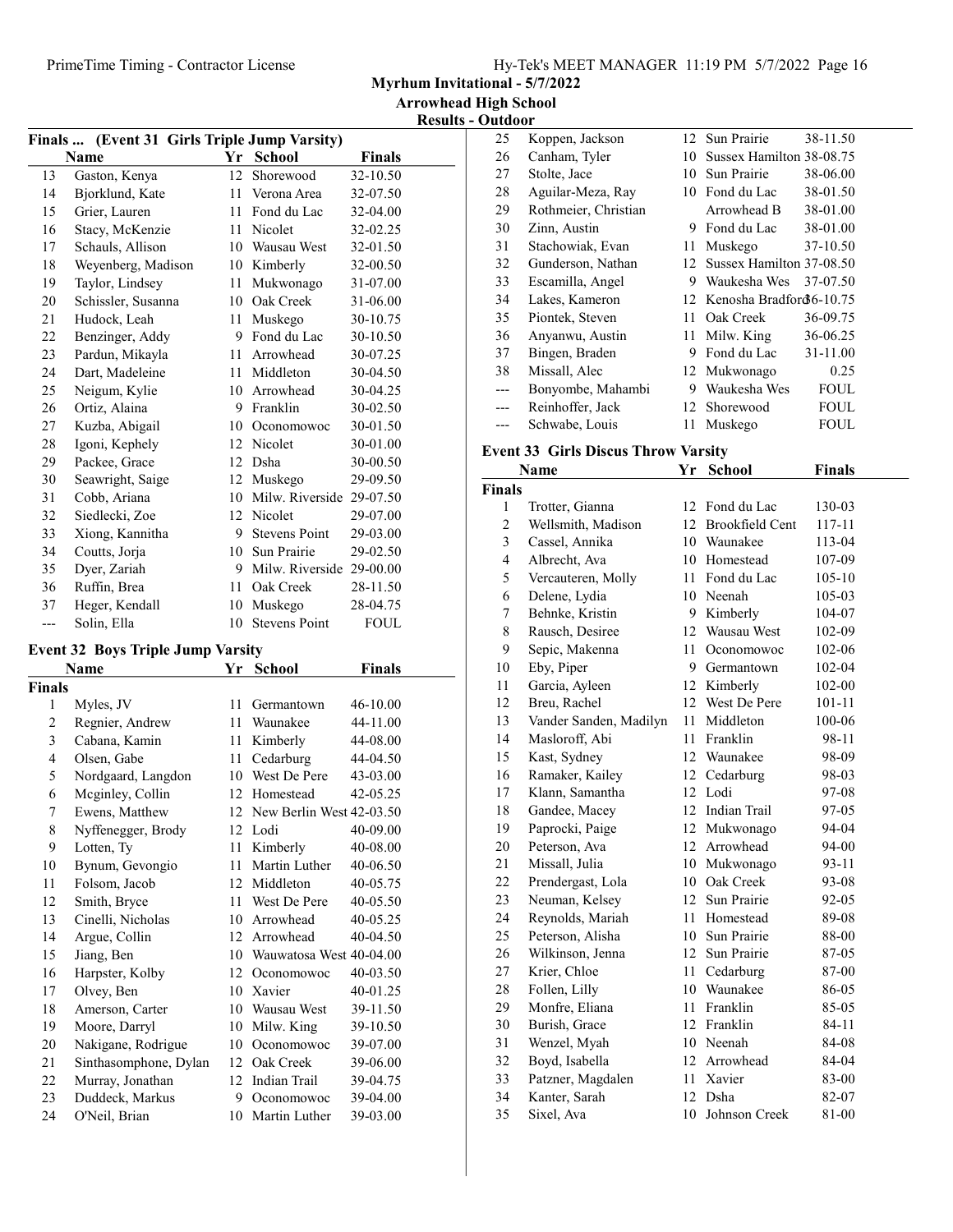**Myrhum Invitational - 5/7/2022**

**Arrowhead High School**

**Results - Outdoor**

### Finals ... (Event 31 Girls Triple Jump Varsity)

| | Name | Yr | School | Finals |
|---|---|---|---|---|
| 13 | Gaston, Kenya | 12 | Shorewood | 32-10.50 |
| 14 | Bjorklund, Kate | 11 | Verona Area | 32-07.50 |
| 15 | Grier, Lauren | 11 | Fond du Lac | 32-04.00 |
| 16 | Stacy, McKenzie | 11 | Nicolet | 32-02.25 |
| 17 | Schauls, Allison | 10 | Wausau West | 32-01.50 |
| 18 | Weyenberg, Madison | 10 | Kimberly | 32-00.50 |
| 19 | Taylor, Lindsey | 11 | Mukwonago | 31-07.00 |
| 20 | Schissler, Susanna | 10 | Oak Creek | 31-06.00 |
| 21 | Hudock, Leah | 11 | Muskego | 30-10.75 |
| 22 | Benzinger, Addy | 9 | Fond du Lac | 30-10.50 |
| 23 | Pardun, Mikayla | 11 | Arrowhead | 30-07.25 |
| 24 | Dart, Madeleine | 11 | Middleton | 30-04.50 |
| 25 | Neigum, Kylie | 10 | Arrowhead | 30-04.25 |
| 26 | Ortiz, Alaina | 9 | Franklin | 30-02.50 |
| 27 | Kuzba, Abigail | 10 | Oconomowoc | 30-01.50 |
| 28 | Igoni, Kephely | 12 | Nicolet | 30-01.00 |
| 29 | Packee, Grace | 12 | Dsha | 30-00.50 |
| 30 | Seawright, Saige | 12 | Muskego | 29-09.50 |
| 31 | Cobb, Ariana | 10 | Milw. Riverside | 29-07.50 |
| 32 | Siedlecki, Zoe | 12 | Nicolet | 29-07.00 |
| 33 | Xiong, Kannitha | 9 | Stevens Point | 29-03.00 |
| 34 | Coutts, Jorja | 10 | Sun Prairie | 29-02.50 |
| 35 | Dyer, Zariah | 9 | Milw. Riverside | 29-00.00 |
| 36 | Ruffin, Brea | 11 | Oak Creek | 28-11.50 |
| 37 | Heger, Kendall | 10 | Muskego | 28-04.75 |
| --- | Solin, Ella | 10 | Stevens Point | FOUL |

### Event 32 Boys Triple Jump Varsity

| | Name | Yr | School | Finals |
|---|---|---|---|---|
| **Finals** | | | | |
| 1 | Myles, JV | 11 | Germantown | 46-10.00 |
| 2 | Regnier, Andrew | 11 | Waunakee | 44-11.00 |
| 3 | Cabana, Kamin | 11 | Kimberly | 44-08.00 |
| 4 | Olsen, Gabe | 11 | Cedarburg | 44-04.50 |
| 5 | Nordgaard, Langdon | 10 | West De Pere | 43-03.00 |
| 6 | Mcginley, Collin | 12 | Homestead | 42-05.25 |
| 7 | Ewens, Matthew | 12 | New Berlin West | 42-03.50 |
| 8 | Nyffenegger, Brody | 12 | Lodi | 40-09.00 |
| 9 | Lotten, Ty | 11 | Kimberly | 40-08.00 |
| 10 | Bynum, Gevongio | 11 | Martin Luther | 40-06.50 |
| 11 | Folsom, Jacob | 12 | Middleton | 40-05.75 |
| 12 | Smith, Bryce | 11 | West De Pere | 40-05.50 |
| 13 | Cinelli, Nicholas | 10 | Arrowhead | 40-05.25 |
| 14 | Argue, Collin | 12 | Arrowhead | 40-04.50 |
| 15 | Jiang, Ben | 10 | Wauwatosa West | 40-04.00 |
| 16 | Harpster, Kolby | 12 | Oconomowoc | 40-03.50 |
| 17 | Olvey, Ben | 10 | Xavier | 40-01.25 |
| 18 | Amerson, Carter | 10 | Wausau West | 39-11.50 |
| 19 | Moore, Darryl | 10 | Milw. King | 39-10.50 |
| 20 | Nakigane, Rodrigue | 10 | Oconomowoc | 39-07.00 |
| 21 | Sinthasomphone, Dylan | 12 | Oak Creek | 39-06.00 |
| 22 | Murray, Jonathan | 12 | Indian Trail | 39-04.75 |
| 23 | Duddeck, Markus | 9 | Oconomowoc | 39-04.00 |
| 24 | O'Neil, Brian | 10 | Martin Luther | 39-03.00 |
| 25 | Koppen, Jackson | 12 | Sun Prairie | 38-11.50 |
| 26 | Canham, Tyler | 10 | Sussex Hamilton | 38-08.75 |
| 27 | Stolte, Jace | 10 | Sun Prairie | 38-06.00 |
| 28 | Aguilar-Meza, Ray | 10 | Fond du Lac | 38-01.50 |
| 29 | Rothmeier, Christian | | Arrowhead B | 38-01.00 |
| 30 | Zinn, Austin | 9 | Fond du Lac | 38-01.00 |
| 31 | Stachowiak, Evan | 11 | Muskego | 37-10.50 |
| 32 | Gunderson, Nathan | 12 | Sussex Hamilton | 37-08.50 |
| 33 | Escamilla, Angel | 9 | Waukesha Wes | 37-07.50 |
| 34 | Lakes, Kameron | 12 | Kenosha Bradford | 36-10.75 |
| 35 | Piontek, Steven | 11 | Oak Creek | 36-09.75 |
| 36 | Anyanwu, Austin | 11 | Milw. King | 36-06.25 |
| 37 | Bingen, Braden | 9 | Fond du Lac | 31-11.00 |
| 38 | Missall, Alec | 12 | Mukwonago | 0.25 |
| --- | Bonyombe, Mahambi | 9 | Waukesha Wes | FOUL |
| --- | Reinhoffer, Jack | 12 | Shorewood | FOUL |
| --- | Schwabe, Louis | 11 | Muskego | FOUL |

### Event 33 Girls Discus Throw Varsity

| | Name | Yr | School | Finals |
|---|---|---|---|---|
| **Finals** | | | | |
| 1 | Trotter, Gianna | 12 | Fond du Lac | 130-03 |
| 2 | Wellsmith, Madison | 12 | Brookfield Cent | 117-11 |
| 3 | Cassel, Annika | 10 | Waunakee | 113-04 |
| 4 | Albrecht, Ava | 10 | Homestead | 107-09 |
| 5 | Vercauteren, Molly | 11 | Fond du Lac | 105-10 |
| 6 | Delene, Lydia | 10 | Neenah | 105-03 |
| 7 | Behnke, Kristin | 9 | Kimberly | 104-07 |
| 8 | Rausch, Desiree | 12 | Wausau West | 102-09 |
| 9 | Sepic, Makenna | 11 | Oconomowoc | 102-06 |
| 10 | Eby, Piper | 9 | Germantown | 102-04 |
| 11 | Garcia, Ayleen | 12 | Kimberly | 102-00 |
| 12 | Breu, Rachel | 12 | West De Pere | 101-11 |
| 13 | Vander Sanden, Madilyn | 11 | Middleton | 100-06 |
| 14 | Masloroff, Abi | 11 | Franklin | 98-11 |
| 15 | Kast, Sydney | 12 | Waunakee | 98-09 |
| 16 | Ramaker, Kailey | 12 | Cedarburg | 98-03 |
| 17 | Klann, Samantha | 12 | Lodi | 97-08 |
| 18 | Gandee, Macey | 12 | Indian Trail | 97-05 |
| 19 | Paprocki, Paige | 12 | Mukwonago | 94-04 |
| 20 | Peterson, Ava | 12 | Arrowhead | 94-00 |
| 21 | Missall, Julia | 10 | Mukwonago | 93-11 |
| 22 | Prendergast, Lola | 10 | Oak Creek | 93-08 |
| 23 | Neuman, Kelsey | 12 | Sun Prairie | 92-05 |
| 24 | Reynolds, Mariah | 11 | Homestead | 89-08 |
| 25 | Peterson, Alisha | 10 | Sun Prairie | 88-00 |
| 26 | Wilkinson, Jenna | 12 | Sun Prairie | 87-05 |
| 27 | Krier, Chloe | 11 | Cedarburg | 87-00 |
| 28 | Follen, Lilly | 10 | Waunakee | 86-05 |
| 29 | Monfre, Eliana | 11 | Franklin | 85-05 |
| 30 | Burish, Grace | 12 | Franklin | 84-11 |
| 31 | Wenzel, Myah | 10 | Neenah | 84-08 |
| 32 | Boyd, Isabella | 12 | Arrowhead | 84-04 |
| 33 | Patzner, Magdalen | 11 | Xavier | 83-00 |
| 34 | Kanter, Sarah | 12 | Dsha | 82-07 |
| 35 | Sixel, Ava | 10 | Johnson Creek | 81-00 |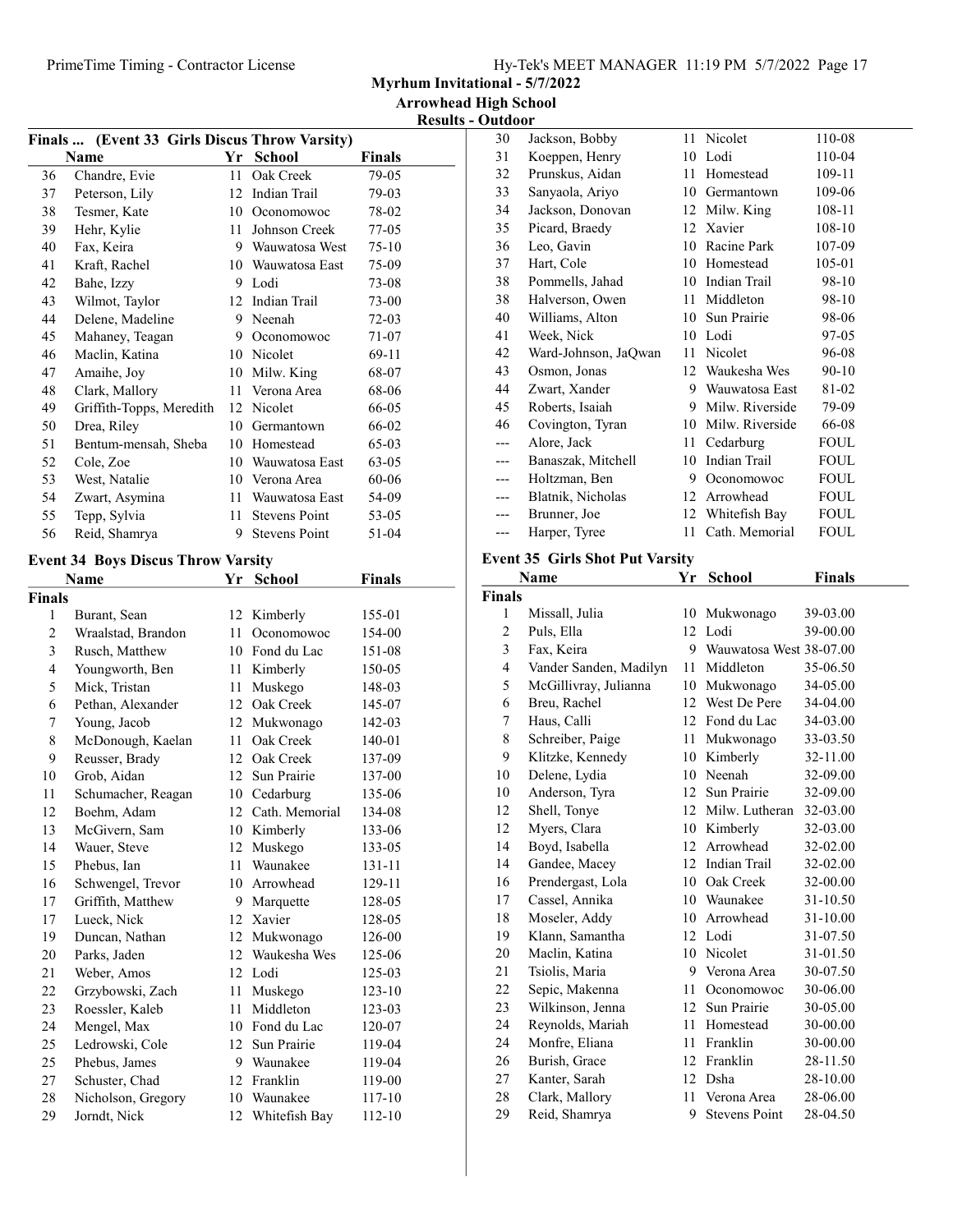**Myrhum Invitational - 5/7/2022**
**Arrowhead High School**
**Results - Outdoor**

## Finals ... (Event 33 Girls Discus Throw Varsity)

| | Name | Yr | School | Finals |
|---|---|---|---|---|
| 36 | Chandre, Evie | 11 | Oak Creek | 79-05 |
| 37 | Peterson, Lily | 12 | Indian Trail | 79-03 |
| 38 | Tesmer, Kate | 10 | Oconomowoc | 78-02 |
| 39 | Hehr, Kylie | 11 | Johnson Creek | 77-05 |
| 40 | Fax, Keira | 9 | Wauwatosa West | 75-10 |
| 41 | Kraft, Rachel | 10 | Wauwatosa East | 75-09 |
| 42 | Bahe, Izzy | 9 | Lodi | 73-08 |
| 43 | Wilmot, Taylor | 12 | Indian Trail | 73-00 |
| 44 | Delene, Madeline | 9 | Neenah | 72-03 |
| 45 | Mahaney, Teagan | 9 | Oconomowoc | 71-07 |
| 46 | Maclin, Katina | 10 | Nicolet | 69-11 |
| 47 | Amaihe, Joy | 10 | Milw. King | 68-07 |
| 48 | Clark, Mallory | 11 | Verona Area | 68-06 |
| 49 | Griffith-Topps, Meredith | 12 | Nicolet | 66-05 |
| 50 | Drea, Riley | 10 | Germantown | 66-02 |
| 51 | Bentum-mensah, Sheba | 10 | Homestead | 65-03 |
| 52 | Cole, Zoe | 10 | Wauwatosa East | 63-05 |
| 53 | West, Natalie | 10 | Verona Area | 60-06 |
| 54 | Zwart, Asymina | 11 | Wauwatosa East | 54-09 |
| 55 | Tepp, Sylvia | 11 | Stevens Point | 53-05 |
| 56 | Reid, Shamrya | 9 | Stevens Point | 51-04 |

## Event 34 Boys Discus Throw Varsity

| | Name | Yr | School | Finals |
|---|---|---|---|---|
| **Finals** | | | | |
| 1 | Burant, Sean | 12 | Kimberly | 155-01 |
| 2 | Wraalstad, Brandon | 11 | Oconomowoc | 154-00 |
| 3 | Rusch, Matthew | 10 | Fond du Lac | 151-08 |
| 4 | Youngworth, Ben | 11 | Kimberly | 150-05 |
| 5 | Mick, Tristan | 11 | Muskego | 148-03 |
| 6 | Pethan, Alexander | 12 | Oak Creek | 145-07 |
| 7 | Young, Jacob | 12 | Mukwonago | 142-03 |
| 8 | McDonough, Kaelan | 11 | Oak Creek | 140-01 |
| 9 | Reusser, Brady | 12 | Oak Creek | 137-09 |
| 10 | Grob, Aidan | 12 | Sun Prairie | 137-00 |
| 11 | Schumacher, Reagan | 10 | Cedarburg | 135-06 |
| 12 | Boehm, Adam | 12 | Cath. Memorial | 134-08 |
| 13 | McGivern, Sam | 10 | Kimberly | 133-06 |
| 14 | Wauer, Steve | 12 | Muskego | 133-05 |
| 15 | Phebus, Ian | 11 | Waunakee | 131-11 |
| 16 | Schwengel, Trevor | 10 | Arrowhead | 129-11 |
| 17 | Griffith, Matthew | 9 | Marquette | 128-05 |
| 17 | Lueck, Nick | 12 | Xavier | 128-05 |
| 19 | Duncan, Nathan | 12 | Mukwonago | 126-00 |
| 20 | Parks, Jaden | 12 | Waukesha Wes | 125-06 |
| 21 | Weber, Amos | 12 | Lodi | 125-03 |
| 22 | Grzybowski, Zach | 11 | Muskego | 123-10 |
| 23 | Roessler, Kaleb | 11 | Middleton | 123-03 |
| 24 | Mengel, Max | 10 | Fond du Lac | 120-07 |
| 25 | Ledrowski, Cole | 12 | Sun Prairie | 119-04 |
| 25 | Phebus, James | 9 | Waunakee | 119-04 |
| 27 | Schuster, Chad | 12 | Franklin | 119-00 |
| 28 | Nicholson, Gregory | 10 | Waunakee | 117-10 |
| 29 | Jorndt, Nick | 12 | Whitefish Bay | 112-10 |
| 30 | Jackson, Bobby | 11 | Nicolet | 110-08 |
| 31 | Koeppen, Henry | 10 | Lodi | 110-04 |
| 32 | Prunskus, Aidan | 11 | Homestead | 109-11 |
| 33 | Sanyaola, Ariyo | 10 | Germantown | 109-06 |
| 34 | Jackson, Donovan | 12 | Milw. King | 108-11 |
| 35 | Picard, Braedy | 12 | Xavier | 108-10 |
| 36 | Leo, Gavin | 10 | Racine Park | 107-09 |
| 37 | Hart, Cole | 10 | Homestead | 105-01 |
| 38 | Pommells, Jahad | 10 | Indian Trail | 98-10 |
| 38 | Halverson, Owen | 11 | Middleton | 98-10 |
| 40 | Williams, Alton | 10 | Sun Prairie | 98-06 |
| 41 | Week, Nick | 10 | Lodi | 97-05 |
| 42 | Ward-Johnson, JaQwan | 11 | Nicolet | 96-08 |
| 43 | Osmon, Jonas | 12 | Waukesha Wes | 90-10 |
| 44 | Zwart, Xander | 9 | Wauwatosa East | 81-02 |
| 45 | Roberts, Isaiah | 9 | Milw. Riverside | 79-09 |
| 46 | Covington, Tyran | 10 | Milw. Riverside | 66-08 |
| --- | Alore, Jack | 11 | Cedarburg | FOUL |
| --- | Banaszak, Mitchell | 10 | Indian Trail | FOUL |
| --- | Holtzman, Ben | 9 | Oconomowoc | FOUL |
| --- | Blatnik, Nicholas | 12 | Arrowhead | FOUL |
| --- | Brunner, Joe | 12 | Whitefish Bay | FOUL |
| --- | Harper, Tyree | 11 | Cath. Memorial | FOUL |

## Event 35 Girls Shot Put Varsity

| | Name | Yr | School | Finals |
|---|---|---|---|---|
| **Finals** | | | | |
| 1 | Missall, Julia | 10 | Mukwonago | 39-03.00 |
| 2 | Puls, Ella | 12 | Lodi | 39-00.00 |
| 3 | Fax, Keira | 9 | Wauwatosa West | 38-07.00 |
| 4 | Vander Sanden, Madilyn | 11 | Middleton | 35-06.50 |
| 5 | McGillivray, Julianna | 10 | Mukwonago | 34-05.00 |
| 6 | Breu, Rachel | 12 | West De Pere | 34-04.00 |
| 7 | Haus, Calli | 12 | Fond du Lac | 34-03.00 |
| 8 | Schreiber, Paige | 11 | Mukwonago | 33-03.50 |
| 9 | Klitzke, Kennedy | 10 | Kimberly | 32-11.00 |
| 10 | Delene, Lydia | 10 | Neenah | 32-09.00 |
| 10 | Anderson, Tyra | 12 | Sun Prairie | 32-09.00 |
| 12 | Shell, Tonye | 12 | Milw. Lutheran | 32-03.00 |
| 12 | Myers, Clara | 10 | Kimberly | 32-03.00 |
| 14 | Boyd, Isabella | 12 | Arrowhead | 32-02.00 |
| 14 | Gandee, Macey | 12 | Indian Trail | 32-02.00 |
| 16 | Prendergast, Lola | 10 | Oak Creek | 32-00.00 |
| 17 | Cassel, Annika | 10 | Waunakee | 31-10.50 |
| 18 | Moseler, Addy | 10 | Arrowhead | 31-10.00 |
| 19 | Klann, Samantha | 12 | Lodi | 31-07.50 |
| 20 | Maclin, Katina | 10 | Nicolet | 31-01.50 |
| 21 | Tsiolis, Maria | 9 | Verona Area | 30-07.50 |
| 22 | Sepic, Makenna | 11 | Oconomowoc | 30-06.00 |
| 23 | Wilkinson, Jenna | 12 | Sun Prairie | 30-05.00 |
| 24 | Reynolds, Mariah | 11 | Homestead | 30-00.00 |
| 24 | Monfre, Eliana | 11 | Franklin | 30-00.00 |
| 26 | Burish, Grace | 12 | Franklin | 28-11.50 |
| 27 | Kanter, Sarah | 12 | Dsha | 28-10.00 |
| 28 | Clark, Mallory | 11 | Verona Area | 28-06.00 |
| 29 | Reid, Shamrya | 9 | Stevens Point | 28-04.50 |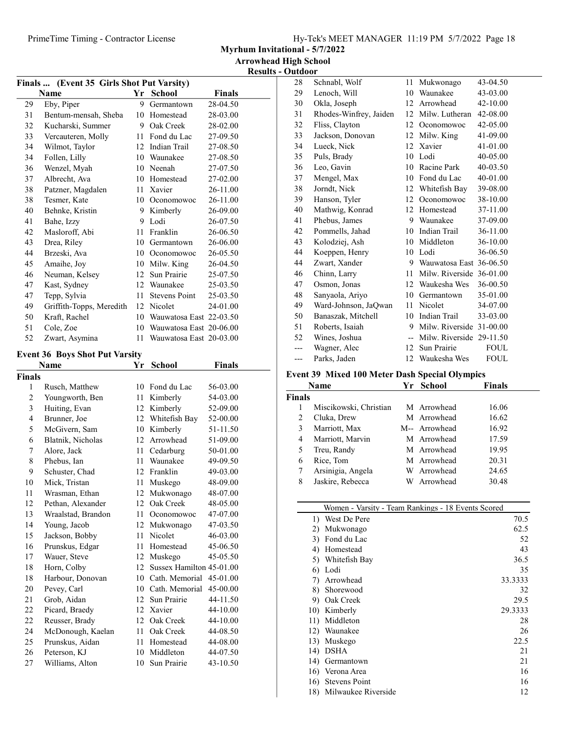# Myrhum Invitational - 5/7/2022

## Arrowhead High School

### Results - Outdoor

**Finals ... (Event 35 Girls Shot Put Varsity)**

| | Name | Yr | School | Finals |
|---|---|---|---|---|
| 29 | Eby, Piper | 9 | Germantown | 28-04.50 |
| 31 | Bentum-mensah, Sheba | 10 | Homestead | 28-03.00 |
| 32 | Kucharski, Summer | 9 | Oak Creek | 28-02.00 |
| 33 | Vercauteren, Molly | 11 | Fond du Lac | 27-09.50 |
| 34 | Wilmot, Taylor | 12 | Indian Trail | 27-08.50 |
| 34 | Follen, Lilly | 10 | Waunakee | 27-08.50 |
| 36 | Wenzel, Myah | 10 | Neenah | 27-07.50 |
| 37 | Albrecht, Ava | 10 | Homestead | 27-02.00 |
| 38 | Patzner, Magdalen | 11 | Xavier | 26-11.00 |
| 38 | Tesmer, Kate | 10 | Oconomowoc | 26-11.00 |
| 40 | Behnke, Kristin | 9 | Kimberly | 26-09.00 |
| 41 | Bahe, Izzy | 9 | Lodi | 26-07.50 |
| 42 | Masloroff, Abi | 11 | Franklin | 26-06.50 |
| 43 | Drea, Riley | 10 | Germantown | 26-06.00 |
| 44 | Brzeski, Ava | 10 | Oconomowoc | 26-05.50 |
| 45 | Amaihe, Joy | 10 | Milw. King | 26-04.50 |
| 46 | Neuman, Kelsey | 12 | Sun Prairie | 25-07.50 |
| 47 | Kast, Sydney | 12 | Waunakee | 25-03.50 |
| 47 | Tepp, Sylvia | 11 | Stevens Point | 25-03.50 |
| 49 | Griffith-Topps, Meredith | 12 | Nicolet | 24-01.00 |
| 50 | Kraft, Rachel | 10 | Wauwatosa East | 22-03.50 |
| 51 | Cole, Zoe | 10 | Wauwatosa East | 20-06.00 |
| 52 | Zwart, Asymina | 11 | Wauwatosa East | 20-03.00 |

**Event 36 Boys Shot Put Varsity**

| | Name | Yr | School | Finals |
|---|---|---|---|---|
| **Finals** | | | | |
| 1 | Rusch, Matthew | 10 | Fond du Lac | 56-03.00 |
| 2 | Youngworth, Ben | 11 | Kimberly | 54-03.00 |
| 3 | Huiting, Evan | 12 | Kimberly | 52-09.00 |
| 4 | Brunner, Joe | 12 | Whitefish Bay | 52-00.00 |
| 5 | McGivern, Sam | 10 | Kimberly | 51-11.50 |
| 6 | Blatnik, Nicholas | 12 | Arrowhead | 51-09.00 |
| 7 | Alore, Jack | 11 | Cedarburg | 50-01.00 |
| 8 | Phebus, Ian | 11 | Waunakee | 49-09.50 |
| 9 | Schuster, Chad | 12 | Franklin | 49-03.00 |
| 10 | Mick, Tristan | 11 | Muskego | 48-09.00 |
| 11 | Wrasman, Ethan | 12 | Mukwonago | 48-07.00 |
| 12 | Pethan, Alexander | 12 | Oak Creek | 48-05.00 |
| 13 | Wraalstad, Brandon | 11 | Oconomowoc | 47-07.00 |
| 14 | Young, Jacob | 12 | Mukwonago | 47-03.50 |
| 15 | Jackson, Bobby | 11 | Nicolet | 46-03.00 |
| 16 | Prunskus, Edgar | 11 | Homestead | 45-06.50 |
| 17 | Wauer, Steve | 12 | Muskego | 45-05.50 |
| 18 | Horn, Colby | 12 | Sussex Hamilton | 45-01.00 |
| 18 | Harbour, Donovan | 10 | Cath. Memorial | 45-01.00 |
| 20 | Pevey, Carl | 10 | Cath. Memorial | 45-00.00 |
| 21 | Grob, Aidan | 12 | Sun Prairie | 44-11.50 |
| 22 | Picard, Braedy | 12 | Xavier | 44-10.00 |
| 22 | Reusser, Brady | 12 | Oak Creek | 44-10.00 |
| 24 | McDonough, Kaelan | 11 | Oak Creek | 44-08.50 |
| 25 | Prunskus, Aidan | 11 | Homestead | 44-08.00 |
| 26 | Peterson, KJ | 10 | Middleton | 44-07.50 |
| 27 | Williams, Alton | 10 | Sun Prairie | 43-10.50 |
| 28 | Schnabl, Wolf | 11 | Mukwonago | 43-04.50 |
| 29 | Lenoch, Will | 10 | Waunakee | 43-03.00 |
| 30 | Okla, Joseph | 12 | Arrowhead | 42-10.00 |
| 31 | Rhodes-Winfrey, Jaiden | 12 | Milw. Lutheran | 42-08.00 |
| 32 | Fliss, Clayton | 12 | Oconomowoc | 42-05.00 |
| 33 | Jackson, Donovan | 12 | Milw. King | 41-09.00 |
| 34 | Lueck, Nick | 12 | Xavier | 41-01.00 |
| 35 | Puls, Brady | 10 | Lodi | 40-05.00 |
| 36 | Leo, Gavin | 10 | Racine Park | 40-03.50 |
| 37 | Mengel, Max | 10 | Fond du Lac | 40-01.00 |
| 38 | Jorndt, Nick | 12 | Whitefish Bay | 39-08.00 |
| 39 | Hanson, Tyler | 12 | Oconomowoc | 38-10.00 |
| 40 | Mathwig, Konrad | 12 | Homestead | 37-11.00 |
| 41 | Phebus, James | 9 | Waunakee | 37-09.00 |
| 42 | Pommells, Jahad | 10 | Indian Trail | 36-11.00 |
| 43 | Kolodziej, Ash | 10 | Middleton | 36-10.00 |
| 44 | Koeppen, Henry | 10 | Lodi | 36-06.50 |
| 44 | Zwart, Xander | 9 | Wauwatosa East | 36-06.50 |
| 46 | Chinn, Larry | 11 | Milw. Riverside | 36-01.00 |
| 47 | Osmon, Jonas | 12 | Waukesha Wes | 36-00.50 |
| 48 | Sanyaola, Ariyo | 10 | Germantown | 35-01.00 |
| 49 | Ward-Johnson, JaQwan | 11 | Nicolet | 34-07.00 |
| 50 | Banaszak, Mitchell | 10 | Indian Trail | 33-03.00 |
| 51 | Roberts, Isaiah | 9 | Milw. Riverside | 31-00.00 |
| 52 | Wines, Joshua | -- | Milw. Riverside | 29-11.50 |
| --- | Wagner, Alec | 12 | Sun Prairie | FOUL |
| --- | Parks, Jaden | 12 | Waukesha Wes | FOUL |

**Event 39 Mixed 100 Meter Dash Special Olympics**

| | Name | Yr | School | Finals |
|---|---|---|---|---|
| **Finals** | | | | |
| 1 | Miscikowski, Christian | M | Arrowhead | 16.06 |
| 2 | Cluka, Drew | M | Arrowhead | 16.62 |
| 3 | Marriott, Max | M-- | Arrowhead | 16.92 |
| 4 | Marriott, Marvin | M | Arrowhead | 17.59 |
| 5 | Treu, Randy | M | Arrowhead | 19.95 |
| 6 | Rice, Tom | M | Arrowhead | 20.31 |
| 7 | Arsinigia, Angela | W | Arrowhead | 24.65 |
| 8 | Jaskire, Rebecca | W | Arrowhead | 30.48 |

**Women - Varsity - Team Rankings - 18 Events Scored**

| Rank | Team | Points |
|---|---|---|
| 1) | West De Pere | 70.5 |
| 2) | Mukwonago | 62.5 |
| 3) | Fond du Lac | 52 |
| 4) | Homestead | 43 |
| 5) | Whitefish Bay | 36.5 |
| 6) | Lodi | 35 |
| 7) | Arrowhead | 33.3333 |
| 8) | Shorewood | 32 |
| 9) | Oak Creek | 29.5 |
| 10) | Kimberly | 29.3333 |
| 11) | Middleton | 28 |
| 12) | Waunakee | 26 |
| 13) | Muskego | 22.5 |
| 14) | DSHA | 21 |
| 14) | Germantown | 21 |
| 16) | Verona Area | 16 |
| 16) | Stevens Point | 16 |
| 18) | Milwaukee Riverside | 12 |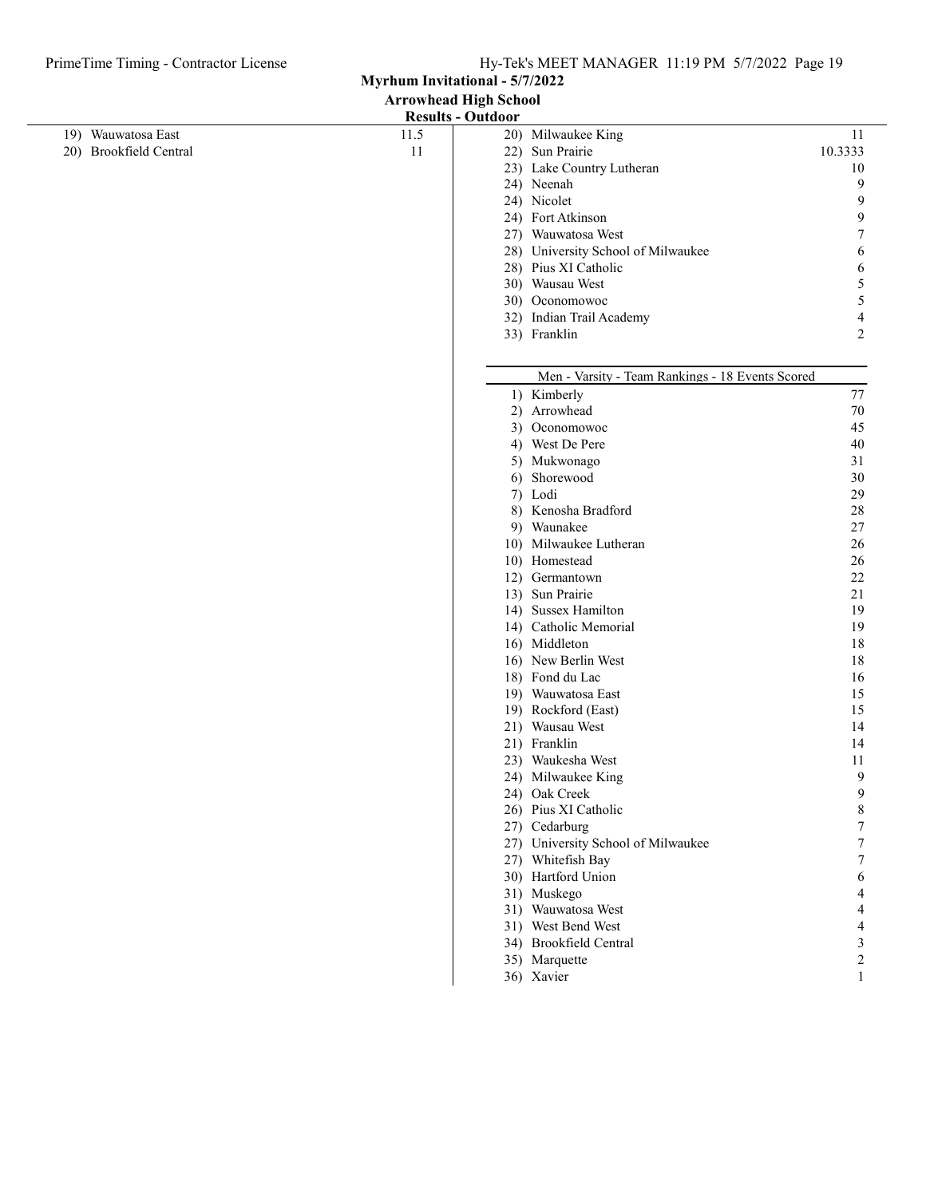| | | |
|---|---|---|
| 19) | Wauwatosa East | 11.5 |
| 20) | Brookfield Central | 11 |

| | | |
|---|---|---|
| 20) | Milwaukee King | 11 |
| 22) | Sun Prairie | 10.3333 |
| 23) | Lake Country Lutheran | 10 |
| 24) | Neenah | 9 |
| 24) | Nicolet | 9 |
| 24) | Fort Atkinson | 9 |
| 27) | Wauwatosa West | 7 |
| 28) | University School of Milwaukee | 6 |
| 28) | Pius XI Catholic | 6 |
| 30) | Wausau West | 5 |
| 30) | Oconomowoc | 5 |
| 32) | Indian Trail Academy | 4 |
| 33) | Franklin | 2 |

## Men - Varsity - Team Rankings - 18 Events Scored

| | | |
|---|---|---|
| 1) | Kimberly | 77 |
| 2) | Arrowhead | 70 |
| 3) | Oconomowoc | 45 |
| 4) | West De Pere | 40 |
| 5) | Mukwonago | 31 |
| 6) | Shorewood | 30 |
| 7) | Lodi | 29 |
| 8) | Kenosha Bradford | 28 |
| 9) | Waunakee | 27 |
| 10) | Milwaukee Lutheran | 26 |
| 10) | Homestead | 26 |
| 12) | Germantown | 22 |
| 13) | Sun Prairie | 21 |
| 14) | Sussex Hamilton | 19 |
| 14) | Catholic Memorial | 19 |
| 16) | Middleton | 18 |
| 16) | New Berlin West | 18 |
| 18) | Fond du Lac | 16 |
| 19) | Wauwatosa East | 15 |
| 19) | Rockford (East) | 15 |
| 21) | Wausau West | 14 |
| 21) | Franklin | 14 |
| 23) | Waukesha West | 11 |
| 24) | Milwaukee King | 9 |
| 24) | Oak Creek | 9 |
| 26) | Pius XI Catholic | 8 |
| 27) | Cedarburg | 7 |
| 27) | University School of Milwaukee | 7 |
| 27) | Whitefish Bay | 7 |
| 30) | Hartford Union | 6 |
| 31) | Muskego | 4 |
| 31) | Wauwatosa West | 4 |
| 31) | West Bend West | 4 |
| 34) | Brookfield Central | 3 |
| 35) | Marquette | 2 |
| 36) | Xavier | 1 |